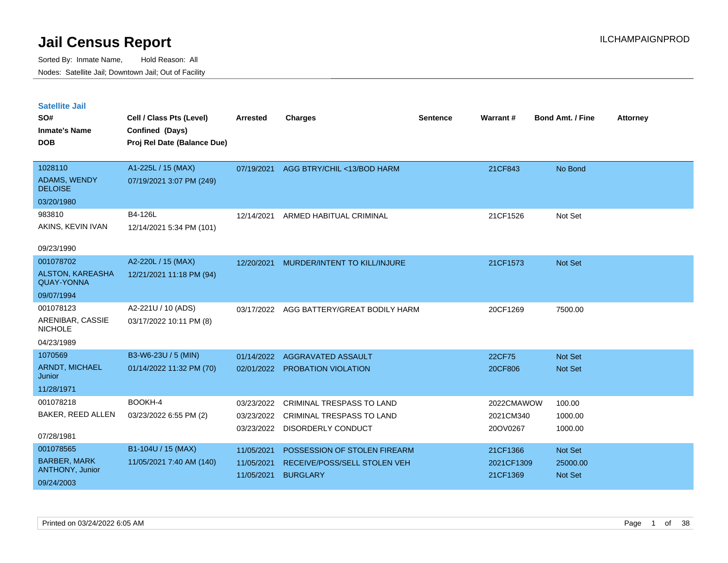# Jail Census Report

ILCHAMPAIGNPROD

Sorted By: Inmate Name, Hold Reason: All

Nodes: Satellite Jail; Downtown Jail; Out of Facility

## Satellite Jail

| SO# / Inmate's Name / DOB | Cell / Class Pts (Level) / Confined (Days) / Proj Rel Date (Balance Due) | Arrested | Charges | Sentence | Warrant # | Bond Amt. / Fine | Attorney |
|---|---|---|---|---|---|---|---|
| 1028110<br>ADAMS, WENDY DELOISE<br>03/20/1980 | A1-225L / 15 (MAX)<br>07/19/2021 3:07 PM (249) | 07/19/2021 | AGG BTRY/CHIL <13/BOD HARM | | 21CF843 | No Bond | |
| 983810<br>AKINS, KEVIN IVAN<br>09/23/1990 | B4-126L<br>12/14/2021 5:34 PM (101) | 12/14/2021 | ARMED HABITUAL CRIMINAL | | 21CF1526 | Not Set | |
| 001078702<br>ALSTON, KAREASHA QUAY-YONNA<br>09/07/1994 | A2-220L / 15 (MAX)<br>12/21/2021 11:18 PM (94) | 12/20/2021 | MURDER/INTENT TO KILL/INJURE | | 21CF1573 | Not Set | |
| 001078123<br>ARENIBAR, CASSIE NICHOLE<br>04/23/1989 | A2-221U / 10 (ADS)<br>03/17/2022 10:11 PM (8) | 03/17/2022 | AGG BATTERY/GREAT BODILY HARM | | 20CF1269 | 7500.00 | |
| 1070569<br>ARNDT, MICHAEL Junior<br>11/28/1971 | B3-W6-23U / 5 (MIN)<br>01/14/2022 11:32 PM (70) | 01/14/2022 | AGGRAVATED ASSAULT | | 22CF75 | Not Set | |
| | | 02/01/2022 | PROBATION VIOLATION | | 20CF806 | Not Set | |
| 001078218<br>BAKER, REED ALLEN<br>07/28/1981 | BOOKH-4<br>03/23/2022 6:55 PM (2) | 03/23/2022 | CRIMINAL TRESPASS TO LAND | | 2022CMAWOW | 100.00 | |
| | | 03/23/2022 | CRIMINAL TRESPASS TO LAND | | 2021CM340 | 1000.00 | |
| | | 03/23/2022 | DISORDERLY CONDUCT | | 20OV0267 | 1000.00 | |
| 001078565<br>BARBER, MARK ANTHONY, Junior<br>09/24/2003 | B1-104U / 15 (MAX)<br>11/05/2021 7:40 AM (140) | 11/05/2021 | POSSESSION OF STOLEN FIREARM | | 21CF1366 | Not Set | |
| | | 11/05/2021 | RECEIVE/POSS/SELL STOLEN VEH | | 2021CF1309 | 25000.00 | |
| | | 11/05/2021 | BURGLARY | | 21CF1369 | Not Set | |

Printed on 03/24/2022 6:05 AM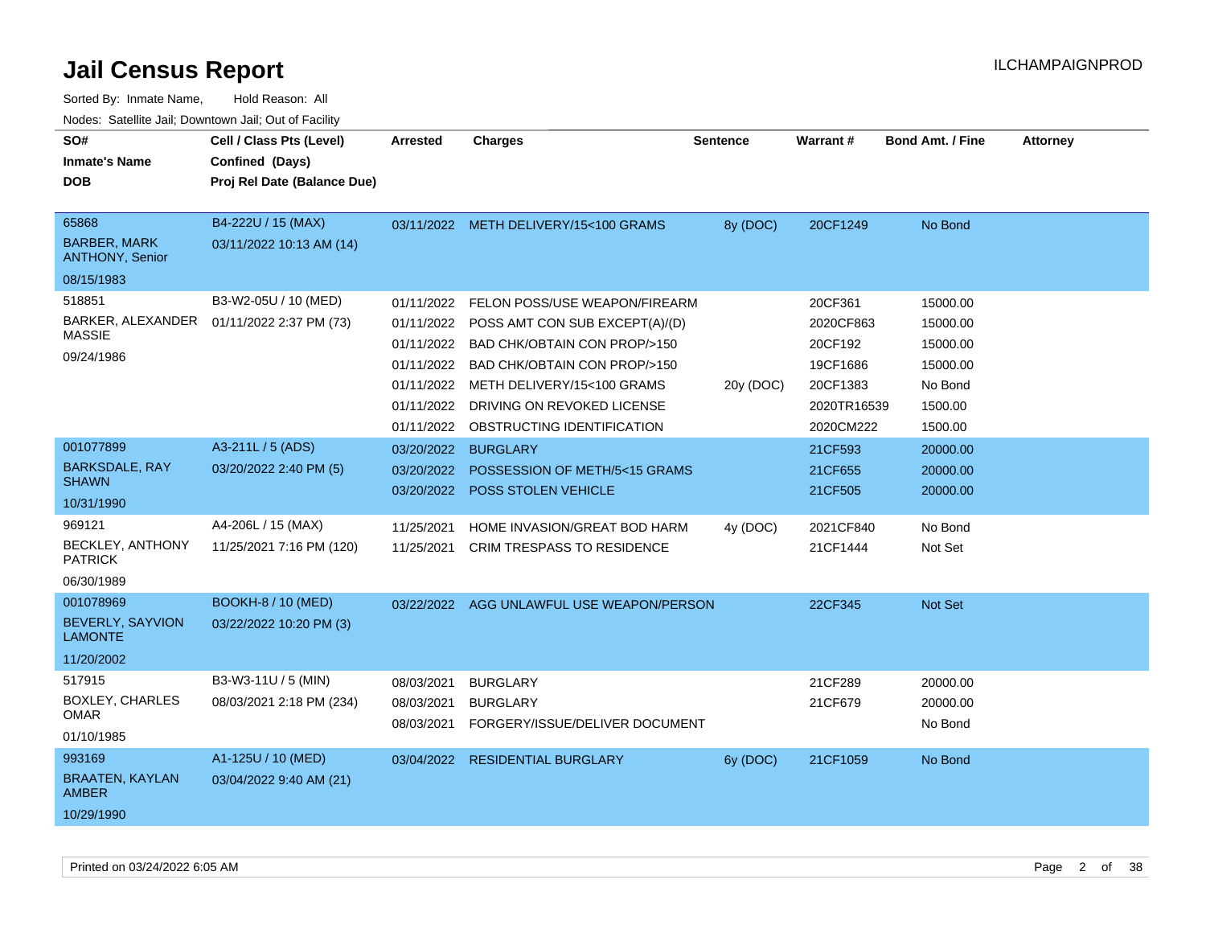# Jail Census Report

ILCHAMPAIGNPROD

Sorted By: Inmate Name, Hold Reason: All

Nodes: Satellite Jail; Downtown Jail; Out of Facility

| SO# / Inmate's Name / DOB | Cell / Class Pts (Level) / Confined (Days) / Proj Rel Date (Balance Due) | Arrested | Charges | Sentence | Warrant # | Bond Amt. / Fine | Attorney |
|---|---|---|---|---|---|---|---|
| 65868 BARBER, MARK ANTHONY, Senior 08/15/1983 | B4-222U / 15 (MAX) 03/11/2022 10:13 AM (14) | 03/11/2022 | METH DELIVERY/15<100 GRAMS | 8y (DOC) | 20CF1249 | No Bond | |
| 518851 BARKER, ALEXANDER MASSIE 09/24/1986 | B3-W2-05U / 10 (MED) 01/11/2022 2:37 PM (73) | 01/11/2022 | FELON POSS/USE WEAPON/FIREARM | | 20CF361 | 15000.00 | |
| | | 01/11/2022 | POSS AMT CON SUB EXCEPT(A)/(D) | | 2020CF863 | 15000.00 | |
| | | 01/11/2022 | BAD CHK/OBTAIN CON PROP/>150 | | 20CF192 | 15000.00 | |
| | | 01/11/2022 | BAD CHK/OBTAIN CON PROP/>150 | | 19CF1686 | 15000.00 | |
| | | 01/11/2022 | METH DELIVERY/15<100 GRAMS | 20y (DOC) | 20CF1383 | No Bond | |
| | | 01/11/2022 | DRIVING ON REVOKED LICENSE | | 2020TR16539 | 1500.00 | |
| | | 01/11/2022 | OBSTRUCTING IDENTIFICATION | | 2020CM222 | 1500.00 | |
| 001077899 BARKSDALE, RAY SHAWN 10/31/1990 | A3-211L / 5 (ADS) 03/20/2022 2:40 PM (5) | 03/20/2022 | BURGLARY | | 21CF593 | 20000.00 | |
| | | 03/20/2022 | POSSESSION OF METH/5<15 GRAMS | | 21CF655 | 20000.00 | |
| | | 03/20/2022 | POSS STOLEN VEHICLE | | 21CF505 | 20000.00 | |
| 969121 BECKLEY, ANTHONY PATRICK 06/30/1989 | A4-206L / 15 (MAX) 11/25/2021 7:16 PM (120) | 11/25/2021 | HOME INVASION/GREAT BOD HARM | 4y (DOC) | 2021CF840 | No Bond | |
| | | 11/25/2021 | CRIM TRESPASS TO RESIDENCE | | 21CF1444 | Not Set | |
| 001078969 BEVERLY, SAYVION LAMONTE 11/20/2002 | BOOKH-8 / 10 (MED) 03/22/2022 10:20 PM (3) | 03/22/2022 | AGG UNLAWFUL USE WEAPON/PERSON | | 22CF345 | Not Set | |
| 517915 BOXLEY, CHARLES OMAR 01/10/1985 | B3-W3-11U / 5 (MIN) 08/03/2021 2:18 PM (234) | 08/03/2021 | BURGLARY | | 21CF289 | 20000.00 | |
| | | 08/03/2021 | BURGLARY | | 21CF679 | 20000.00 | |
| | | 08/03/2021 | FORGERY/ISSUE/DELIVER DOCUMENT | | | No Bond | |
| 993169 BRAATEN, KAYLAN AMBER 10/29/1990 | A1-125U / 10 (MED) 03/04/2022 9:40 AM (21) | 03/04/2022 | RESIDENTIAL BURGLARY | 6y (DOC) | 21CF1059 | No Bond | |

Printed on 03/24/2022 6:05 AM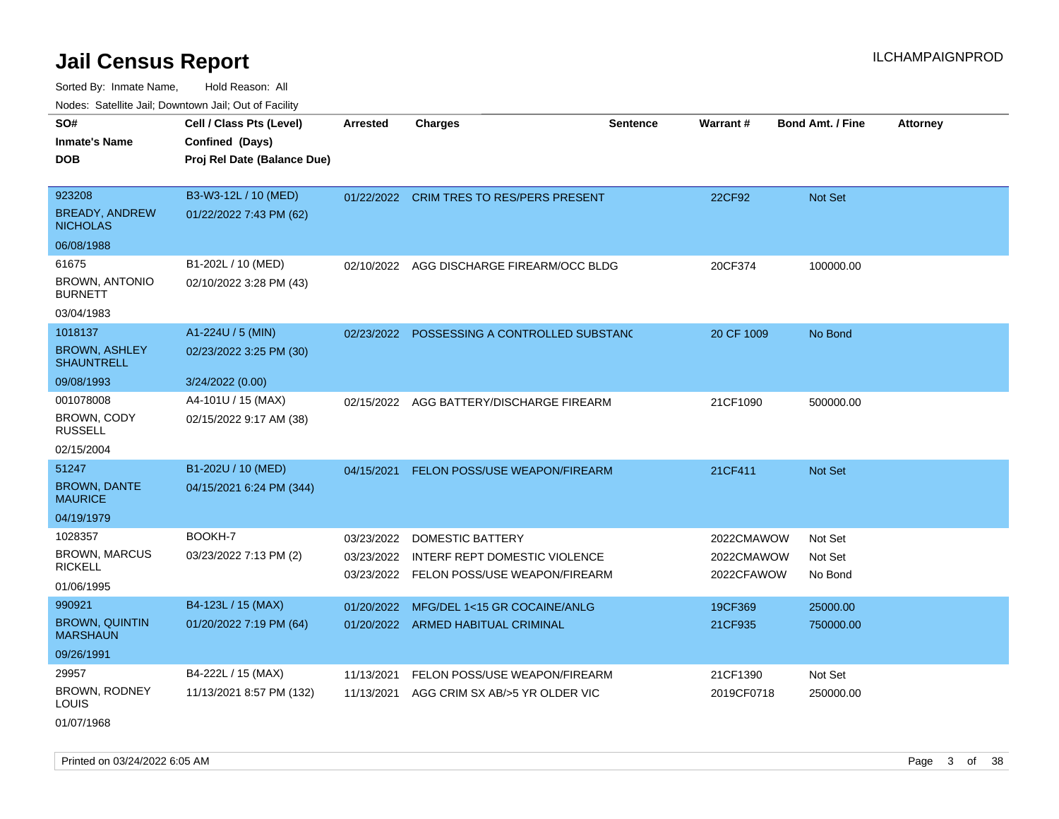# Jail Census Report

ILCHAMPAIGNPROD

Sorted By: Inmate Name, Hold Reason: All

Nodes: Satellite Jail; Downtown Jail; Out of Facility

| SO#<br>Inmate's Name<br>DOB | Cell / Class Pts (Level)<br>Confined (Days)<br>Proj Rel Date (Balance Due) | Arrested | Charges | Sentence | Warrant # | Bond Amt. / Fine | Attorney |
|---|---|---|---|---|---|---|---|
| 923208<br>BREADY, ANDREW NICHOLAS<br>06/08/1988 | B3-W3-12L / 10 (MED)<br>01/22/2022 7:43 PM (62) | 01/22/2022 | CRIM TRES TO RES/PERS PRESENT | | 22CF92 | Not Set | |
| 61675<br>BROWN, ANTONIO BURNETT<br>03/04/1983 | B1-202L / 10 (MED)<br>02/10/2022 3:28 PM (43) | 02/10/2022 | AGG DISCHARGE FIREARM/OCC BLDG | | 20CF374 | 100000.00 | |
| 1018137<br>BROWN, ASHLEY SHAUNTRELL<br>09/08/1993 | A1-224U / 5 (MIN)<br>02/23/2022 3:25 PM (30)<br>3/24/2022 (0.00) | 02/23/2022 | POSSESSING A CONTROLLED SUBSTANC | | 20 CF 1009 | No Bond | |
| 001078008<br>BROWN, CODY RUSSELL<br>02/15/2004 | A4-101U / 15 (MAX)<br>02/15/2022 9:17 AM (38) | 02/15/2022 | AGG BATTERY/DISCHARGE FIREARM | | 21CF1090 | 500000.00 | |
| 51247<br>BROWN, DANTE MAURICE<br>04/19/1979 | B1-202U / 10 (MED)<br>04/15/2021 6:24 PM (344) | 04/15/2021 | FELON POSS/USE WEAPON/FIREARM | | 21CF411 | Not Set | |
| 1028357<br>BROWN, MARCUS RICKELL<br>01/06/1995 | BOOKH-7<br>03/23/2022 7:13 PM (2) | 03/23/2022<br>03/23/2022<br>03/23/2022 | DOMESTIC BATTERY<br>INTERF REPT DOMESTIC VIOLENCE<br>FELON POSS/USE WEAPON/FIREARM | | 2022CMAWOW<br>2022CMAWOW<br>2022CFAWOW | Not Set<br>Not Set<br>No Bond | |
| 990921<br>BROWN, QUINTIN MARSHAUN<br>09/26/1991 | B4-123L / 15 (MAX)<br>01/20/2022 7:19 PM (64) | 01/20/2022<br>01/20/2022 | MFG/DEL 1<15 GR COCAINE/ANLG<br>ARMED HABITUAL CRIMINAL | | 19CF369<br>21CF935 | 25000.00<br>750000.00 | |
| 29957<br>BROWN, RODNEY LOUIS<br>01/07/1968 | B4-222L / 15 (MAX)<br>11/13/2021 8:57 PM (132) | 11/13/2021<br>11/13/2021 | FELON POSS/USE WEAPON/FIREARM<br>AGG CRIM SX AB/>5 YR OLDER VIC | | 21CF1390<br>2019CF0718 | Not Set<br>250000.00 | |

Printed on 03/24/2022 6:05 AM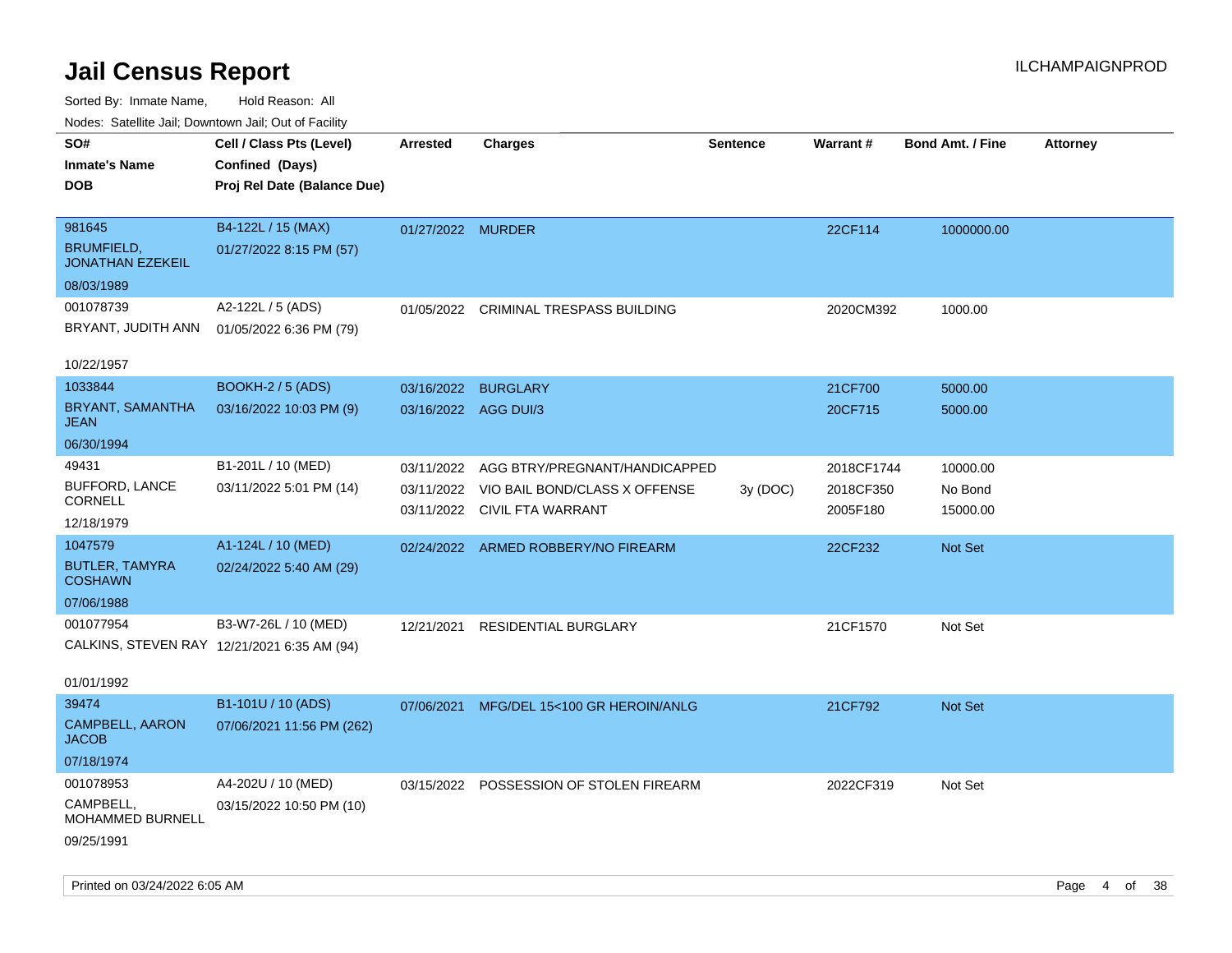# Jail Census Report

ILCHAMPAIGNPROD

Sorted By: Inmate Name, Hold Reason: All

Nodes: Satellite Jail; Downtown Jail; Out of Facility

| SO# / Inmate's Name / DOB | Cell / Class Pts (Level) / Confined (Days) / Proj Rel Date (Balance Due) | Arrested | Charges | Sentence | Warrant # | Bond Amt. / Fine | Attorney |
|---|---|---|---|---|---|---|---|
| 981645<br>BRUMFIELD, JONATHAN EZEKEIL<br>08/03/1989 | B4-122L / 15 (MAX)<br>01/27/2022 8:15 PM (57) | 01/27/2022 | MURDER | | 22CF114 | 1000000.00 | |
| 001078739<br>BRYANT, JUDITH ANN<br>10/22/1957 | A2-122L / 5 (ADS)<br>01/05/2022 6:36 PM (79) | 01/05/2022 | CRIMINAL TRESPASS BUILDING | | 2020CM392 | 1000.00 | |
| 1033844<br>BRYANT, SAMANTHA JEAN<br>06/30/1994 | BOOKH-2 / 5 (ADS)<br>03/16/2022 10:03 PM (9) | 03/16/2022<br>03/16/2022 | BURGLARY<br>AGG DUI/3 | | 21CF700<br>20CF715 | 5000.00<br>5000.00 | |
| 49431<br>BUFFORD, LANCE CORNELL<br>12/18/1979 | B1-201L / 10 (MED)<br>03/11/2022 5:01 PM (14) | 03/11/2022<br>03/11/2022<br>03/11/2022 | AGG BTRY/PREGNANT/HANDICAPPED<br>VIO BAIL BOND/CLASS X OFFENSE<br>CIVIL FTA WARRANT | <br>3y (DOC)<br> | 2018CF1744<br>2018CF350<br>2005F180 | 10000.00<br>No Bond<br>15000.00 | |
| 1047579<br>BUTLER, TAMYRA COSHAWN<br>07/06/1988 | A1-124L / 10 (MED)<br>02/24/2022 5:40 AM (29) | 02/24/2022 | ARMED ROBBERY/NO FIREARM | | 22CF232 | Not Set | |
| 001077954<br>CALKINS, STEVEN RAY<br>01/01/1992 | B3-W7-26L / 10 (MED)<br>12/21/2021 6:35 AM (94) | 12/21/2021 | RESIDENTIAL BURGLARY | | 21CF1570 | Not Set | |
| 39474<br>CAMPBELL, AARON JACOB<br>07/18/1974 | B1-101U / 10 (ADS)<br>07/06/2021 11:56 PM (262) | 07/06/2021 | MFG/DEL 15<100 GR HEROIN/ANLG | | 21CF792 | Not Set | |
| 001078953<br>CAMPBELL, MOHAMMED BURNELL<br>09/25/1991 | A4-202U / 10 (MED)<br>03/15/2022 10:50 PM (10) | 03/15/2022 | POSSESSION OF STOLEN FIREARM | | 2022CF319 | Not Set | |

Printed on 03/24/2022 6:05 AM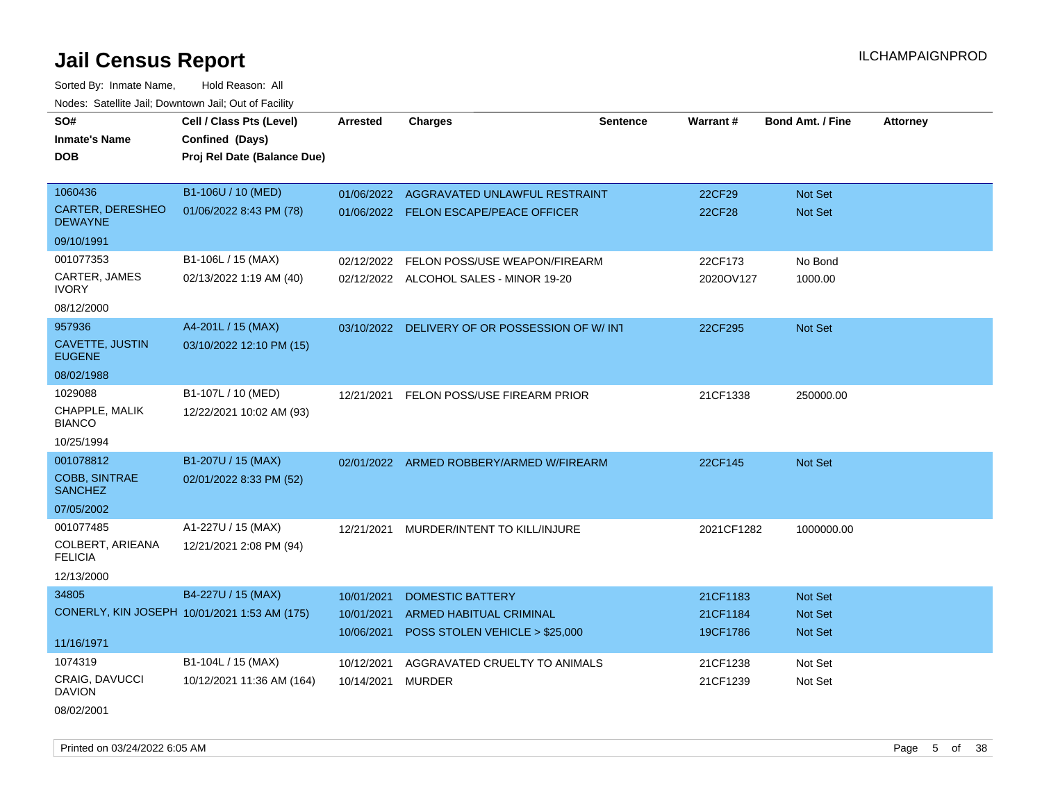# Jail Census Report

ILCHAMPAIGNPROD

Sorted By: Inmate Name, Hold Reason: All

Nodes: Satellite Jail; Downtown Jail; Out of Facility

| SO# / Inmate's Name / DOB | Cell / Class Pts (Level) / Confined (Days) / Proj Rel Date (Balance Due) | Arrested | Charges | Sentence | Warrant # | Bond Amt. / Fine | Attorney |
|---|---|---|---|---|---|---|---|
| 1060436<br>CARTER, DERESHEO DEWAYNE<br>09/10/1991 | B1-106U / 10 (MED)<br>01/06/2022 8:43 PM (78) | 01/06/2022 | AGGRAVATED UNLAWFUL RESTRAINT | | 22CF29 | Not Set | |
| | | 01/06/2022 | FELON ESCAPE/PEACE OFFICER | | 22CF28 | Not Set | |
| 001077353<br>CARTER, JAMES IVORY<br>08/12/2000 | B1-106L / 15 (MAX)<br>02/13/2022 1:19 AM (40) | 02/12/2022 | FELON POSS/USE WEAPON/FIREARM | | 22CF173 | No Bond | |
| | | 02/12/2022 | ALCOHOL SALES - MINOR 19-20 | | 2020OV127 | 1000.00 | |
| 957936<br>CAVETTE, JUSTIN EUGENE<br>08/02/1988 | A4-201L / 15 (MAX)<br>03/10/2022 12:10 PM (15) | 03/10/2022 | DELIVERY OF OR POSSESSION OF W/ INT | | 22CF295 | Not Set | |
| 1029088<br>CHAPPLE, MALIK BIANCO<br>10/25/1994 | B1-107L / 10 (MED)<br>12/22/2021 10:02 AM (93) | 12/21/2021 | FELON POSS/USE FIREARM PRIOR | | 21CF1338 | 250000.00 | |
| 001078812<br>COBB, SINTRAE SANCHEZ<br>07/05/2002 | B1-207U / 15 (MAX)<br>02/01/2022 8:33 PM (52) | 02/01/2022 | ARMED ROBBERY/ARMED W/FIREARM | | 22CF145 | Not Set | |
| 001077485<br>COLBERT, ARIEANA FELICIA<br>12/13/2000 | A1-227U / 15 (MAX)<br>12/21/2021 2:08 PM (94) | 12/21/2021 | MURDER/INTENT TO KILL/INJURE | | 2021CF1282 | 1000000.00 | |
| 34805<br>CONERLY, KIN JOSEPH<br>11/16/1971 | B4-227U / 15 (MAX)<br>10/01/2021 1:53 AM (175) | 10/01/2021 | DOMESTIC BATTERY | | 21CF1183 | Not Set | |
| | | 10/01/2021 | ARMED HABITUAL CRIMINAL | | 21CF1184 | Not Set | |
| | | 10/06/2021 | POSS STOLEN VEHICLE > $25,000 | | 19CF1786 | Not Set | |
| 1074319<br>CRAIG, DAVUCCI DAVION<br>08/02/2001 | B1-104L / 15 (MAX)<br>10/12/2021 11:36 AM (164) | 10/12/2021 | AGGRAVATED CRUELTY TO ANIMALS | | 21CF1238 | Not Set | |
| | | 10/14/2021 | MURDER | | 21CF1239 | Not Set | |

Printed on 03/24/2022 6:05 AM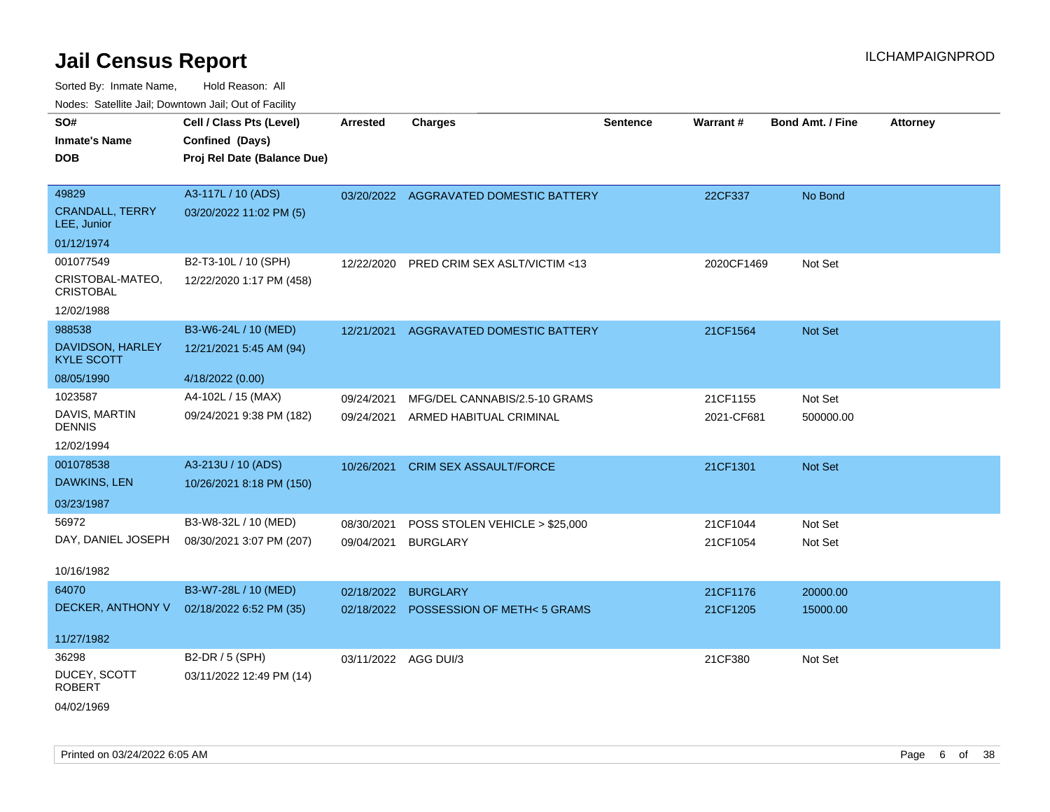# Jail Census Report

Sorted By: Inmate Name, Hold Reason: All

Nodes: Satellite Jail; Downtown Jail; Out of Facility

| SO# / Inmate's Name / DOB | Cell / Class Pts (Level) / Confined (Days) / Proj Rel Date (Balance Due) | Arrested | Charges | Sentence | Warrant # | Bond Amt. / Fine | Attorney |
|---|---|---|---|---|---|---|---|
| 49829<br>CRANDALL, TERRY LEE, Junior<br>01/12/1974 | A3-117L / 10 (ADS)<br>03/20/2022 11:02 PM (5) | 03/20/2022 | AGGRAVATED DOMESTIC BATTERY | | 22CF337 | No Bond | |
| 001077549<br>CRISTOBAL-MATEO, CRISTOBAL<br>12/02/1988 | B2-T3-10L / 10 (SPH)<br>12/22/2020 1:17 PM (458) | 12/22/2020 | PRED CRIM SEX ASLT/VICTIM <13 | | 2020CF1469 | Not Set | |
| 988538<br>DAVIDSON, HARLEY KYLE SCOTT<br>08/05/1990 | B3-W6-24L / 10 (MED)<br>12/21/2021 5:45 AM (94)<br>4/18/2022 (0.00) | 12/21/2021 | AGGRAVATED DOMESTIC BATTERY | | 21CF1564 | Not Set | |
| 1023587<br>DAVIS, MARTIN DENNIS<br>12/02/1994 | A4-102L / 15 (MAX)<br>09/24/2021 9:38 PM (182) | 09/24/2021<br>09/24/2021 | MFG/DEL CANNABIS/2.5-10 GRAMS<br>ARMED HABITUAL CRIMINAL | | 21CF1155<br>2021-CF681 | Not Set<br>500000.00 | |
| 001078538<br>DAWKINS, LEN<br>03/23/1987 | A3-213U / 10 (ADS)<br>10/26/2021 8:18 PM (150) | 10/26/2021 | CRIM SEX ASSAULT/FORCE | | 21CF1301 | Not Set | |
| 56972<br>DAY, DANIEL JOSEPH<br>10/16/1982 | B3-W8-32L / 10 (MED)<br>08/30/2021 3:07 PM (207) | 08/30/2021<br>09/04/2021 | POSS STOLEN VEHICLE > $25,000<br>BURGLARY | | 21CF1044<br>21CF1054 | Not Set<br>Not Set | |
| 64070<br>DECKER, ANTHONY V<br>11/27/1982 | B3-W7-28L / 10 (MED)<br>02/18/2022 6:52 PM (35) | 02/18/2022<br>02/18/2022 | BURGLARY<br>POSSESSION OF METH< 5 GRAMS | | 21CF1176<br>21CF1205 | 20000.00<br>15000.00 | |
| 36298<br>DUCEY, SCOTT ROBERT<br>04/02/1969 | B2-DR / 5 (SPH)<br>03/11/2022 12:49 PM (14) | 03/11/2022 | AGG DUI/3 | | 21CF380 | Not Set | |

Printed on 03/24/2022 6:05 AM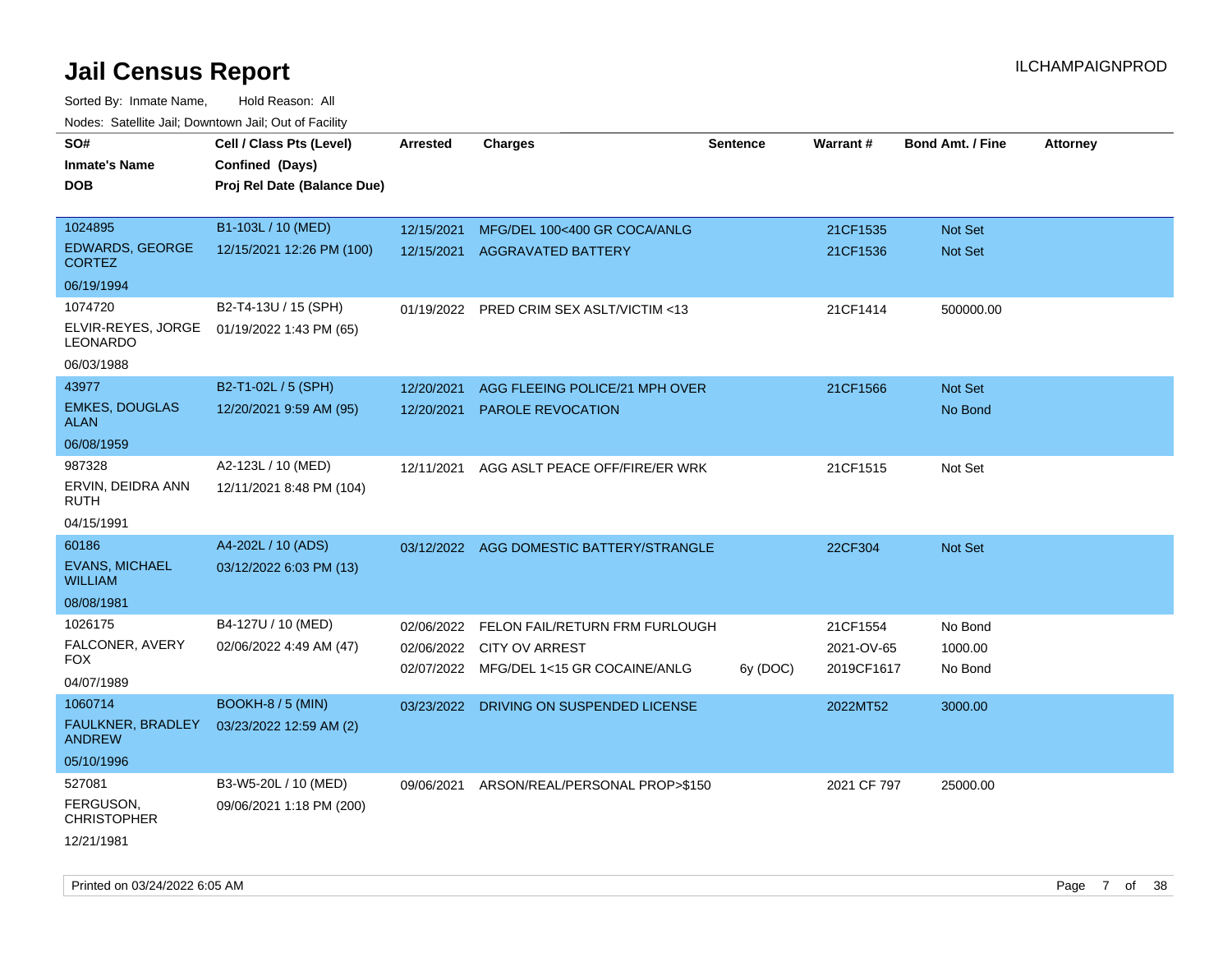# Jail Census Report

ILCHAMPAIGNPROD

Sorted By: Inmate Name, Hold Reason: All

Nodes: Satellite Jail; Downtown Jail; Out of Facility

| SO# / Inmate's Name / DOB | Cell / Class Pts (Level) / Confined (Days) / Proj Rel Date (Balance Due) | Arrested | Charges | Sentence | Warrant # | Bond Amt. / Fine | Attorney |
|---|---|---|---|---|---|---|---|
| 1024895<br>EDWARDS, GEORGE CORTEZ<br>06/19/1994 | B1-103L / 10 (MED)<br>12/15/2021 12:26 PM (100) | 12/15/2021<br>12/15/2021 | MFG/DEL 100<400 GR COCA/ANLG<br>AGGRAVATED BATTERY | | 21CF1535<br>21CF1536 | Not Set<br>Not Set | |
| 1074720<br>ELVIR-REYES, JORGE LEONARDO<br>06/03/1988 | B2-T4-13U / 15 (SPH)<br>01/19/2022 1:43 PM (65) | 01/19/2022 | PRED CRIM SEX ASLT/VICTIM <13 | | 21CF1414 | 500000.00 | |
| 43977<br>EMKES, DOUGLAS ALAN<br>06/08/1959 | B2-T1-02L / 5 (SPH)<br>12/20/2021 9:59 AM (95) | 12/20/2021<br>12/20/2021 | AGG FLEEING POLICE/21 MPH OVER<br>PAROLE REVOCATION | | 21CF1566 | Not Set<br>No Bond | |
| 987328<br>ERVIN, DEIDRA ANN RUTH<br>04/15/1991 | A2-123L / 10 (MED)<br>12/11/2021 8:48 PM (104) | 12/11/2021 | AGG ASLT PEACE OFF/FIRE/ER WRK | | 21CF1515 | Not Set | |
| 60186<br>EVANS, MICHAEL WILLIAM<br>08/08/1981 | A4-202L / 10 (ADS)<br>03/12/2022 6:03 PM (13) | 03/12/2022 | AGG DOMESTIC BATTERY/STRANGLE | | 22CF304 | Not Set | |
| 1026175<br>FALCONER, AVERY FOX<br>04/07/1989 | B4-127U / 10 (MED)<br>02/06/2022 4:49 AM (47) | 02/06/2022<br>02/06/2022<br>02/07/2022 | FELON FAIL/RETURN FRM FURLOUGH<br>CITY OV ARREST<br>MFG/DEL 1<15 GR COCAINE/ANLG | <br><br>6y (DOC) | 21CF1554<br>2021-OV-65<br>2019CF1617 | No Bond<br>1000.00<br>No Bond | |
| 1060714<br>FAULKNER, BRADLEY ANDREW<br>05/10/1996 | BOOKH-8 / 5 (MIN)<br>03/23/2022 12:59 AM (2) | 03/23/2022 | DRIVING ON SUSPENDED LICENSE | | 2022MT52 | 3000.00 | |
| 527081<br>FERGUSON, CHRISTOPHER<br>12/21/1981 | B3-W5-20L / 10 (MED)<br>09/06/2021 1:18 PM (200) | 09/06/2021 | ARSON/REAL/PERSONAL PROP>$150 | | 2021 CF 797 | 25000.00 | |

Printed on 03/24/2022 6:05 AM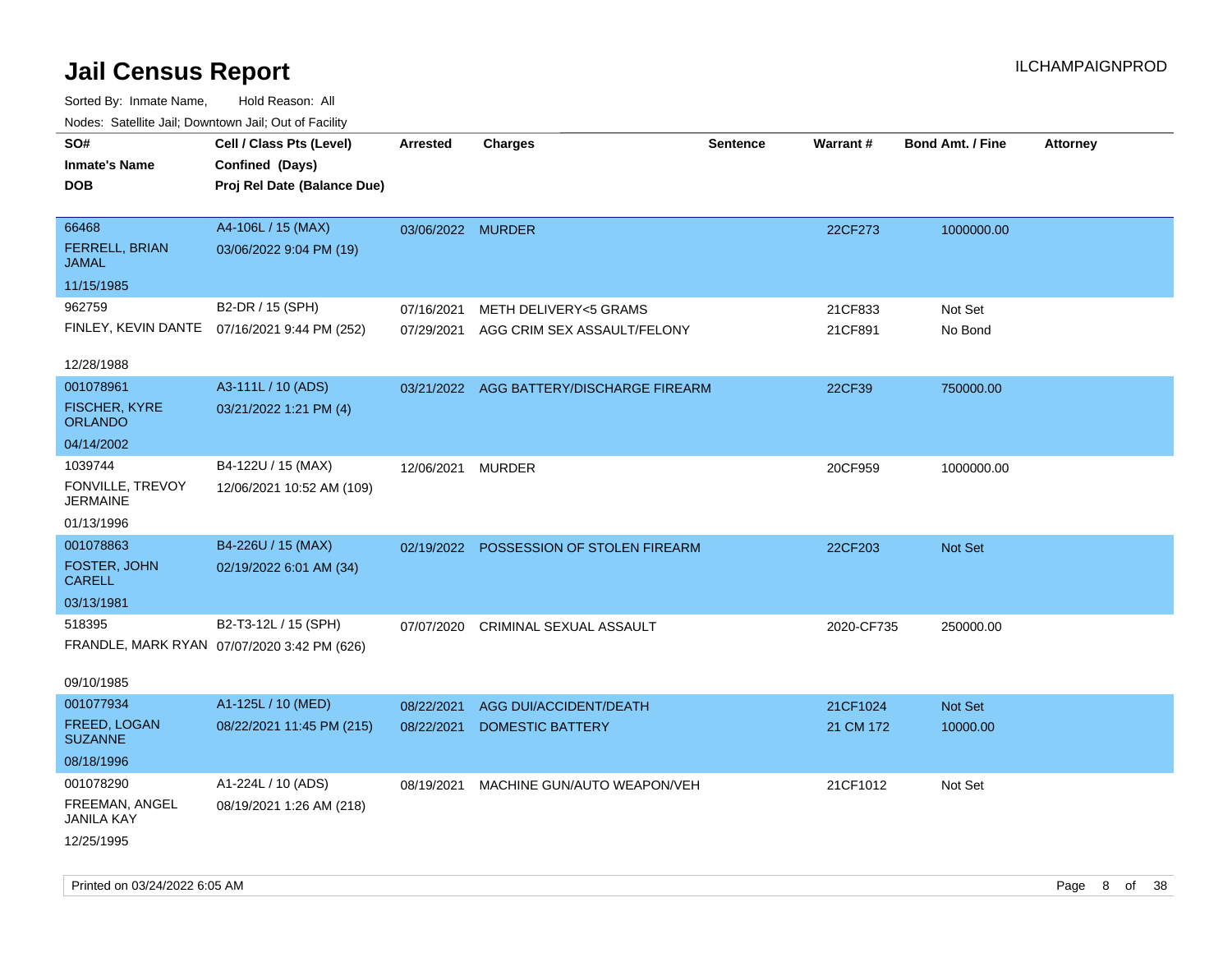# Jail Census Report

ILCHAMPAIGNPROD

Sorted By: Inmate Name, Hold Reason: All

Nodes: Satellite Jail; Downtown Jail; Out of Facility

| SO# / Inmate's Name / DOB | Cell / Class Pts (Level) / Confined (Days) / Proj Rel Date (Balance Due) | Arrested | Charges | Sentence | Warrant # | Bond Amt. / Fine | Attorney |
|---|---|---|---|---|---|---|---|
| 66468<br>FERRELL, BRIAN JAMAL<br>11/15/1985 | A4-106L / 15 (MAX)<br>03/06/2022 9:04 PM (19) | 03/06/2022 | MURDER | | 22CF273 | 1000000.00 | |
| 962759<br>FINLEY, KEVIN DANTE<br>12/28/1988 | B2-DR / 15 (SPH)<br>07/16/2021 9:44 PM (252) | 07/16/2021<br>07/29/2021 | METH DELIVERY<5 GRAMS<br>AGG CRIM SEX ASSAULT/FELONY | | 21CF833<br>21CF891 | Not Set<br>No Bond | |
| 001078961<br>FISCHER, KYRE ORLANDO<br>04/14/2002 | A3-111L / 10 (ADS)<br>03/21/2022 1:21 PM (4) | 03/21/2022 | AGG BATTERY/DISCHARGE FIREARM | | 22CF39 | 750000.00 | |
| 1039744<br>FONVILLE, TREVOY JERMAINE<br>01/13/1996 | B4-122U / 15 (MAX)<br>12/06/2021 10:52 AM (109) | 12/06/2021 | MURDER | | 20CF959 | 1000000.00 | |
| 001078863<br>FOSTER, JOHN CARELL<br>03/13/1981 | B4-226U / 15 (MAX)<br>02/19/2022 6:01 AM (34) | 02/19/2022 | POSSESSION OF STOLEN FIREARM | | 22CF203 | Not Set | |
| 518395<br>FRANDLE, MARK RYAN<br>09/10/1985 | B2-T3-12L / 15 (SPH)<br>07/07/2020 3:42 PM (626) | 07/07/2020 | CRIMINAL SEXUAL ASSAULT | | 2020-CF735 | 250000.00 | |
| 001077934<br>FREED, LOGAN SUZANNE<br>08/18/1996 | A1-125L / 10 (MED)<br>08/22/2021 11:45 PM (215) | 08/22/2021<br>08/22/2021 | AGG DUI/ACCIDENT/DEATH<br>DOMESTIC BATTERY | | 21CF1024<br>21 CM 172 | Not Set<br>10000.00 | |
| 001078290<br>FREEMAN, ANGEL JANILA KAY<br>12/25/1995 | A1-224L / 10 (ADS)<br>08/19/2021 1:26 AM (218) | 08/19/2021 | MACHINE GUN/AUTO WEAPON/VEH | | 21CF1012 | Not Set | |

Printed on 03/24/2022 6:05 AM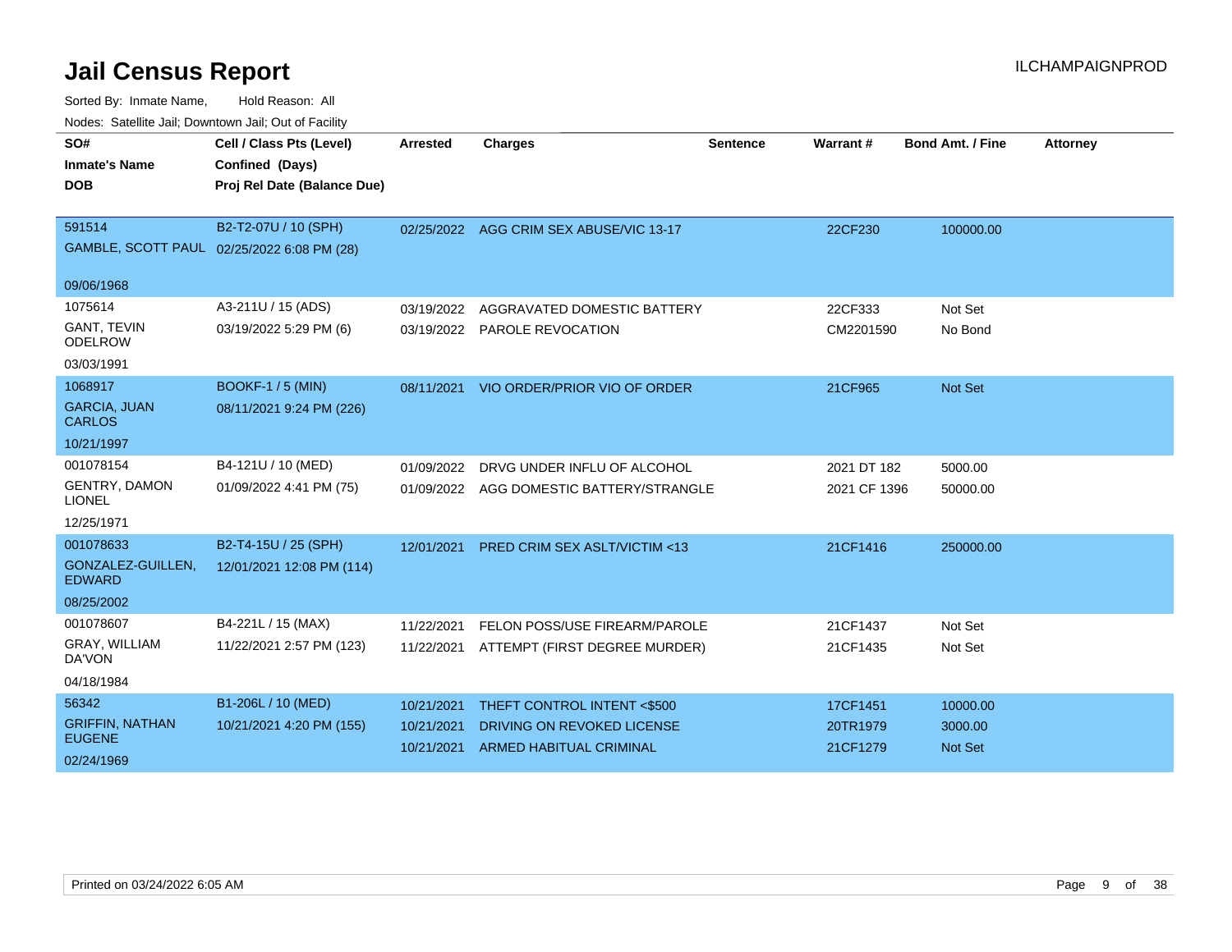# Jail Census Report

ILCHAMPAIGNPROD

Sorted By: Inmate Name, Hold Reason: All

Nodes: Satellite Jail; Downtown Jail; Out of Facility

| SO# / Inmate's Name / DOB | Cell / Class Pts (Level) / Confined (Days) / Proj Rel Date (Balance Due) | Arrested | Charges | Sentence | Warrant # | Bond Amt. / Fine | Attorney |
|---|---|---|---|---|---|---|---|
| 591514 GAMBLE, SCOTT PAUL 09/06/1968 | B2-T2-07U / 10 (SPH) 02/25/2022 6:08 PM (28) | 02/25/2022 | AGG CRIM SEX ABUSE/VIC 13-17 | | 22CF230 | 100000.00 | |
| 1075614 GANT, TEVIN ODELROW 03/03/1991 | A3-211U / 15 (ADS) 03/19/2022 5:29 PM (6) | 03/19/2022 | AGGRAVATED DOMESTIC BATTERY | | 22CF333 | Not Set | |
| | | 03/19/2022 | PAROLE REVOCATION | | CM2201590 | No Bond | |
| 1068917 GARCIA, JUAN CARLOS 10/21/1997 | BOOKF-1 / 5 (MIN) 08/11/2021 9:24 PM (226) | 08/11/2021 | VIO ORDER/PRIOR VIO OF ORDER | | 21CF965 | Not Set | |
| 001078154 GENTRY, DAMON LIONEL 12/25/1971 | B4-121U / 10 (MED) 01/09/2022 4:41 PM (75) | 01/09/2022 | DRVG UNDER INFLU OF ALCOHOL | | 2021 DT 182 | 5000.00 | |
| | | 01/09/2022 | AGG DOMESTIC BATTERY/STRANGLE | | 2021 CF 1396 | 50000.00 | |
| 001078633 GONZALEZ-GUILLEN, EDWARD 08/25/2002 | B2-T4-15U / 25 (SPH) 12/01/2021 12:08 PM (114) | 12/01/2021 | PRED CRIM SEX ASLT/VICTIM <13 | | 21CF1416 | 250000.00 | |
| 001078607 GRAY, WILLIAM DA'VON 04/18/1984 | B4-221L / 15 (MAX) 11/22/2021 2:57 PM (123) | 11/22/2021 | FELON POSS/USE FIREARM/PAROLE | | 21CF1437 | Not Set | |
| | | 11/22/2021 | ATTEMPT (FIRST DEGREE MURDER) | | 21CF1435 | Not Set | |
| 56342 GRIFFIN, NATHAN EUGENE 02/24/1969 | B1-206L / 10 (MED) 10/21/2021 4:20 PM (155) | 10/21/2021 | THEFT CONTROL INTENT <$500 | | 17CF1451 | 10000.00 | |
| | | 10/21/2021 | DRIVING ON REVOKED LICENSE | | 20TR1979 | 3000.00 | |
| | | 10/21/2021 | ARMED HABITUAL CRIMINAL | | 21CF1279 | Not Set | |

Printed on 03/24/2022 6:05 AM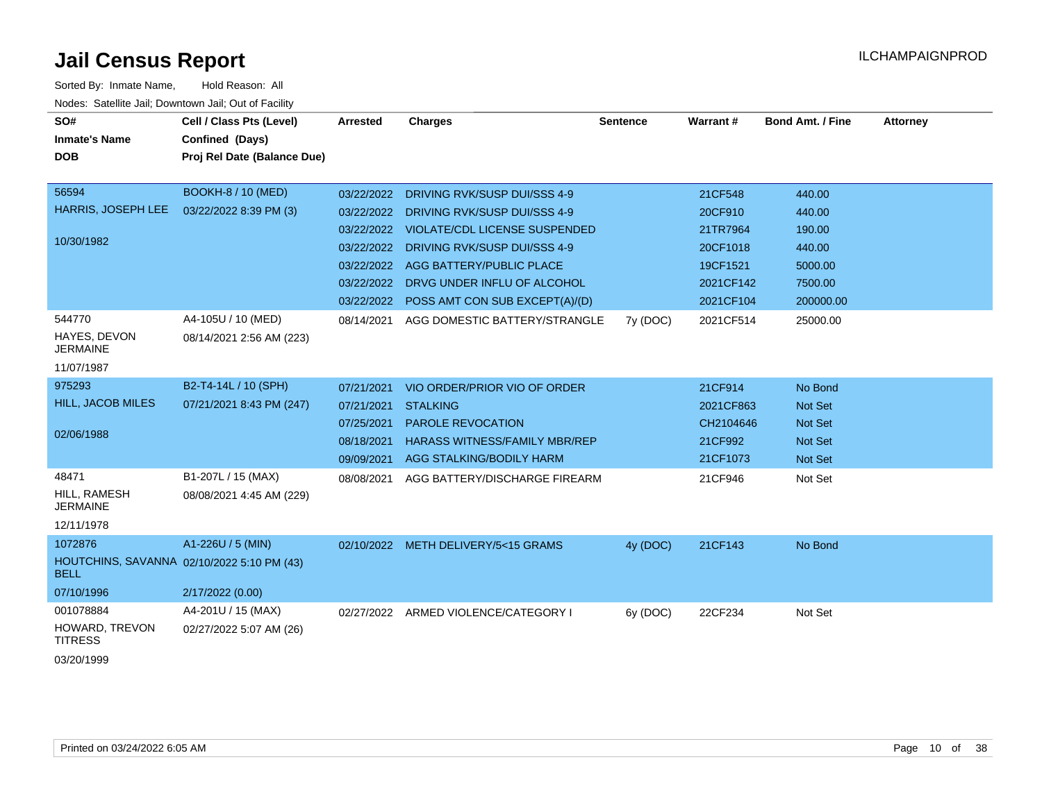# Jail Census Report

Sorted By: Inmate Name, Hold Reason: All

Nodes: Satellite Jail; Downtown Jail; Out of Facility

| SO# / Inmate's Name / DOB | Cell / Class Pts (Level) / Confined (Days) / Proj Rel Date (Balance Due) | Arrested | Charges | Sentence | Warrant # | Bond Amt. / Fine | Attorney |
|---|---|---|---|---|---|---|---|
| 56594<br>HARRIS, JOSEPH LEE<br>10/30/1982 | BOOKH-8 / 10 (MED)<br>03/22/2022 8:39 PM (3) | 03/22/2022 | DRIVING RVK/SUSP DUI/SSS 4-9 | | 21CF548 | 440.00 | |
| | | 03/22/2022 | DRIVING RVK/SUSP DUI/SSS 4-9 | | 20CF910 | 440.00 | |
| | | 03/22/2022 | VIOLATE/CDL LICENSE SUSPENDED | | 21TR7964 | 190.00 | |
| | | 03/22/2022 | DRIVING RVK/SUSP DUI/SSS 4-9 | | 20CF1018 | 440.00 | |
| | | 03/22/2022 | AGG BATTERY/PUBLIC PLACE | | 19CF1521 | 5000.00 | |
| | | 03/22/2022 | DRVG UNDER INFLU OF ALCOHOL | | 2021CF142 | 7500.00 | |
| | | 03/22/2022 | POSS AMT CON SUB EXCEPT(A)/(D) | | 2021CF104 | 200000.00 | |
| 544770<br>HAYES, DEVON JERMAINE<br>11/07/1987 | A4-105U / 10 (MED)<br>08/14/2021 2:56 AM (223) | 08/14/2021 | AGG DOMESTIC BATTERY/STRANGLE | 7y (DOC) | 2021CF514 | 25000.00 | |
| 975293<br>HILL, JACOB MILES<br>02/06/1988 | B2-T4-14L / 10 (SPH)<br>07/21/2021 8:43 PM (247) | 07/21/2021 | VIO ORDER/PRIOR VIO OF ORDER | | 21CF914 | No Bond | |
| | | 07/21/2021 | STALKING | | 2021CF863 | Not Set | |
| | | 07/25/2021 | PAROLE REVOCATION | | CH2104646 | Not Set | |
| | | 08/18/2021 | HARASS WITNESS/FAMILY MBR/REP | | 21CF992 | Not Set | |
| | | 09/09/2021 | AGG STALKING/BODILY HARM | | 21CF1073 | Not Set | |
| 48471<br>HILL, RAMESH JERMAINE<br>12/11/1978 | B1-207L / 15 (MAX)<br>08/08/2021 4:45 AM (229) | 08/08/2021 | AGG BATTERY/DISCHARGE FIREARM | | 21CF946 | Not Set | |
| 1072876<br>HOUTCHINS, SAVANNA BELL<br>07/10/1996 | A1-226U / 5 (MIN)<br>02/10/2022 5:10 PM (43)<br>2/17/2022 (0.00) | 02/10/2022 | METH DELIVERY/5<15 GRAMS | 4y (DOC) | 21CF143 | No Bond | |
| 001078884<br>HOWARD, TREVON TITRESS<br>03/20/1999 | A4-201U / 15 (MAX)<br>02/27/2022 5:07 AM (26) | 02/27/2022 | ARMED VIOLENCE/CATEGORY I | 6y (DOC) | 22CF234 | Not Set | |

Printed on 03/24/2022 6:05 AM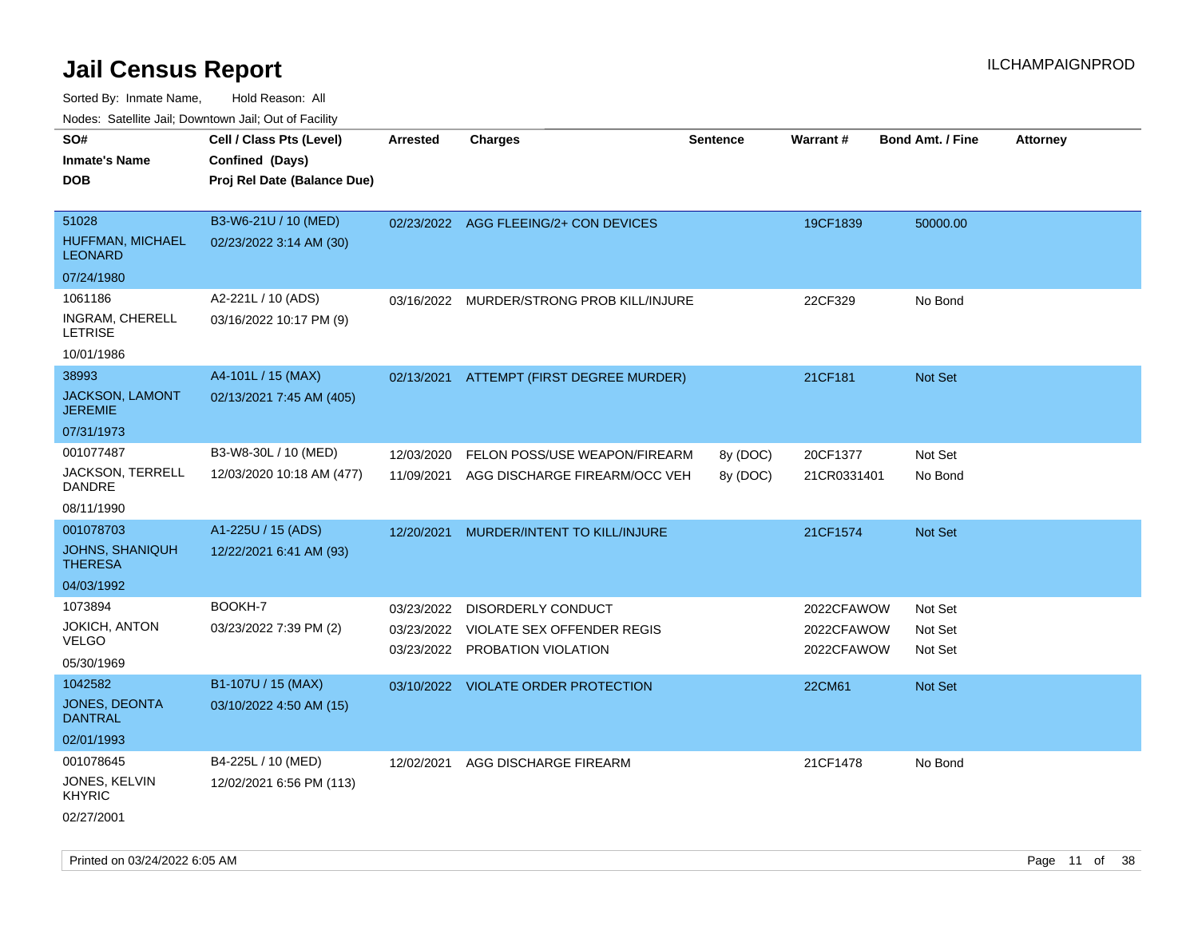# Jail Census Report

ILCHAMPAIGNPROD

Sorted By: Inmate Name, Hold Reason: All

Nodes: Satellite Jail; Downtown Jail; Out of Facility

| SO# / Inmate's Name / DOB | Cell / Class Pts (Level) / Confined (Days) / Proj Rel Date (Balance Due) | Arrested | Charges | Sentence | Warrant # | Bond Amt. / Fine | Attorney |
|---|---|---|---|---|---|---|---|
| 51028<br>HUFFMAN, MICHAEL LEONARD<br>07/24/1980 | B3-W6-21U / 10 (MED)<br>02/23/2022 3:14 AM (30) | 02/23/2022 | AGG FLEEING/2+ CON DEVICES | | 19CF1839 | 50000.00 | |
| 1061186<br>INGRAM, CHERELL LETRISE<br>10/01/1986 | A2-221L / 10 (ADS)<br>03/16/2022 10:17 PM (9) | 03/16/2022 | MURDER/STRONG PROB KILL/INJURE | | 22CF329 | No Bond | |
| 38993<br>JACKSON, LAMONT JEREMIE<br>07/31/1973 | A4-101L / 15 (MAX)<br>02/13/2021 7:45 AM (405) | 02/13/2021 | ATTEMPT (FIRST DEGREE MURDER) | | 21CF181 | Not Set | |
| 001077487<br>JACKSON, TERRELL DANDRE<br>08/11/1990 | B3-W8-30L / 10 (MED)<br>12/03/2020 10:18 AM (477) | 12/03/2020<br>11/09/2021 | FELON POSS/USE WEAPON/FIREARM<br>AGG DISCHARGE FIREARM/OCC VEH | 8y (DOC)<br>8y (DOC) | 20CF1377<br>21CR0331401 | Not Set<br>No Bond | |
| 001078703<br>JOHNS, SHANIQUH THERESA<br>04/03/1992 | A1-225U / 15 (ADS)<br>12/22/2021 6:41 AM (93) | 12/20/2021 | MURDER/INTENT TO KILL/INJURE | | 21CF1574 | Not Set | |
| 1073894<br>JOKICH, ANTON VELGO<br>05/30/1969 | BOOKH-7<br>03/23/2022 7:39 PM (2) | 03/23/2022<br>03/23/2022<br>03/23/2022 | DISORDERLY CONDUCT<br>VIOLATE SEX OFFENDER REGIS<br>PROBATION VIOLATION | | 2022CFAWOW<br>2022CFAWOW<br>2022CFAWOW | Not Set<br>Not Set<br>Not Set | |
| 1042582<br>JONES, DEONTA DANTRAL<br>02/01/1993 | B1-107U / 15 (MAX)<br>03/10/2022 4:50 AM (15) | 03/10/2022 | VIOLATE ORDER PROTECTION | | 22CM61 | Not Set | |
| 001078645<br>JONES, KELVIN KHYRIC<br>02/27/2001 | B4-225L / 10 (MED)<br>12/02/2021 6:56 PM (113) | 12/02/2021 | AGG DISCHARGE FIREARM | | 21CF1478 | No Bond | |

Printed on 03/24/2022 6:05 AM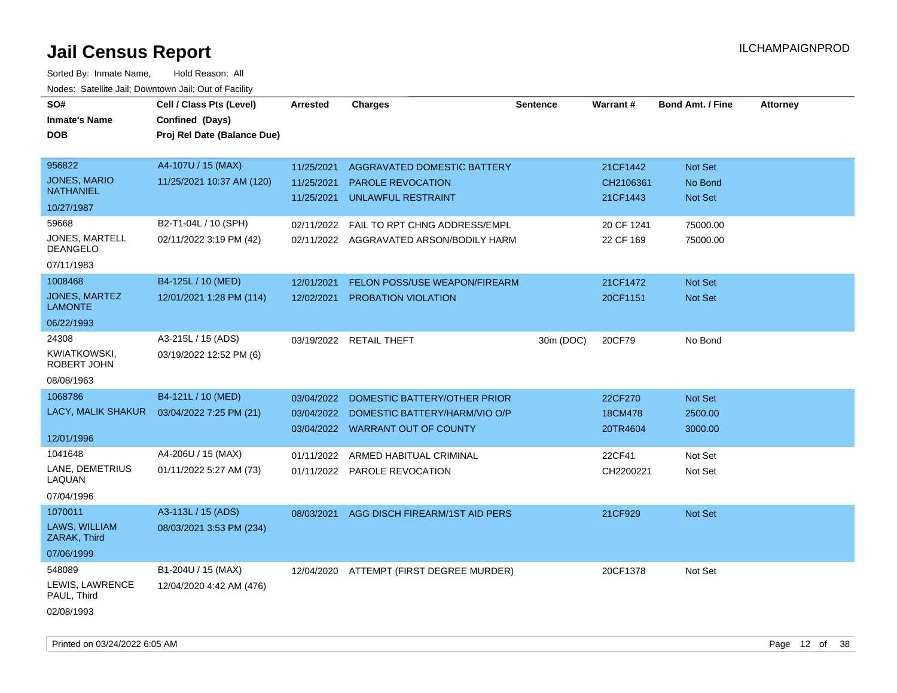# Jail Census Report

ILCHAMPAIGNPROD

Sorted By: Inmate Name, Hold Reason: All

Nodes: Satellite Jail; Downtown Jail; Out of Facility

| SO# / Inmate's Name / DOB | Cell / Class Pts (Level) / Confined (Days) / Proj Rel Date (Balance Due) | Arrested | Charges | Sentence | Warrant # | Bond Amt. / Fine | Attorney |
|---|---|---|---|---|---|---|---|
| 956822<br>JONES, MARIO NATHANIEL<br>10/27/1987 | A4-107U / 15 (MAX)<br>11/25/2021 10:37 AM (120) | 11/25/2021<br>11/25/2021<br>11/25/2021 | AGGRAVATED DOMESTIC BATTERY<br>PAROLE REVOCATION<br>UNLAWFUL RESTRAINT | | 21CF1442<br>CH2106361<br>21CF1443 | Not Set<br>No Bond<br>Not Set | |
| 59668<br>JONES, MARTELL DEANGELO<br>07/11/1983 | B2-T1-04L / 10 (SPH)<br>02/11/2022 3:19 PM (42) | 02/11/2022<br>02/11/2022 | FAIL TO RPT CHNG ADDRESS/EMPL<br>AGGRAVATED ARSON/BODILY HARM | | 20 CF 1241<br>22 CF 169 | 75000.00<br>75000.00 | |
| 1008468<br>JONES, MARTEZ LAMONTE<br>06/22/1993 | B4-125L / 10 (MED)<br>12/01/2021 1:28 PM (114) | 12/01/2021<br>12/02/2021 | FELON POSS/USE WEAPON/FIREARM<br>PROBATION VIOLATION | | 21CF1472<br>20CF1151 | Not Set<br>Not Set | |
| 24308<br>KWIATKOWSKI, ROBERT JOHN<br>08/08/1963 | A3-215L / 15 (ADS)<br>03/19/2022 12:52 PM (6) | 03/19/2022 | RETAIL THEFT | 30m (DOC) | 20CF79 | No Bond | |
| 1068786<br>LACY, MALIK SHAKUR<br>12/01/1996 | B4-121L / 10 (MED)<br>03/04/2022 7:25 PM (21) | 03/04/2022<br>03/04/2022<br>03/04/2022 | DOMESTIC BATTERY/OTHER PRIOR<br>DOMESTIC BATTERY/HARM/VIO O/P<br>WARRANT OUT OF COUNTY | | 22CF270<br>18CM478<br>20TR4604 | Not Set<br>2500.00<br>3000.00 | |
| 1041648<br>LANE, DEMETRIUS LAQUAN<br>07/04/1996 | A4-206U / 15 (MAX)<br>01/11/2022 5:27 AM (73) | 01/11/2022<br>01/11/2022 | ARMED HABITUAL CRIMINAL<br>PAROLE REVOCATION | | 22CF41<br>CH2200221 | Not Set<br>Not Set | |
| 1070011<br>LAWS, WILLIAM ZARAK, Third<br>07/06/1999 | A3-113L / 15 (ADS)<br>08/03/2021 3:53 PM (234) | 08/03/2021 | AGG DISCH FIREARM/1ST AID PERS | | 21CF929 | Not Set | |
| 548089<br>LEWIS, LAWRENCE PAUL, Third<br>02/08/1993 | B1-204U / 15 (MAX)<br>12/04/2020 4:42 AM (476) | 12/04/2020 | ATTEMPT (FIRST DEGREE MURDER) | | 20CF1378 | Not Set | |

Printed on 03/24/2022 6:05 AM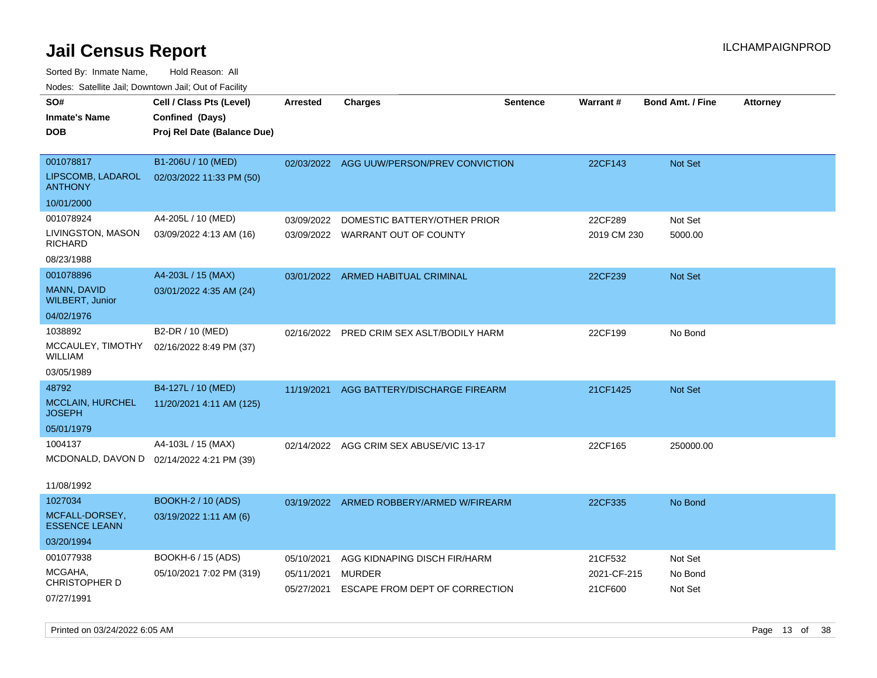# Jail Census Report

ILCHAMPAIGNPROD

Sorted By: Inmate Name, Hold Reason: All

Nodes: Satellite Jail; Downtown Jail; Out of Facility

| SO# / Inmate's Name / DOB | Cell / Class Pts (Level) / Confined (Days) / Proj Rel Date (Balance Due) | Arrested | Charges | Sentence | Warrant # | Bond Amt. / Fine | Attorney |
|---|---|---|---|---|---|---|---|
| 001078817<br>LIPSCOMB, LADAROL ANTHONY<br>10/01/2000 | B1-206U / 10 (MED)<br>02/03/2022 11:33 PM (50) | 02/03/2022 | AGG UUW/PERSON/PREV CONVICTION | | 22CF143 | Not Set | |
| 001078924<br>LIVINGSTON, MASON RICHARD<br>08/23/1988 | A4-205L / 10 (MED)<br>03/09/2022 4:13 AM (16) | 03/09/2022 | DOMESTIC BATTERY/OTHER PRIOR | | 22CF289 | Not Set | |
| | | 03/09/2022 | WARRANT OUT OF COUNTY | | 2019 CM 230 | 5000.00 | |
| 001078896<br>MANN, DAVID WILBERT, Junior<br>04/02/1976 | A4-203L / 15 (MAX)<br>03/01/2022 4:35 AM (24) | 03/01/2022 | ARMED HABITUAL CRIMINAL | | 22CF239 | Not Set | |
| 1038892<br>MCCAULEY, TIMOTHY WILLIAM<br>03/05/1989 | B2-DR / 10 (MED)<br>02/16/2022 8:49 PM (37) | 02/16/2022 | PRED CRIM SEX ASLT/BODILY HARM | | 22CF199 | No Bond | |
| 48792<br>MCCLAIN, HURCHEL JOSEPH<br>05/01/1979 | B4-127L / 10 (MED)<br>11/20/2021 4:11 AM (125) | 11/19/2021 | AGG BATTERY/DISCHARGE FIREARM | | 21CF1425 | Not Set | |
| 1004137<br>MCDONALD, DAVON D<br>11/08/1992 | A4-103L / 15 (MAX)<br>02/14/2022 4:21 PM (39) | 02/14/2022 | AGG CRIM SEX ABUSE/VIC 13-17 | | 22CF165 | 250000.00 | |
| 1027034<br>MCFALL-DORSEY, ESSENCE LEANN<br>03/20/1994 | BOOKH-2 / 10 (ADS)<br>03/19/2022 1:11 AM (6) | 03/19/2022 | ARMED ROBBERY/ARMED W/FIREARM | | 22CF335 | No Bond | |
| 001077938<br>MCGAHA, CHRISTOPHER D<br>07/27/1991 | BOOKH-6 / 15 (ADS)<br>05/10/2021 7:02 PM (319) | 05/10/2021 | AGG KIDNAPING DISCH FIR/HARM | | 21CF532 | Not Set | |
| | | 05/11/2021 | MURDER | | 2021-CF-215 | No Bond | |
| | | 05/27/2021 | ESCAPE FROM DEPT OF CORRECTION | | 21CF600 | Not Set | |

Printed on 03/24/2022 6:05 AM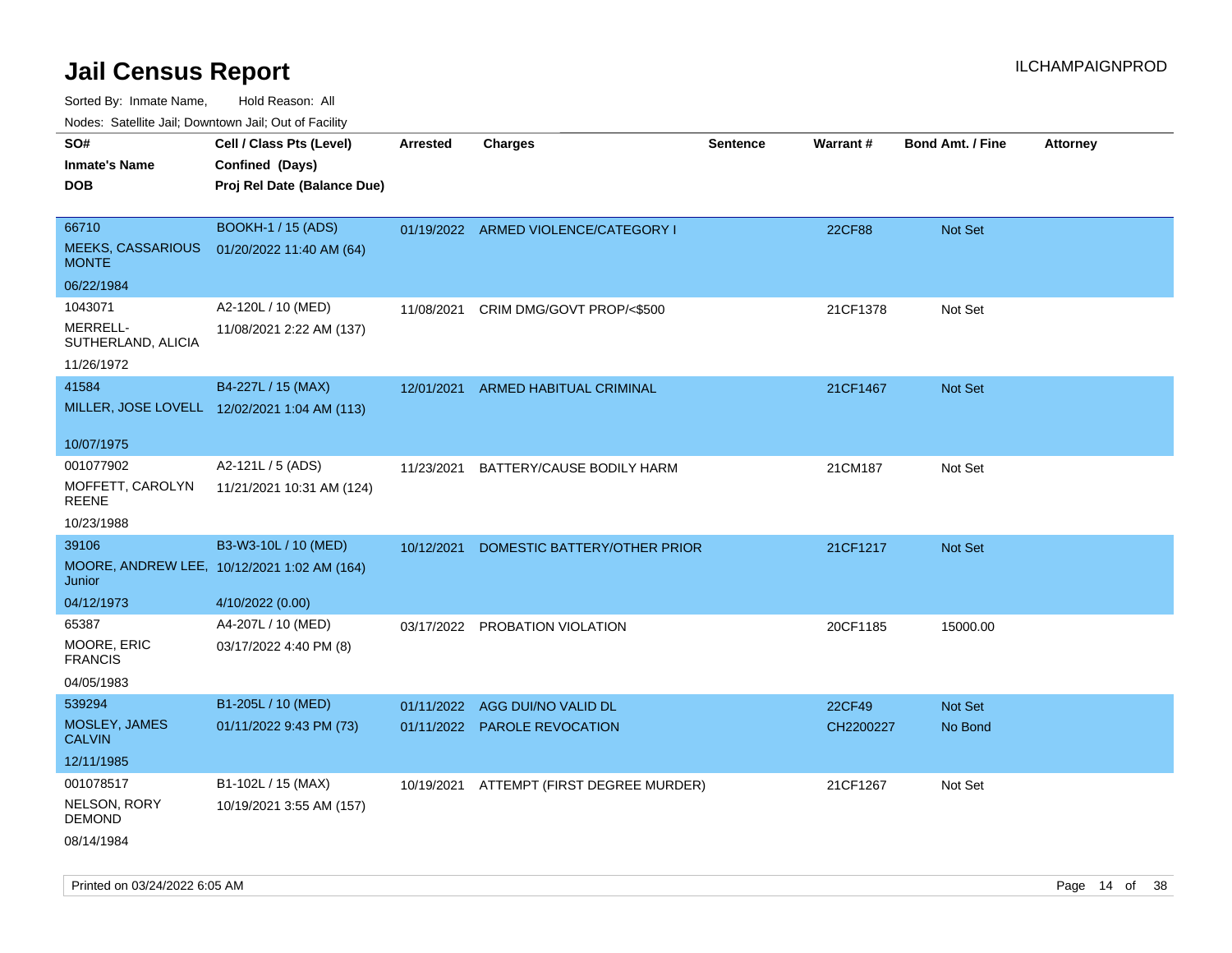# Jail Census Report

Sorted By: Inmate Name, Hold Reason: All

Nodes: Satellite Jail; Downtown Jail; Out of Facility

| SO# / Inmate's Name / DOB | Cell / Class Pts (Level) / Confined (Days) / Proj Rel Date (Balance Due) | Arrested | Charges | Sentence | Warrant # | Bond Amt. / Fine | Attorney |
|---|---|---|---|---|---|---|---|
| 66710 MEEKS, CASSARIOUS MONTE 06/22/1984 | BOOKH-1 / 15 (ADS) 01/20/2022 11:40 AM (64) | 01/19/2022 | ARMED VIOLENCE/CATEGORY I | | 22CF88 | Not Set | |
| 1043071 MERRELL-SUTHERLAND, ALICIA 11/26/1972 | A2-120L / 10 (MED) 11/08/2021 2:22 AM (137) | 11/08/2021 | CRIM DMG/GOVT PROP/<$500 | | 21CF1378 | Not Set | |
| 41584 MILLER, JOSE LOVELL 10/07/1975 | B4-227L / 15 (MAX) 12/02/2021 1:04 AM (113) | 12/01/2021 | ARMED HABITUAL CRIMINAL | | 21CF1467 | Not Set | |
| 001077902 MOFFETT, CAROLYN REENE 10/23/1988 | A2-121L / 5 (ADS) 11/21/2021 10:31 AM (124) | 11/23/2021 | BATTERY/CAUSE BODILY HARM | | 21CM187 | Not Set | |
| 39106 MOORE, ANDREW LEE, Junior 04/12/1973 | B3-W3-10L / 10 (MED) 10/12/2021 1:02 AM (164) 4/10/2022 (0.00) | 10/12/2021 | DOMESTIC BATTERY/OTHER PRIOR | | 21CF1217 | Not Set | |
| 65387 MOORE, ERIC FRANCIS 04/05/1983 | A4-207L / 10 (MED) 03/17/2022 4:40 PM (8) | 03/17/2022 | PROBATION VIOLATION | | 20CF1185 | 15000.00 | |
| 539294 MOSLEY, JAMES CALVIN 12/11/1985 | B1-205L / 10 (MED) 01/11/2022 9:43 PM (73) | 01/11/2022 | AGG DUI/NO VALID DL | | 22CF49 | Not Set | |
| | | 01/11/2022 | PAROLE REVOCATION | | CH2200227 | No Bond | |
| 001078517 NELSON, RORY DEMOND 08/14/1984 | B1-102L / 15 (MAX) 10/19/2021 3:55 AM (157) | 10/19/2021 | ATTEMPT (FIRST DEGREE MURDER) | | 21CF1267 | Not Set | |

Printed on 03/24/2022 6:05 AM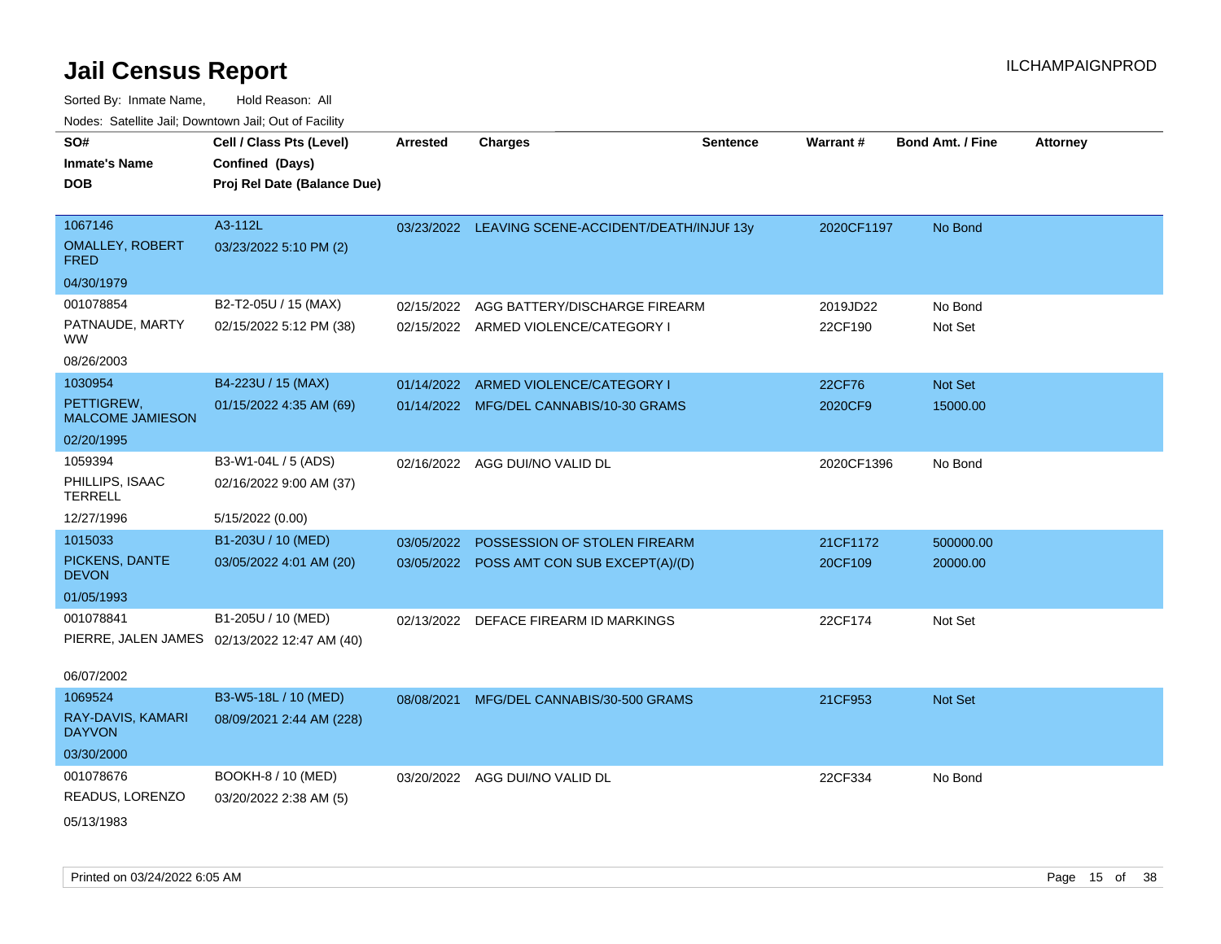# Jail Census Report

ILCHAMPAIGNPROD

Sorted By: Inmate Name, Hold Reason: All

Nodes: Satellite Jail; Downtown Jail; Out of Facility

| SO# / Inmate's Name / DOB | Cell / Class Pts (Level) / Confined (Days) / Proj Rel Date (Balance Due) | Arrested | Charges | Sentence | Warrant # | Bond Amt. / Fine | Attorney |
|---|---|---|---|---|---|---|---|
| 1067146<br>OMALLEY, ROBERT FRED<br>04/30/1979 | A3-112L<br>03/23/2022 5:10 PM (2) | 03/23/2022 | LEAVING SCENE-ACCIDENT/DEATH/INJUF 13y | | 2020CF1197 | No Bond | |
| 001078854<br>PATNAUDE, MARTY WW<br>08/26/2003 | B2-T2-05U / 15 (MAX)<br>02/15/2022 5:12 PM (38) | 02/15/2022 | AGG BATTERY/DISCHARGE FIREARM | | 2019JD22 | No Bond | |
| | | 02/15/2022 | ARMED VIOLENCE/CATEGORY I | | 22CF190 | Not Set | |
| 1030954<br>PETTIGREW, MALCOME JAMIESON<br>02/20/1995 | B4-223U / 15 (MAX)<br>01/15/2022 4:35 AM (69) | 01/14/2022 | ARMED VIOLENCE/CATEGORY I | | 22CF76 | Not Set | |
| | | 01/14/2022 | MFG/DEL CANNABIS/10-30 GRAMS | | 2020CF9 | 15000.00 | |
| 1059394<br>PHILLIPS, ISAAC TERRELL<br>12/27/1996 | B3-W1-04L / 5 (ADS)<br>02/16/2022 9:00 AM (37)<br>5/15/2022 (0.00) | 02/16/2022 | AGG DUI/NO VALID DL | | 2020CF1396 | No Bond | |
| 1015033<br>PICKENS, DANTE DEVON<br>01/05/1993 | B1-203U / 10 (MED)<br>03/05/2022 4:01 AM (20) | 03/05/2022 | POSSESSION OF STOLEN FIREARM | | 21CF1172 | 500000.00 | |
| | | 03/05/2022 | POSS AMT CON SUB EXCEPT(A)/(D) | | 20CF109 | 20000.00 | |
| 001078841<br>PIERRE, JALEN JAMES<br>06/07/2002 | B1-205U / 10 (MED)<br>02/13/2022 12:47 AM (40) | 02/13/2022 | DEFACE FIREARM ID MARKINGS | | 22CF174 | Not Set | |
| 1069524<br>RAY-DAVIS, KAMARI DAYVON<br>03/30/2000 | B3-W5-18L / 10 (MED)<br>08/09/2021 2:44 AM (228) | 08/08/2021 | MFG/DEL CANNABIS/30-500 GRAMS | | 21CF953 | Not Set | |
| 001078676<br>READUS, LORENZO<br>05/13/1983 | BOOKH-8 / 10 (MED)<br>03/20/2022 2:38 AM (5) | 03/20/2022 | AGG DUI/NO VALID DL | | 22CF334 | No Bond | |

Printed on 03/24/2022 6:05 AM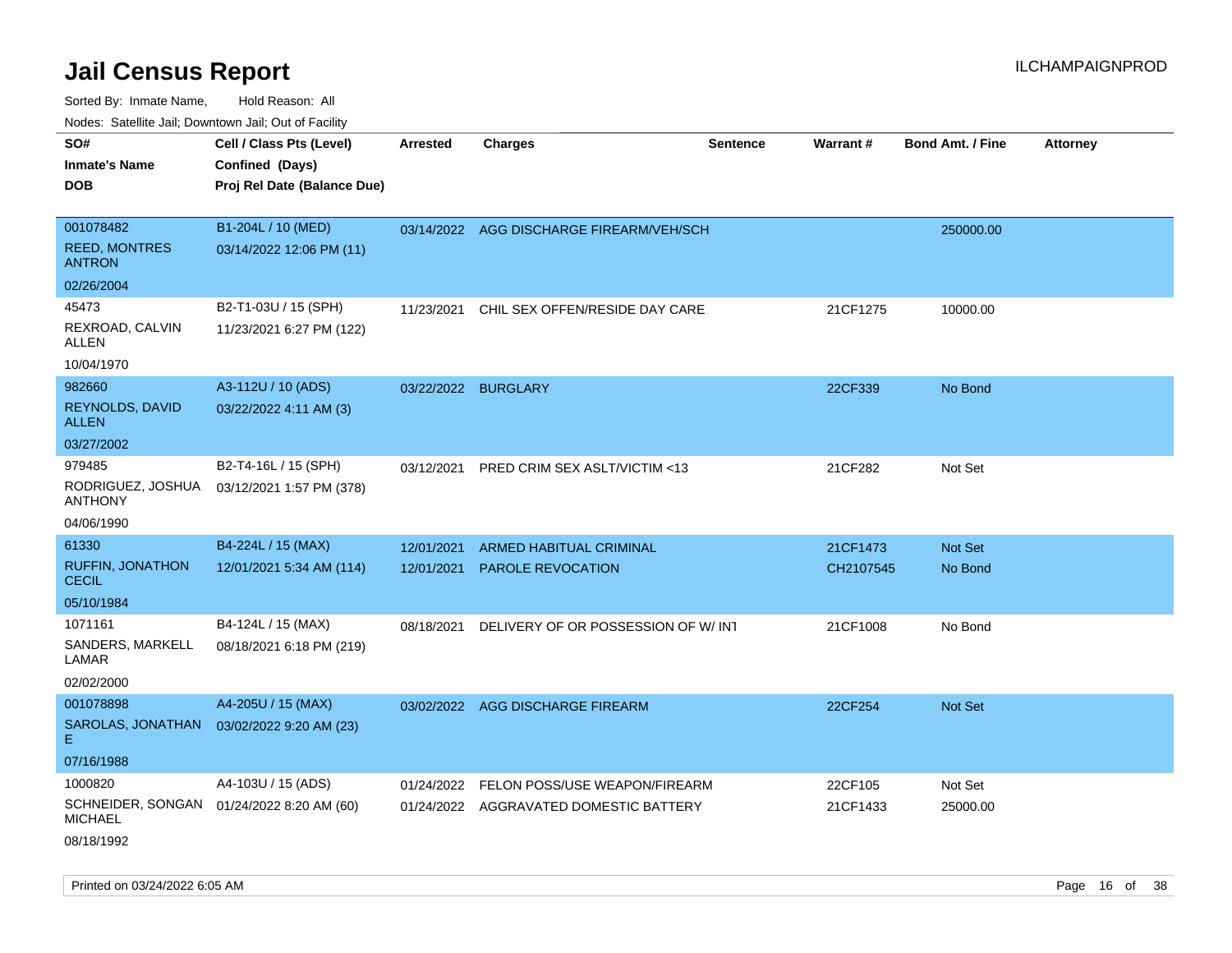# Jail Census Report

ILCHAMPAIGNPROD

Sorted By: Inmate Name, Hold Reason: All

Nodes: Satellite Jail; Downtown Jail; Out of Facility

| SO# / Inmate's Name / DOB | Cell / Class Pts (Level) / Confined (Days) / Proj Rel Date (Balance Due) | Arrested | Charges | Sentence | Warrant # | Bond Amt. / Fine | Attorney |
|---|---|---|---|---|---|---|---|
| 001078482<br>REED, MONTRES ANTRON<br>02/26/2004 | B1-204L / 10 (MED)<br>03/14/2022 12:06 PM (11) | 03/14/2022 | AGG DISCHARGE FIREARM/VEH/SCH | | | 250000.00 | |
| 45473<br>REXROAD, CALVIN ALLEN<br>10/04/1970 | B2-T1-03U / 15 (SPH)<br>11/23/2021 6:27 PM (122) | 11/23/2021 | CHIL SEX OFFEN/RESIDE DAY CARE | | 21CF1275 | 10000.00 | |
| 982660<br>REYNOLDS, DAVID ALLEN<br>03/27/2002 | A3-112U / 10 (ADS)<br>03/22/2022 4:11 AM (3) | 03/22/2022 | BURGLARY | | 22CF339 | No Bond | |
| 979485<br>RODRIGUEZ, JOSHUA ANTHONY<br>04/06/1990 | B2-T4-16L / 15 (SPH)<br>03/12/2021 1:57 PM (378) | 03/12/2021 | PRED CRIM SEX ASLT/VICTIM <13 | | 21CF282 | Not Set | |
| 61330<br>RUFFIN, JONATHON CECIL<br>05/10/1984 | B4-224L / 15 (MAX)<br>12/01/2021 5:34 AM (114) | 12/01/2021<br>12/01/2021 | ARMED HABITUAL CRIMINAL<br>PAROLE REVOCATION | | 21CF1473<br>CH2107545 | Not Set<br>No Bond | |
| 1071161<br>SANDERS, MARKELL LAMAR<br>02/02/2000 | B4-124L / 15 (MAX)<br>08/18/2021 6:18 PM (219) | 08/18/2021 | DELIVERY OF OR POSSESSION OF W/ INT | | 21CF1008 | No Bond | |
| 001078898<br>SAROLAS, JONATHAN E<br>07/16/1988 | A4-205U / 15 (MAX)<br>03/02/2022 9:20 AM (23) | 03/02/2022 | AGG DISCHARGE FIREARM | | 22CF254 | Not Set | |
| 1000820<br>SCHNEIDER, SONGAN MICHAEL<br>08/18/1992 | A4-103U / 15 (ADS)<br>01/24/2022 8:20 AM (60) | 01/24/2022<br>01/24/2022 | FELON POSS/USE WEAPON/FIREARM<br>AGGRAVATED DOMESTIC BATTERY | | 22CF105<br>21CF1433 | Not Set<br>25000.00 | |

Printed on 03/24/2022 6:05 AM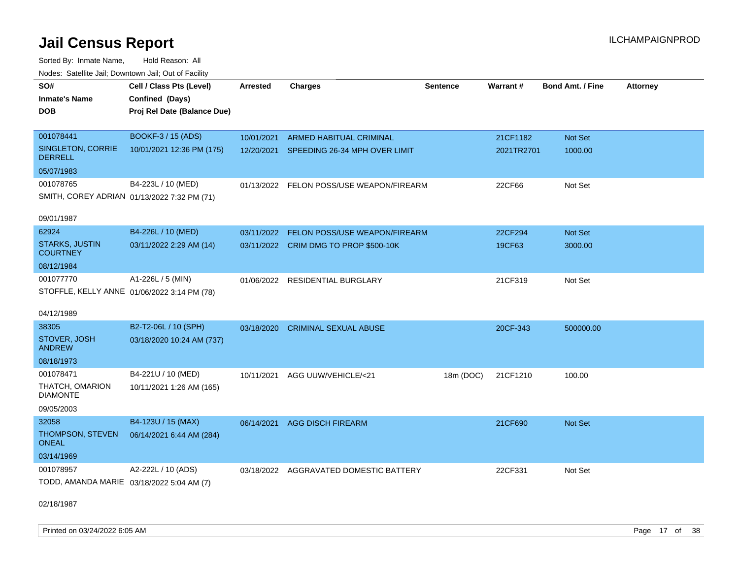# Jail Census Report

ILCHAMPAIGNPROD

Sorted By: Inmate Name, Hold Reason: All

Nodes: Satellite Jail; Downtown Jail; Out of Facility

| SO# / Inmate's Name / DOB | Cell / Class Pts (Level) / Confined (Days) / Proj Rel Date (Balance Due) | Arrested | Charges | Sentence | Warrant # | Bond Amt. / Fine | Attorney |
|---|---|---|---|---|---|---|---|
| 001078441 SINGLETON, CORRIE DERRELL 05/07/1983 | BOOKF-3 / 15 (ADS) 10/01/2021 12:36 PM (175) | 10/01/2021 | ARMED HABITUAL CRIMINAL | | 21CF1182 | Not Set | |
| | | 12/20/2021 | SPEEDING 26-34 MPH OVER LIMIT | | 2021TR2701 | 1000.00 | |
| 001078765 SMITH, COREY ADRIAN 09/01/1987 | B4-223L / 10 (MED) 01/13/2022 7:32 PM (71) | 01/13/2022 | FELON POSS/USE WEAPON/FIREARM | | 22CF66 | Not Set | |
| 62924 STARKS, JUSTIN COURTNEY 08/12/1984 | B4-226L / 10 (MED) 03/11/2022 2:29 AM (14) | 03/11/2022 | FELON POSS/USE WEAPON/FIREARM | | 22CF294 | Not Set | |
| | | 03/11/2022 | CRIM DMG TO PROP $500-10K | | 19CF63 | 3000.00 | |
| 001077770 STOFFLE, KELLY ANNE 04/12/1989 | A1-226L / 5 (MIN) 01/06/2022 3:14 PM (78) | 01/06/2022 | RESIDENTIAL BURGLARY | | 21CF319 | Not Set | |
| 38305 STOVER, JOSH ANDREW 08/18/1973 | B2-T2-06L / 10 (SPH) 03/18/2020 10:24 AM (737) | 03/18/2020 | CRIMINAL SEXUAL ABUSE | | 20CF-343 | 500000.00 | |
| 001078471 THATCH, OMARION DIAMONTE 09/05/2003 | B4-221U / 10 (MED) 10/11/2021 1:26 AM (165) | 10/11/2021 | AGG UUW/VEHICLE/<21 | 18m (DOC) | 21CF1210 | 100.00 | |
| 32058 THOMPSON, STEVEN ONEAL 03/14/1969 | B4-123U / 15 (MAX) 06/14/2021 6:44 AM (284) | 06/14/2021 | AGG DISCH FIREARM | | 21CF690 | Not Set | |
| 001078957 TODD, AMANDA MARIE 02/18/1987 | A2-222L / 10 (ADS) 03/18/2022 5:04 AM (7) | 03/18/2022 | AGGRAVATED DOMESTIC BATTERY | | 22CF331 | Not Set | |

Printed on 03/24/2022 6:05 AM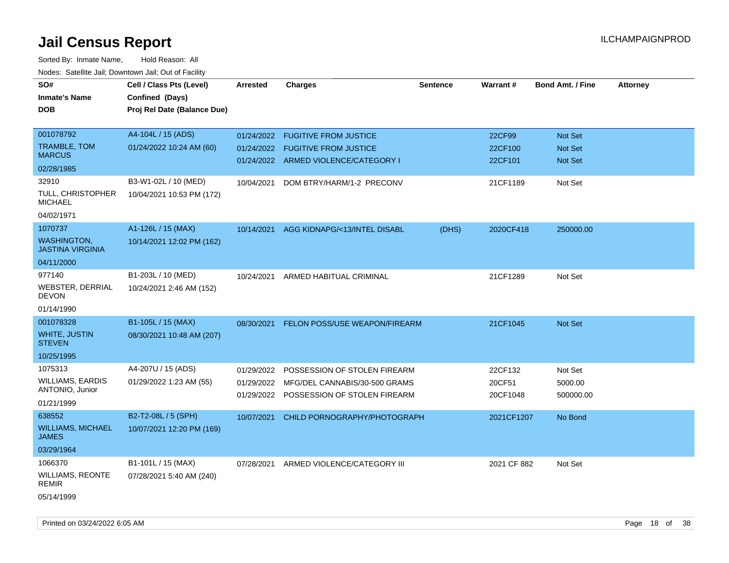# Jail Census Report

Sorted By: Inmate Name, Hold Reason: All

Nodes: Satellite Jail; Downtown Jail; Out of Facility

| SO# / Inmate's Name / DOB | Cell / Class Pts (Level) / Confined (Days) / Proj Rel Date (Balance Due) | Arrested | Charges | Sentence | Warrant # | Bond Amt. / Fine | Attorney |
|---|---|---|---|---|---|---|---|
| 001078792<br>TRAMBLE, TOM MARCUS<br>02/28/1985 | A4-104L / 15 (ADS)<br>01/24/2022 10:24 AM (60) | 01/24/2022<br>01/24/2022<br>01/24/2022 | FUGITIVE FROM JUSTICE<br>FUGITIVE FROM JUSTICE<br>ARMED VIOLENCE/CATEGORY I | | 22CF99<br>22CF100<br>22CF101 | Not Set<br>Not Set<br>Not Set | |
| 32910<br>TULL, CHRISTOPHER MICHAEL<br>04/02/1971 | B3-W1-02L / 10 (MED)<br>10/04/2021 10:53 PM (172) | 10/04/2021 | DOM BTRY/HARM/1-2 PRECONV | | 21CF1189 | Not Set | |
| 1070737<br>WASHINGTON, JASTINA VIRGINIA<br>04/11/2000 | A1-126L / 15 (MAX)<br>10/14/2021 12:02 PM (162) | 10/14/2021 | AGG KIDNAPG/<13/INTEL DISABL | (DHS) | 2020CF418 | 250000.00 | |
| 977140<br>WEBSTER, DERRIAL DEVON<br>01/14/1990 | B1-203L / 10 (MED)<br>10/24/2021 2:46 AM (152) | 10/24/2021 | ARMED HABITUAL CRIMINAL | | 21CF1289 | Not Set | |
| 001078328<br>WHITE, JUSTIN STEVEN<br>10/25/1995 | B1-105L / 15 (MAX)<br>08/30/2021 10:48 AM (207) | 08/30/2021 | FELON POSS/USE WEAPON/FIREARM | | 21CF1045 | Not Set | |
| 1075313<br>WILLIAMS, EARDIS ANTONIO, Junior<br>01/21/1999 | A4-207U / 15 (ADS)<br>01/29/2022 1:23 AM (55) | 01/29/2022<br>01/29/2022<br>01/29/2022 | POSSESSION OF STOLEN FIREARM<br>MFG/DEL CANNABIS/30-500 GRAMS<br>POSSESSION OF STOLEN FIREARM | | 22CF132<br>20CF51<br>20CF1048 | Not Set<br>5000.00<br>500000.00 | |
| 638552<br>WILLIAMS, MICHAEL JAMES<br>03/29/1964 | B2-T2-08L / 5 (SPH)<br>10/07/2021 12:20 PM (169) | 10/07/2021 | CHILD PORNOGRAPHY/PHOTOGRAPH | | 2021CF1207 | No Bond | |
| 1066370<br>WILLIAMS, REONTE REMIR<br>05/14/1999 | B1-101L / 15 (MAX)<br>07/28/2021 5:40 AM (240) | 07/28/2021 | ARMED VIOLENCE/CATEGORY III | | 2021 CF 882 | Not Set | |

Printed on 03/24/2022 6:05 AM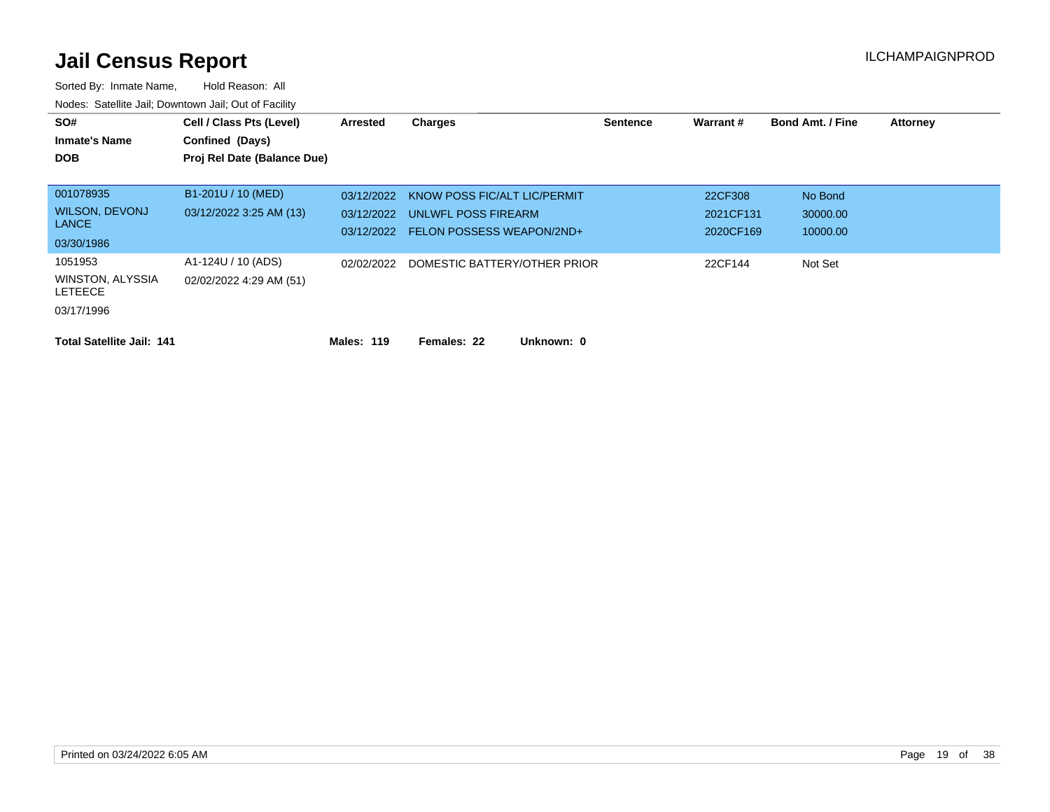# Jail Census Report

ILCHAMPAIGNPROD

Sorted By: Inmate Name, Hold Reason: All

Nodes: Satellite Jail; Downtown Jail; Out of Facility

| SO# / Inmate's Name / DOB | Cell / Class Pts (Level) / Confined (Days) / Proj Rel Date (Balance Due) | Arrested | Charges | Sentence | Warrant # | Bond Amt. / Fine | Attorney |
|---|---|---|---|---|---|---|---|
| 001078935 | B1-201U / 10 (MED) | 03/12/2022 | KNOW POSS FIC/ALT LIC/PERMIT | | 22CF308 | No Bond | |
| WILSON, DEVONJ LANCE | 03/12/2022 3:25 AM (13) | 03/12/2022 | UNLWFL POSS FIREARM | | 2021CF131 | 30000.00 | |
| 03/30/1986 | | 03/12/2022 | FELON POSSESS WEAPON/2ND+ | | 2020CF169 | 10000.00 | |
| 1051953 | A1-124U / 10 (ADS) | 02/02/2022 | DOMESTIC BATTERY/OTHER PRIOR | | 22CF144 | Not Set | |
| WINSTON, ALYSSIA LETEECE | 02/02/2022 4:29 AM (51) | | | | | | |
| 03/17/1996 | | | | | | | |

**Total Satellite Jail: 141** **Males: 119** **Females: 22** **Unknown: 0**

Printed on 03/24/2022 6:05 AM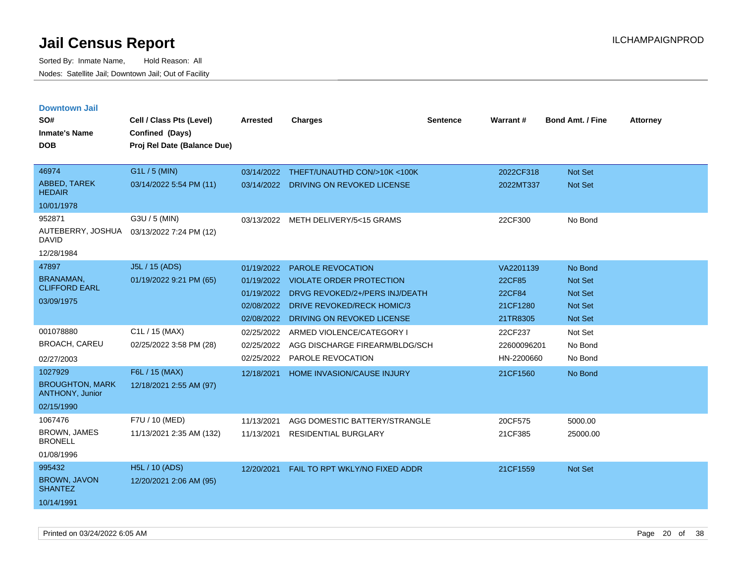# Jail Census Report

Sorted By: Inmate Name, Hold Reason: All

Nodes: Satellite Jail; Downtown Jail; Out of Facility

ILCHAMPAIGNPROD

## Downtown Jail

| SO# / Inmate's Name / DOB | Cell / Class Pts (Level) / Confined (Days) / Proj Rel Date (Balance Due) | Arrested | Charges | Sentence | Warrant # | Bond Amt. / Fine | Attorney |
|---|---|---|---|---|---|---|---|
| 46974<br>ABBED, TAREK HEDAIR<br>10/01/1978 | G1L / 5 (MIN)<br>03/14/2022 5:54 PM (11) | 03/14/2022 | THEFT/UNAUTHD CON/>10K <100K | | 2022CF318 | Not Set | |
| | | 03/14/2022 | DRIVING ON REVOKED LICENSE | | 2022MT337 | Not Set | |
| 952871<br>AUTEBERRY, JOSHUA DAVID<br>12/28/1984 | G3U / 5 (MIN)<br>03/13/2022 7:24 PM (12) | 03/13/2022 | METH DELIVERY/5<15 GRAMS | | 22CF300 | No Bond | |
| 47897<br>BRANAMAN, CLIFFORD EARL<br>03/09/1975 | J5L / 15 (ADS)<br>01/19/2022 9:21 PM (65) | 01/19/2022 | PAROLE REVOCATION | | VA2201139 | No Bond | |
| | | 01/19/2022 | VIOLATE ORDER PROTECTION | | 22CF85 | Not Set | |
| | | 01/19/2022 | DRVG REVOKED/2+/PERS INJ/DEATH | | 22CF84 | Not Set | |
| | | 02/08/2022 | DRIVE REVOKED/RECK HOMIC/3 | | 21CF1280 | Not Set | |
| | | 02/08/2022 | DRIVING ON REVOKED LICENSE | | 21TR8305 | Not Set | |
| 001078880<br>BROACH, CAREU<br>02/27/2003 | C1L / 15 (MAX)<br>02/25/2022 3:58 PM (28) | 02/25/2022 | ARMED VIOLENCE/CATEGORY I | | 22CF237 | Not Set | |
| | | 02/25/2022 | AGG DISCHARGE FIREARM/BLDG/SCH | | 22600096201 | No Bond | |
| | | 02/25/2022 | PAROLE REVOCATION | | HN-2200660 | No Bond | |
| 1027929<br>BROUGHTON, MARK ANTHONY, Junior<br>02/15/1990 | F6L / 15 (MAX)<br>12/18/2021 2:55 AM (97) | 12/18/2021 | HOME INVASION/CAUSE INJURY | | 21CF1560 | No Bond | |
| 1067476<br>BROWN, JAMES BRONELL<br>01/08/1996 | F7U / 10 (MED)<br>11/13/2021 2:35 AM (132) | 11/13/2021 | AGG DOMESTIC BATTERY/STRANGLE | | 20CF575 | 5000.00 | |
| | | 11/13/2021 | RESIDENTIAL BURGLARY | | 21CF385 | 25000.00 | |
| 995432<br>BROWN, JAVON SHANTEZ<br>10/14/1991 | H5L / 10 (ADS)<br>12/20/2021 2:06 AM (95) | 12/20/2021 | FAIL TO RPT WKLY/NO FIXED ADDR | | 21CF1559 | Not Set | |

Printed on 03/24/2022 6:05 AM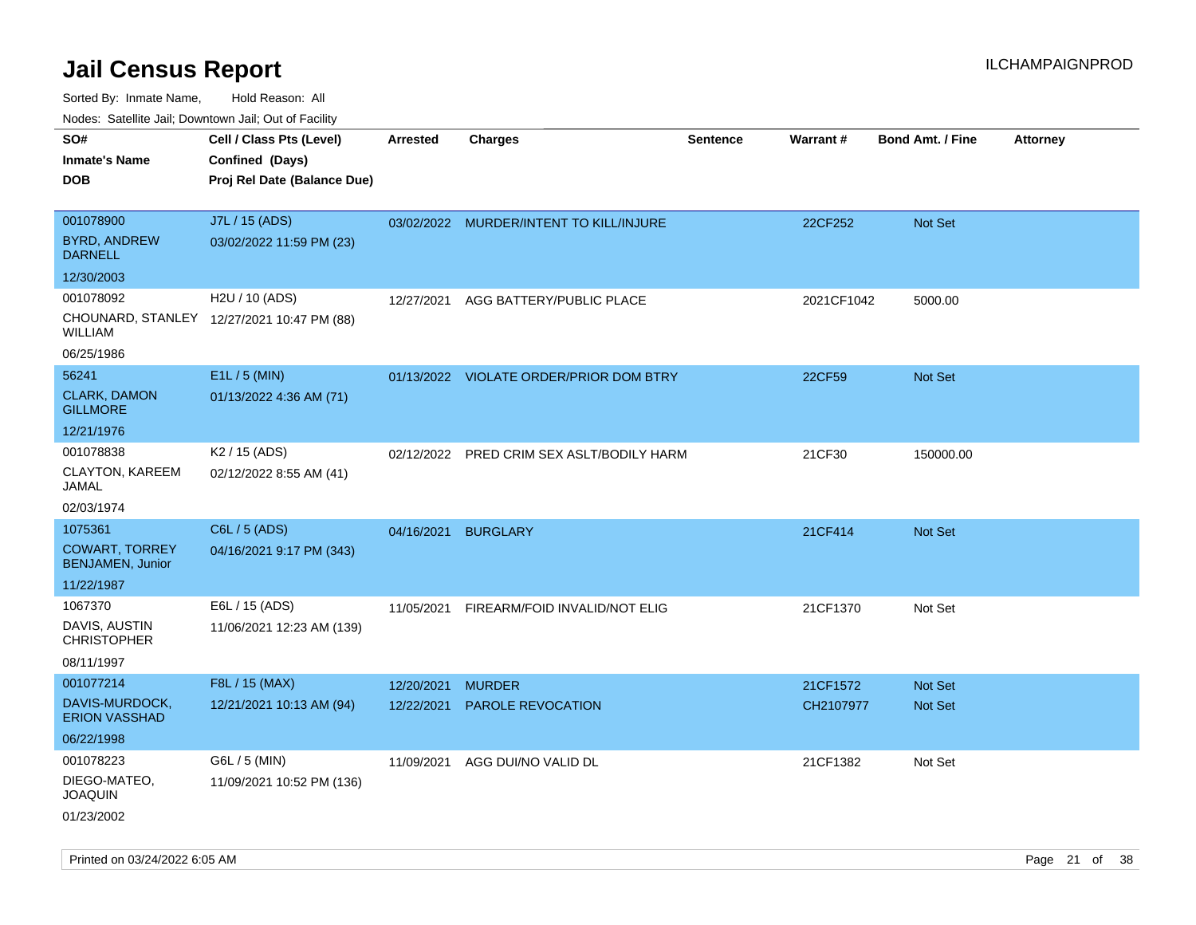# Jail Census Report

Sorted By: Inmate Name, Hold Reason: All

Nodes: Satellite Jail; Downtown Jail; Out of Facility

| SO# / Inmate's Name / DOB | Cell / Class Pts (Level) / Confined (Days) / Proj Rel Date (Balance Due) | Arrested | Charges | Sentence | Warrant # | Bond Amt. / Fine | Attorney |
|---|---|---|---|---|---|---|---|
| 001078900<br>BYRD, ANDREW DARNELL<br>12/30/2003 | J7L / 15 (ADS)<br>03/02/2022 11:59 PM (23) | 03/02/2022 | MURDER/INTENT TO KILL/INJURE | | 22CF252 | Not Set | |
| 001078092<br>CHOUNARD, STANLEY WILLIAM<br>06/25/1986 | H2U / 10 (ADS)<br>12/27/2021 10:47 PM (88) | 12/27/2021 | AGG BATTERY/PUBLIC PLACE | | 2021CF1042 | 5000.00 | |
| 56241<br>CLARK, DAMON GILLMORE<br>12/21/1976 | E1L / 5 (MIN)<br>01/13/2022 4:36 AM (71) | 01/13/2022 | VIOLATE ORDER/PRIOR DOM BTRY | | 22CF59 | Not Set | |
| 001078838<br>CLAYTON, KAREEM JAMAL<br>02/03/1974 | K2 / 15 (ADS)<br>02/12/2022 8:55 AM (41) | 02/12/2022 | PRED CRIM SEX ASLT/BODILY HARM | | 21CF30 | 150000.00 | |
| 1075361<br>COWART, TORREY BENJAMEN, Junior<br>11/22/1987 | C6L / 5 (ADS)<br>04/16/2021 9:17 PM (343) | 04/16/2021 | BURGLARY | | 21CF414 | Not Set | |
| 1067370<br>DAVIS, AUSTIN CHRISTOPHER<br>08/11/1997 | E6L / 15 (ADS)<br>11/06/2021 12:23 AM (139) | 11/05/2021 | FIREARM/FOID INVALID/NOT ELIG | | 21CF1370 | Not Set | |
| 001077214<br>DAVIS-MURDOCK, ERION VASSHAD<br>06/22/1998 | F8L / 15 (MAX)<br>12/21/2021 10:13 AM (94) | 12/20/2021<br>12/22/2021 | MURDER<br>PAROLE REVOCATION | | 21CF1572<br>CH2107977 | Not Set<br>Not Set | |
| 001078223<br>DIEGO-MATEO, JOAQUIN<br>01/23/2002 | G6L / 5 (MIN)<br>11/09/2021 10:52 PM (136) | 11/09/2021 | AGG DUI/NO VALID DL | | 21CF1382 | Not Set | |

Printed on 03/24/2022 6:05 AM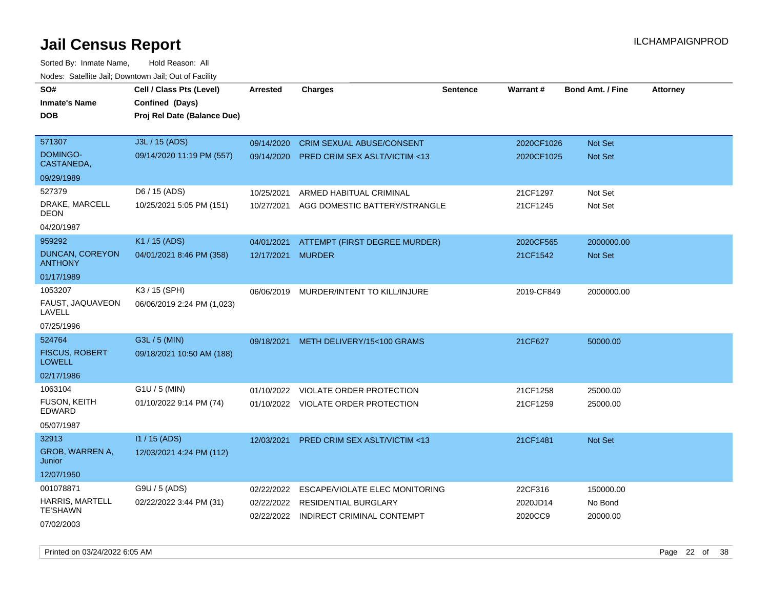# Jail Census Report

ILCHAMPAIGNPROD

Sorted By: Inmate Name, Hold Reason: All

Nodes: Satellite Jail; Downtown Jail; Out of Facility

| SO# / Inmate's Name / DOB | Cell / Class Pts (Level) / Confined (Days) / Proj Rel Date (Balance Due) | Arrested | Charges | Sentence | Warrant # | Bond Amt. / Fine | Attorney |
|---|---|---|---|---|---|---|---|
| 571307 DOMINGO-CASTANEDA, 09/29/1989 | J3L / 15 (ADS) 09/14/2020 11:19 PM (557) | 09/14/2020 | CRIM SEXUAL ABUSE/CONSENT | | 2020CF1026 | Not Set | |
| | | 09/14/2020 | PRED CRIM SEX ASLT/VICTIM <13 | | 2020CF1025 | Not Set | |
| 527379 DRAKE, MARCELL DEON 04/20/1987 | D6 / 15 (ADS) 10/25/2021 5:05 PM (151) | 10/25/2021 | ARMED HABITUAL CRIMINAL | | 21CF1297 | Not Set | |
| | | 10/27/2021 | AGG DOMESTIC BATTERY/STRANGLE | | 21CF1245 | Not Set | |
| 959292 DUNCAN, COREYON ANTHONY 01/17/1989 | K1 / 15 (ADS) 04/01/2021 8:46 PM (358) | 04/01/2021 | ATTEMPT (FIRST DEGREE MURDER) | | 2020CF565 | 2000000.00 | |
| | | 12/17/2021 | MURDER | | 21CF1542 | Not Set | |
| 1053207 FAUST, JAQUAVEON LAVELL 07/25/1996 | K3 / 15 (SPH) 06/06/2019 2:24 PM (1,023) | 06/06/2019 | MURDER/INTENT TO KILL/INJURE | | 2019-CF849 | 2000000.00 | |
| 524764 FISCUS, ROBERT LOWELL 02/17/1986 | G3L / 5 (MIN) 09/18/2021 10:50 AM (188) | 09/18/2021 | METH DELIVERY/15<100 GRAMS | | 21CF627 | 50000.00 | |
| 1063104 FUSON, KEITH EDWARD 05/07/1987 | G1U / 5 (MIN) 01/10/2022 9:14 PM (74) | 01/10/2022 | VIOLATE ORDER PROTECTION | | 21CF1258 | 25000.00 | |
| | | 01/10/2022 | VIOLATE ORDER PROTECTION | | 21CF1259 | 25000.00 | |
| 32913 GROB, WARREN A, Junior 12/07/1950 | I1 / 15 (ADS) 12/03/2021 4:24 PM (112) | 12/03/2021 | PRED CRIM SEX ASLT/VICTIM <13 | | 21CF1481 | Not Set | |
| 001078871 HARRIS, MARTELL TE'SHAWN 07/02/2003 | G9U / 5 (ADS) 02/22/2022 3:44 PM (31) | 02/22/2022 | ESCAPE/VIOLATE ELEC MONITORING | | 22CF316 | 150000.00 | |
| | | 02/22/2022 | RESIDENTIAL BURGLARY | | 2020JD14 | No Bond | |
| | | 02/22/2022 | INDIRECT CRIMINAL CONTEMPT | | 2020CC9 | 20000.00 | |

Printed on 03/24/2022 6:05 AM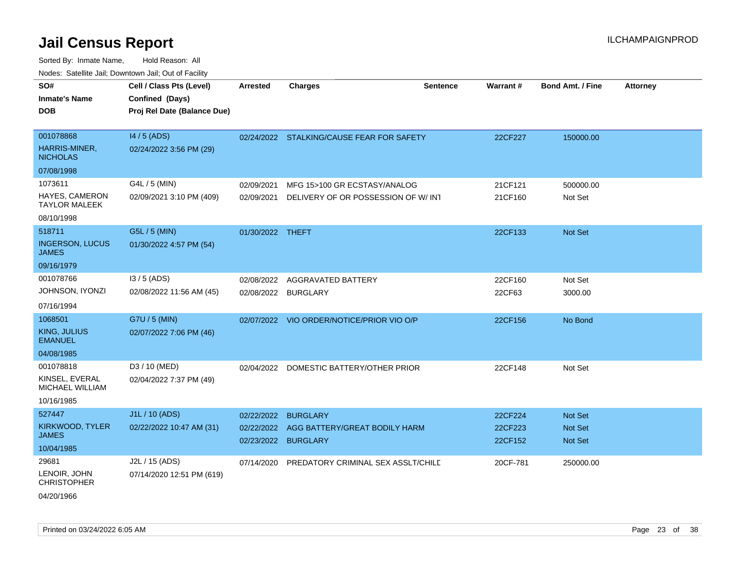# Jail Census Report

Sorted By: Inmate Name, Hold Reason: All

Nodes: Satellite Jail; Downtown Jail; Out of Facility

| SO# / Inmate's Name / DOB | Cell / Class Pts (Level) / Confined (Days) / Proj Rel Date (Balance Due) | Arrested | Charges | Sentence | Warrant # | Bond Amt. / Fine | Attorney |
|---|---|---|---|---|---|---|---|
| 001078868<br>HARRIS-MINER, NICHOLAS<br>07/08/1998 | I4 / 5 (ADS)<br>02/24/2022 3:56 PM (29) | 02/24/2022 | STALKING/CAUSE FEAR FOR SAFETY | | 22CF227 | 150000.00 | |
| 1073611<br>HAYES, CAMERON TAYLOR MALEEK<br>08/10/1998 | G4L / 5 (MIN)<br>02/09/2021 3:10 PM (409) | 02/09/2021<br>02/09/2021 | MFG 15>100 GR ECSTASY/ANALOG<br>DELIVERY OF OR POSSESSION OF W/ INT | | 21CF121<br>21CF160 | 500000.00<br>Not Set | |
| 518711<br>INGERSON, LUCUS JAMES<br>09/16/1979 | G5L / 5 (MIN)<br>01/30/2022 4:57 PM (54) | 01/30/2022 | THEFT | | 22CF133 | Not Set | |
| 001078766<br>JOHNSON, IYONZI<br>07/16/1994 | I3 / 5 (ADS)<br>02/08/2022 11:56 AM (45) | 02/08/2022<br>02/08/2022 | AGGRAVATED BATTERY<br>BURGLARY | | 22CF160<br>22CF63 | Not Set<br>3000.00 | |
| 1068501<br>KING, JULIUS EMANUEL<br>04/08/1985 | G7U / 5 (MIN)<br>02/07/2022 7:06 PM (46) | 02/07/2022 | VIO ORDER/NOTICE/PRIOR VIO O/P | | 22CF156 | No Bond | |
| 001078818<br>KINSEL, EVERAL MICHAEL WILLIAM<br>10/16/1985 | D3 / 10 (MED)<br>02/04/2022 7:37 PM (49) | 02/04/2022 | DOMESTIC BATTERY/OTHER PRIOR | | 22CF148 | Not Set | |
| 527447<br>KIRKWOOD, TYLER JAMES<br>10/04/1985 | J1L / 10 (ADS)<br>02/22/2022 10:47 AM (31) | 02/22/2022<br>02/22/2022<br>02/23/2022 | BURGLARY<br>AGG BATTERY/GREAT BODILY HARM<br>BURGLARY | | 22CF224<br>22CF223<br>22CF152 | Not Set<br>Not Set<br>Not Set | |
| 29681<br>LENOIR, JOHN CHRISTOPHER<br>04/20/1966 | J2L / 15 (ADS)<br>07/14/2020 12:51 PM (619) | 07/14/2020 | PREDATORY CRIMINAL SEX ASSLT/CHILD | | 20CF-781 | 250000.00 | |

Printed on 03/24/2022 6:05 AM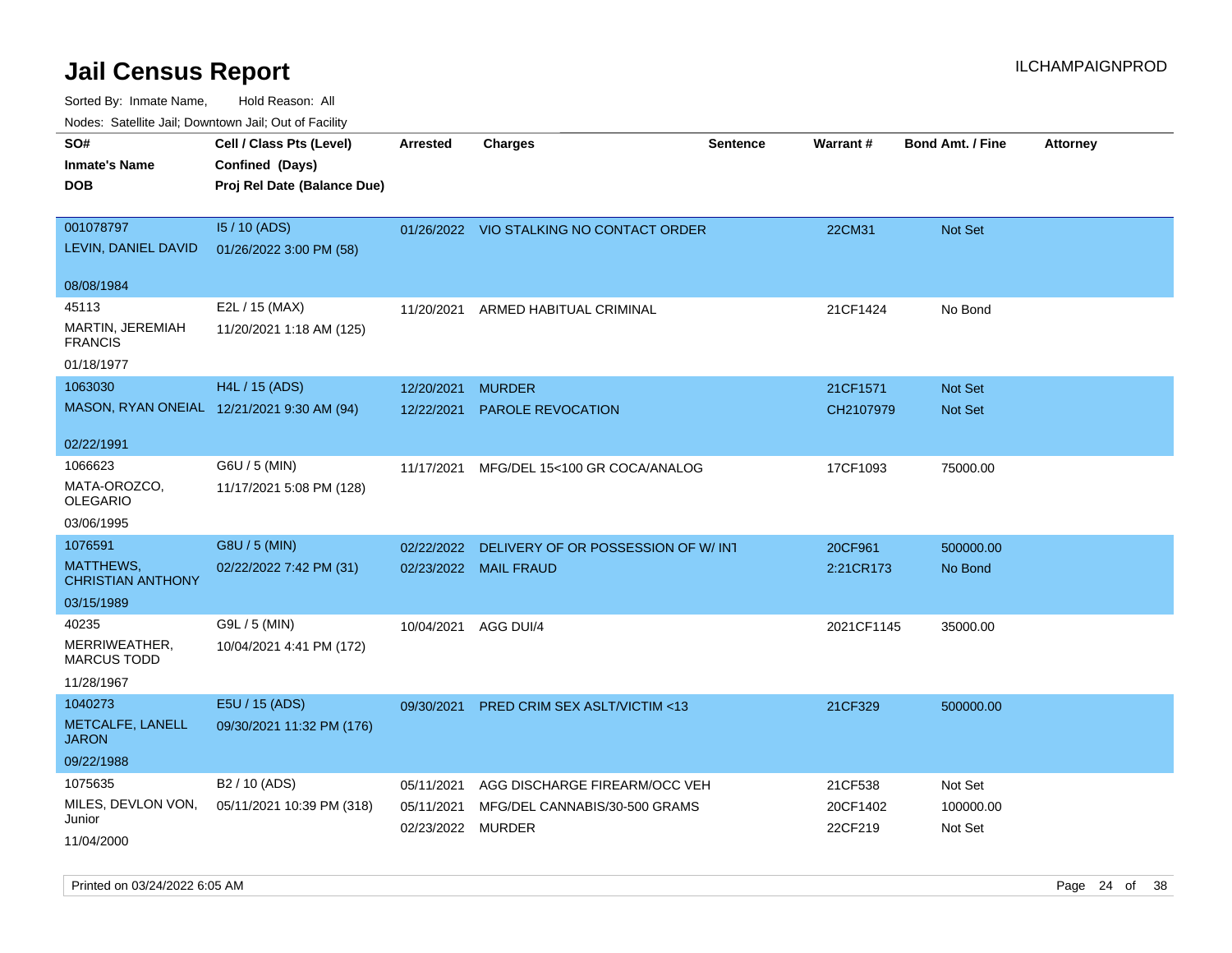# Jail Census Report

Sorted By: Inmate Name, Hold Reason: All

Nodes: Satellite Jail; Downtown Jail; Out of Facility

| SO# / Inmate's Name / DOB | Cell / Class Pts (Level) / Confined (Days) / Proj Rel Date (Balance Due) | Arrested | Charges | Sentence | Warrant # | Bond Amt. / Fine | Attorney |
|---|---|---|---|---|---|---|---|
| 001078797<br>LEVIN, DANIEL DAVID<br>08/08/1984 | I5 / 10 (ADS)<br>01/26/2022 3:00 PM (58) | 01/26/2022 | VIO STALKING NO CONTACT ORDER | | 22CM31 | Not Set | |
| 45113<br>MARTIN, JEREMIAH FRANCIS<br>01/18/1977 | E2L / 15 (MAX)<br>11/20/2021 1:18 AM (125) | 11/20/2021 | ARMED HABITUAL CRIMINAL | | 21CF1424 | No Bond | |
| 1063030<br>MASON, RYAN ONEIAL<br>02/22/1991 | H4L / 15 (ADS)<br>12/21/2021 9:30 AM (94) | 12/20/2021<br>12/22/2021 | MURDER<br>PAROLE REVOCATION | | 21CF1571<br>CH2107979 | Not Set<br>Not Set | |
| 1066623<br>MATA-OROZCO, OLEGARIO<br>03/06/1995 | G6U / 5 (MIN)<br>11/17/2021 5:08 PM (128) | 11/17/2021 | MFG/DEL 15<100 GR COCA/ANALOG | | 17CF1093 | 75000.00 | |
| 1076591<br>MATTHEWS, CHRISTIAN ANTHONY<br>03/15/1989 | G8U / 5 (MIN)<br>02/22/2022 7:42 PM (31) | 02/22/2022<br>02/23/2022 | DELIVERY OF OR POSSESSION OF W/ INT<br>MAIL FRAUD | | 20CF961<br>2:21CR173 | 500000.00<br>No Bond | |
| 40235<br>MERRIWEATHER, MARCUS TODD<br>11/28/1967 | G9L / 5 (MIN)<br>10/04/2021 4:41 PM (172) | 10/04/2021 | AGG DUI/4 | | 2021CF1145 | 35000.00 | |
| 1040273<br>METCALFE, LANELL JARON<br>09/22/1988 | E5U / 15 (ADS)<br>09/30/2021 11:32 PM (176) | 09/30/2021 | PRED CRIM SEX ASLT/VICTIM <13 | | 21CF329 | 500000.00 | |
| 1075635<br>MILES, DEVLON VON, Junior<br>11/04/2000 | B2 / 10 (ADS)<br>05/11/2021 10:39 PM (318) | 05/11/2021<br>05/11/2021<br>02/23/2022 | AGG DISCHARGE FIREARM/OCC VEH<br>MFG/DEL CANNABIS/30-500 GRAMS<br>MURDER | | 21CF538<br>20CF1402<br>22CF219 | Not Set<br>100000.00<br>Not Set | |

Printed on 03/24/2022 6:05 AM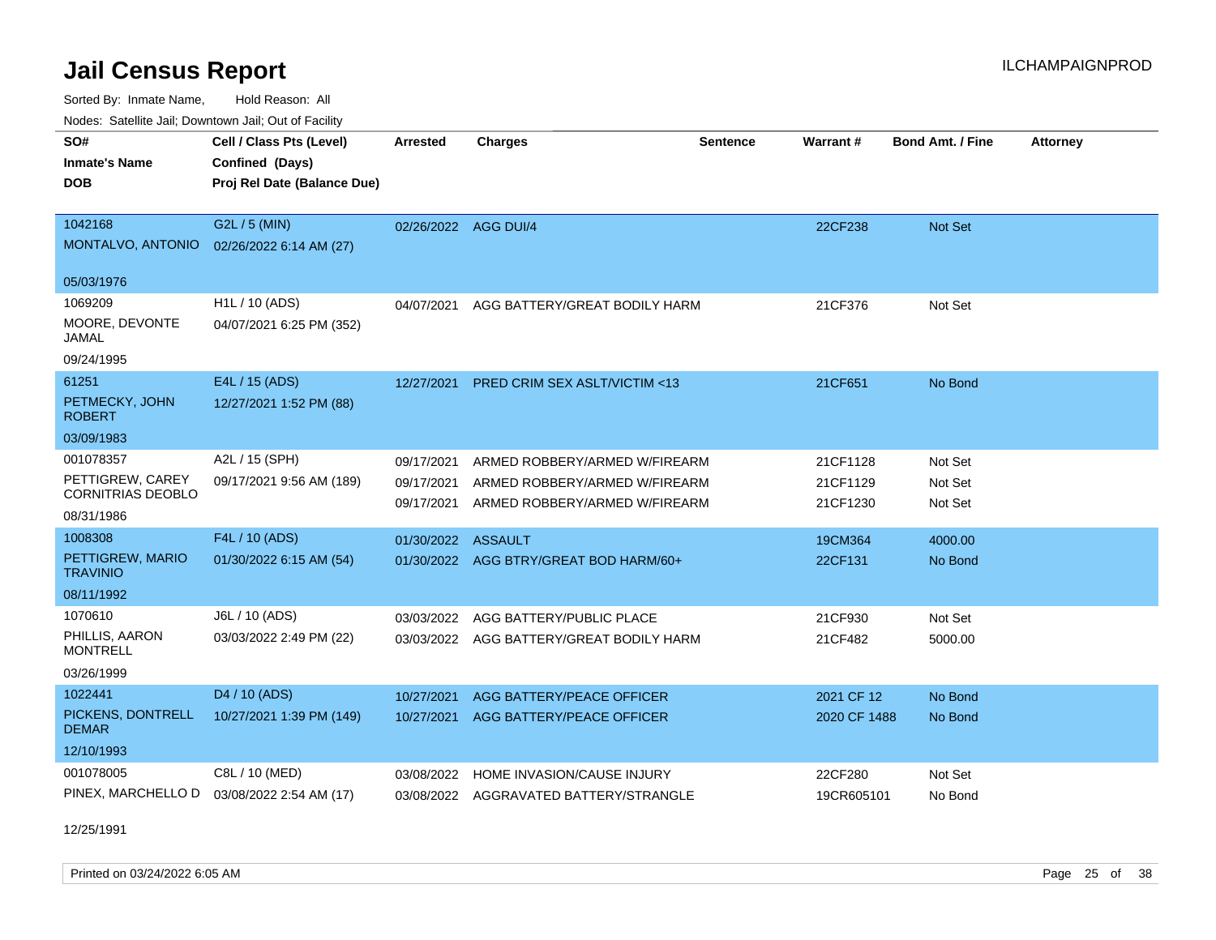# Jail Census Report

ILCHAMPAIGNPROD

Sorted By: Inmate Name, Hold Reason: All

Nodes: Satellite Jail; Downtown Jail; Out of Facility

| SO# / Inmate's Name / DOB | Cell / Class Pts (Level) / Confined (Days) / Proj Rel Date (Balance Due) | Arrested | Charges | Sentence | Warrant # | Bond Amt. / Fine | Attorney |
|---|---|---|---|---|---|---|---|
| 1042168<br>MONTALVO, ANTONIO<br>05/03/1976 | G2L / 5 (MIN)<br>02/26/2022 6:14 AM (27) | 02/26/2022 | AGG DUI/4 | | 22CF238 | Not Set | |
| 1069209<br>MOORE, DEVONTE JAMAL<br>09/24/1995 | H1L / 10 (ADS)<br>04/07/2021 6:25 PM (352) | 04/07/2021 | AGG BATTERY/GREAT BODILY HARM | | 21CF376 | Not Set | |
| 61251<br>PETMECKY, JOHN ROBERT<br>03/09/1983 | E4L / 15 (ADS)<br>12/27/2021 1:52 PM (88) | 12/27/2021 | PRED CRIM SEX ASLT/VICTIM <13 | | 21CF651 | No Bond | |
| 001078357<br>PETTIGREW, CAREY CORNITRIAS DEOBLO<br>08/31/1986 | A2L / 15 (SPH)<br>09/17/2021 9:56 AM (189) | 09/17/2021<br>09/17/2021<br>09/17/2021 | ARMED ROBBERY/ARMED W/FIREARM<br>ARMED ROBBERY/ARMED W/FIREARM<br>ARMED ROBBERY/ARMED W/FIREARM | | 21CF1128<br>21CF1129<br>21CF1230 | Not Set<br>Not Set<br>Not Set | |
| 1008308<br>PETTIGREW, MARIO TRAVINIO<br>08/11/1992 | F4L / 10 (ADS)<br>01/30/2022 6:15 AM (54) | 01/30/2022<br>01/30/2022 | ASSAULT<br>AGG BTRY/GREAT BOD HARM/60+ | | 19CM364<br>22CF131 | 4000.00<br>No Bond | |
| 1070610<br>PHILLIS, AARON MONTRELL<br>03/26/1999 | J6L / 10 (ADS)<br>03/03/2022 2:49 PM (22) | 03/03/2022<br>03/03/2022 | AGG BATTERY/PUBLIC PLACE<br>AGG BATTERY/GREAT BODILY HARM | | 21CF930<br>21CF482 | Not Set<br>5000.00 | |
| 1022441<br>PICKENS, DONTRELL DEMAR<br>12/10/1993 | D4 / 10 (ADS)<br>10/27/2021 1:39 PM (149) | 10/27/2021<br>10/27/2021 | AGG BATTERY/PEACE OFFICER<br>AGG BATTERY/PEACE OFFICER | | 2021 CF 12<br>2020 CF 1488 | No Bond<br>No Bond | |
| 001078005<br>PINEX, MARCHELLO D<br>12/25/1991 | C8L / 10 (MED)<br>03/08/2022 2:54 AM (17) | 03/08/2022<br>03/08/2022 | HOME INVASION/CAUSE INJURY<br>AGGRAVATED BATTERY/STRANGLE | | 22CF280<br>19CR605101 | Not Set<br>No Bond | |

Printed on 03/24/2022 6:05 AM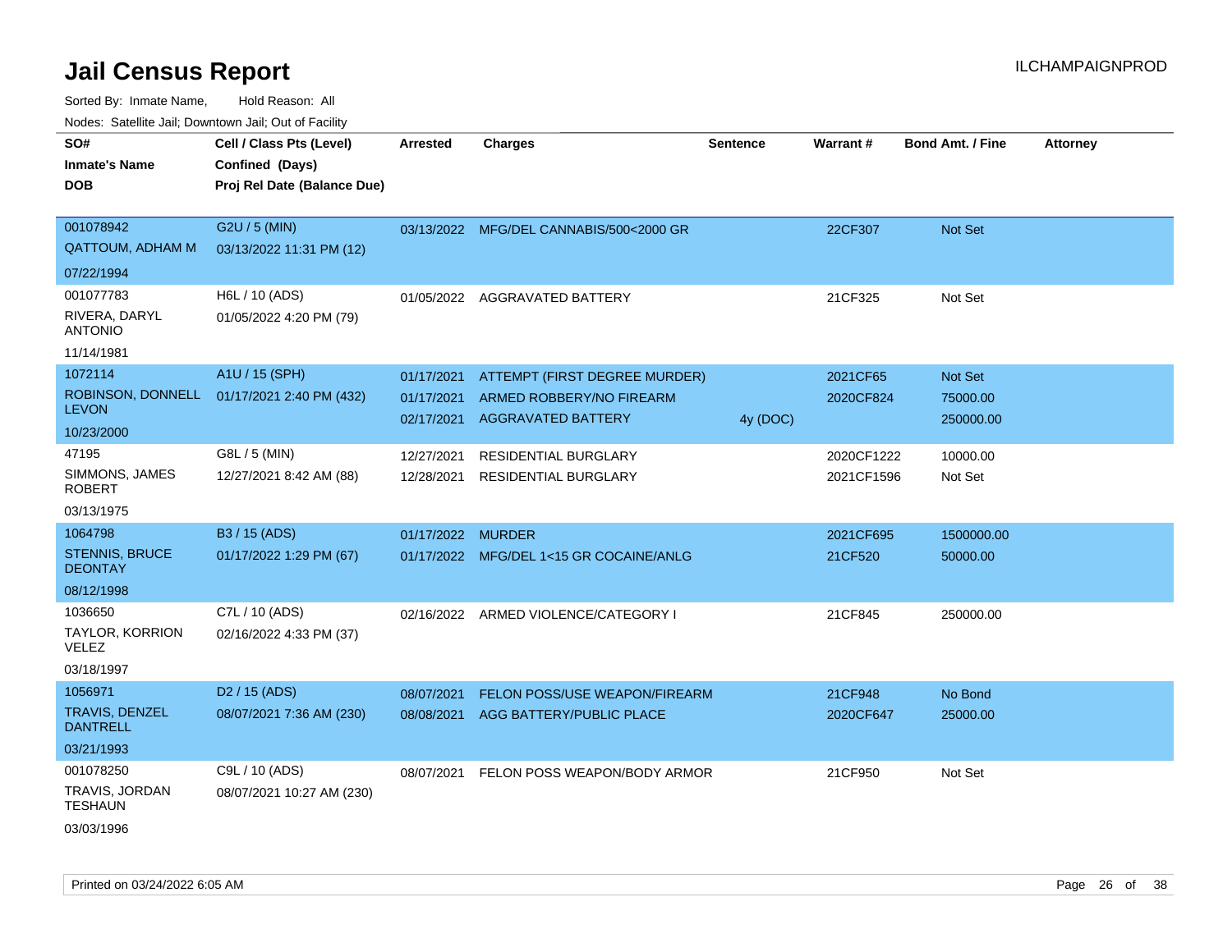# Jail Census Report

ILCHAMPAIGNPROD

Sorted By: Inmate Name, Hold Reason: All

Nodes: Satellite Jail; Downtown Jail; Out of Facility

| SO# / Inmate's Name / DOB | Cell / Class Pts (Level) / Confined (Days) / Proj Rel Date (Balance Due) | Arrested | Charges | Sentence | Warrant # | Bond Amt. / Fine | Attorney |
|---|---|---|---|---|---|---|---|
| 001078942<br>QATTOUM, ADHAM M<br>07/22/1994 | G2U / 5 (MIN)<br>03/13/2022 11:31 PM (12) | 03/13/2022 | MFG/DEL CANNABIS/500<2000 GR | | 22CF307 | Not Set | |
| 001077783<br>RIVERA, DARYL ANTONIO<br>11/14/1981 | H6L / 10 (ADS)<br>01/05/2022 4:20 PM (79) | 01/05/2022 | AGGRAVATED BATTERY | | 21CF325 | Not Set | |
| 1072114<br>ROBINSON, DONNELL LEVON<br>10/23/2000 | A1U / 15 (SPH)<br>01/17/2021 2:40 PM (432) | 01/17/2021 | ATTEMPT (FIRST DEGREE MURDER) | | 2021CF65 | Not Set | |
| | | 01/17/2021 | ARMED ROBBERY/NO FIREARM | | 2020CF824 | 75000.00 | |
| | | 02/17/2021 | AGGRAVATED BATTERY | 4y (DOC) | | 250000.00 | |
| 47195<br>SIMMONS, JAMES ROBERT<br>03/13/1975 | G8L / 5 (MIN)<br>12/27/2021 8:42 AM (88) | 12/27/2021 | RESIDENTIAL BURGLARY | | 2020CF1222 | 10000.00 | |
| | | 12/28/2021 | RESIDENTIAL BURGLARY | | 2021CF1596 | Not Set | |
| 1064798<br>STENNIS, BRUCE DEONTAY<br>08/12/1998 | B3 / 15 (ADS)<br>01/17/2022 1:29 PM (67) | 01/17/2022 | MURDER | | 2021CF695 | 1500000.00 | |
| | | 01/17/2022 | MFG/DEL 1<15 GR COCAINE/ANLG | | 21CF520 | 50000.00 | |
| 1036650<br>TAYLOR, KORRION VELEZ<br>03/18/1997 | C7L / 10 (ADS)<br>02/16/2022 4:33 PM (37) | 02/16/2022 | ARMED VIOLENCE/CATEGORY I | | 21CF845 | 250000.00 | |
| 1056971<br>TRAVIS, DENZEL DANTRELL<br>03/21/1993 | D2 / 15 (ADS)<br>08/07/2021 7:36 AM (230) | 08/07/2021 | FELON POSS/USE WEAPON/FIREARM | | 21CF948 | No Bond | |
| | | 08/08/2021 | AGG BATTERY/PUBLIC PLACE | | 2020CF647 | 25000.00 | |
| 001078250<br>TRAVIS, JORDAN TESHAUN<br>03/03/1996 | C9L / 10 (ADS)<br>08/07/2021 10:27 AM (230) | 08/07/2021 | FELON POSS WEAPON/BODY ARMOR | | 21CF950 | Not Set | |

Printed on 03/24/2022 6:05 AM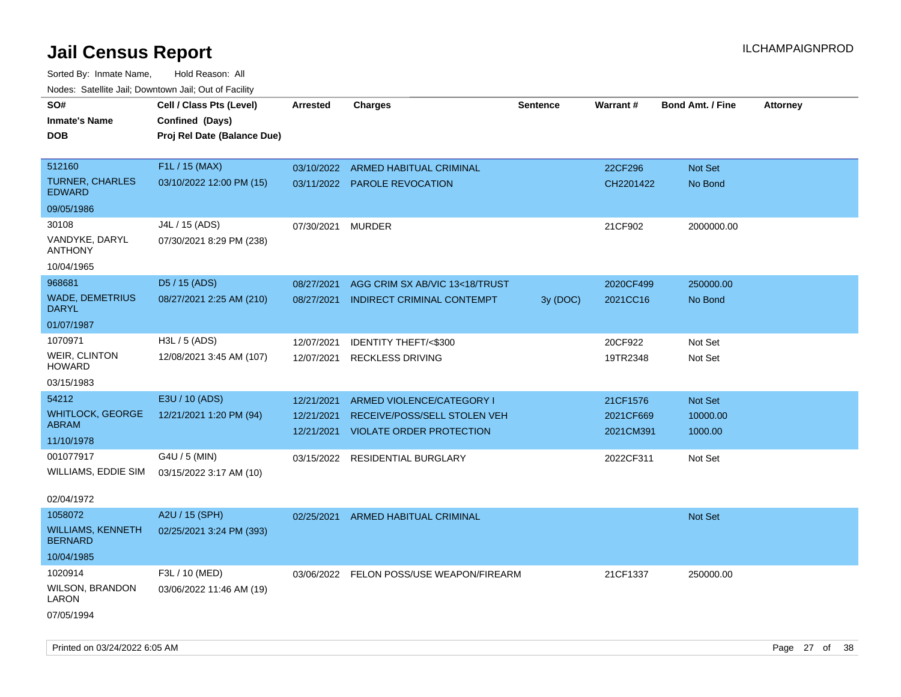# Jail Census Report

Sorted By: Inmate Name, Hold Reason: All

Nodes: Satellite Jail; Downtown Jail; Out of Facility

| SO# / Inmate's Name / DOB | Cell / Class Pts (Level) / Confined (Days) / Proj Rel Date (Balance Due) | Arrested | Charges | Sentence | Warrant # | Bond Amt. / Fine | Attorney |
|---|---|---|---|---|---|---|---|
| 512160<br>TURNER, CHARLES EDWARD<br>09/05/1986 | F1L / 15 (MAX)<br>03/10/2022 12:00 PM (15) | 03/10/2022<br>03/11/2022 | ARMED HABITUAL CRIMINAL<br>PAROLE REVOCATION | | 22CF296<br>CH2201422 | Not Set<br>No Bond | |
| 30108<br>VANDYKE, DARYL ANTHONY<br>10/04/1965 | J4L / 15 (ADS)<br>07/30/2021 8:29 PM (238) | 07/30/2021 | MURDER | | 21CF902 | 2000000.00 | |
| 968681<br>WADE, DEMETRIUS DARYL<br>01/07/1987 | D5 / 15 (ADS)<br>08/27/2021 2:25 AM (210) | 08/27/2021<br>08/27/2021 | AGG CRIM SX AB/VIC 13<18/TRUST<br>INDIRECT CRIMINAL CONTEMPT | <br>3y (DOC) | 2020CF499<br>2021CC16 | 250000.00<br>No Bond | |
| 1070971<br>WEIR, CLINTON HOWARD<br>03/15/1983 | H3L / 5 (ADS)<br>12/08/2021 3:45 AM (107) | 12/07/2021<br>12/07/2021 | IDENTITY THEFT/<$300<br>RECKLESS DRIVING | | 20CF922<br>19TR2348 | Not Set<br>Not Set | |
| 54212<br>WHITLOCK, GEORGE ABRAM<br>11/10/1978 | E3U / 10 (ADS)<br>12/21/2021 1:20 PM (94) | 12/21/2021<br>12/21/2021<br>12/21/2021 | ARMED VIOLENCE/CATEGORY I<br>RECEIVE/POSS/SELL STOLEN VEH<br>VIOLATE ORDER PROTECTION | | 21CF1576<br>2021CF669<br>2021CM391 | Not Set<br>10000.00<br>1000.00 | |
| 001077917<br>WILLIAMS, EDDIE SIM<br>02/04/1972 | G4U / 5 (MIN)<br>03/15/2022 3:17 AM (10) | 03/15/2022 | RESIDENTIAL BURGLARY | | 2022CF311 | Not Set | |
| 1058072<br>WILLIAMS, KENNETH BERNARD<br>10/04/1985 | A2U / 15 (SPH)<br>02/25/2021 3:24 PM (393) | 02/25/2021 | ARMED HABITUAL CRIMINAL | | | Not Set | |
| 1020914<br>WILSON, BRANDON LARON<br>07/05/1994 | F3L / 10 (MED)<br>03/06/2022 11:46 AM (19) | 03/06/2022 | FELON POSS/USE WEAPON/FIREARM | | 21CF1337 | 250000.00 | |

Printed on 03/24/2022 6:05 AM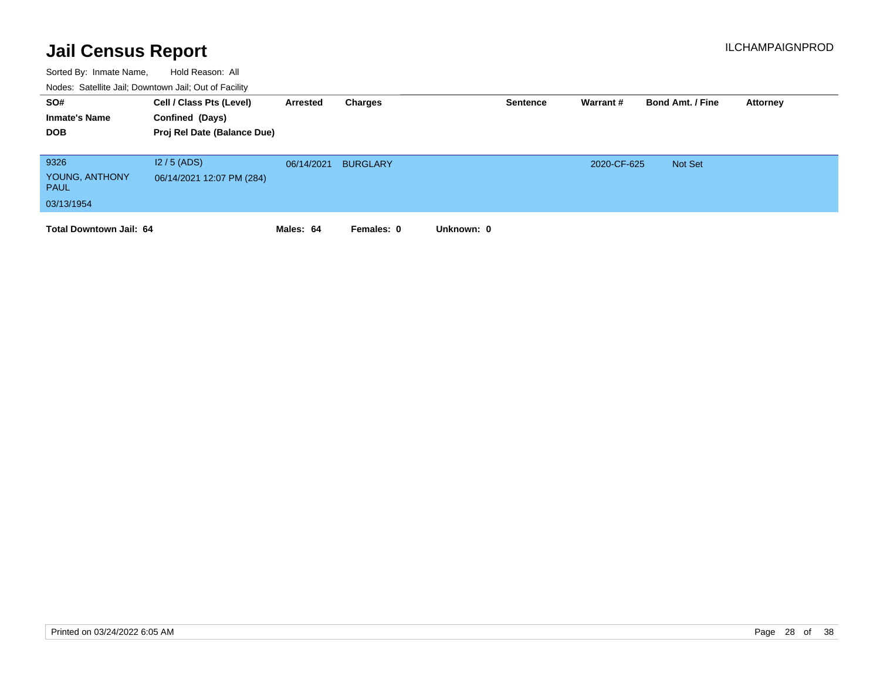# Jail Census Report

ILCHAMPAIGNPROD

Sorted By: Inmate Name, Hold Reason: All

Nodes: Satellite Jail; Downtown Jail; Out of Facility

| SO# / Inmate's Name / DOB | Cell / Class Pts (Level) / Confined (Days) / Proj Rel Date (Balance Due) | Arrested | Charges | Sentence | Warrant # | Bond Amt. / Fine | Attorney |
|---|---|---|---|---|---|---|---|
| 9326<br>YOUNG, ANTHONY PAUL<br>03/13/1954 | I2 / 5 (ADS)<br>06/14/2021 12:07 PM (284) | 06/14/2021 | BURGLARY | | 2020-CF-625 | Not Set | |

**Total Downtown Jail: 64** **Males: 64** **Females: 0** **Unknown: 0**

Printed on 03/24/2022 6:05 AM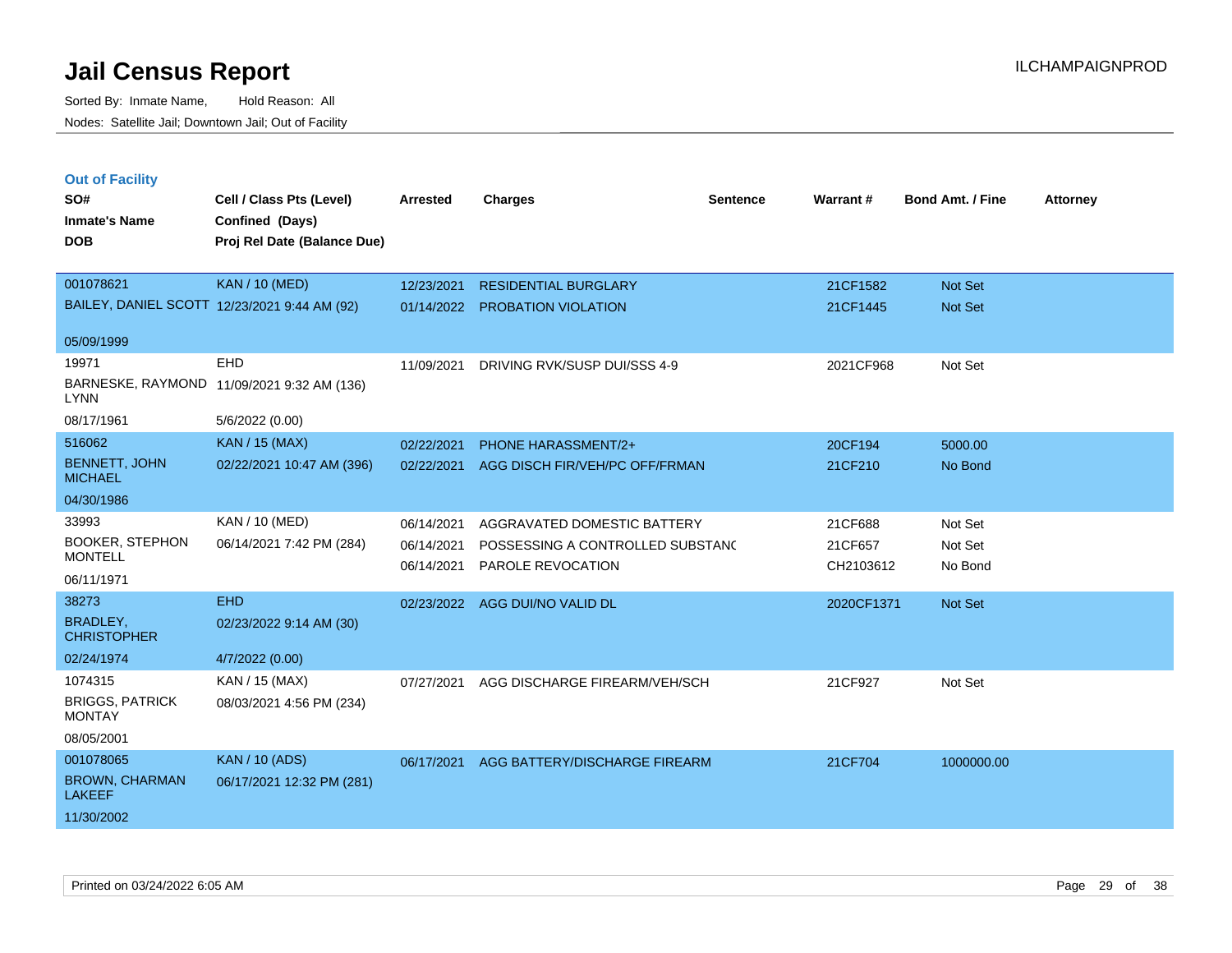# Jail Census Report

Sorted By: Inmate Name, Hold Reason: All

Nodes: Satellite Jail; Downtown Jail; Out of Facility

ILCHAMPAIGNPROD

## Out of Facility

| SO# / Inmate's Name / DOB | Cell / Class Pts (Level) / Confined (Days) / Proj Rel Date (Balance Due) | Arrested | Charges | Sentence | Warrant # | Bond Amt. / Fine | Attorney |
|---|---|---|---|---|---|---|---|
| 001078621<br>BAILEY, DANIEL SCOTT<br>05/09/1999 | KAN / 10 (MED)<br>12/23/2021 9:44 AM (92) | 12/23/2021<br>01/14/2022 | RESIDENTIAL BURGLARY<br>PROBATION VIOLATION | | 21CF1582<br>21CF1445 | Not Set<br>Not Set | |
| 19971<br>BARNESKE, RAYMOND LYNN<br>08/17/1961 | EHD<br>11/09/2021 9:32 AM (136)<br>5/6/2022 (0.00) | 11/09/2021 | DRIVING RVK/SUSP DUI/SSS 4-9 | | 2021CF968 | Not Set | |
| 516062<br>BENNETT, JOHN MICHAEL<br>04/30/1986 | KAN / 15 (MAX)<br>02/22/2021 10:47 AM (396) | 02/22/2021<br>02/22/2021 | PHONE HARASSMENT/2+<br>AGG DISCH FIR/VEH/PC OFF/FRMAN | | 20CF194<br>21CF210 | 5000.00<br>No Bond | |
| 33993<br>BOOKER, STEPHON MONTELL<br>06/11/1971 | KAN / 10 (MED)<br>06/14/2021 7:42 PM (284) | 06/14/2021<br>06/14/2021<br>06/14/2021 | AGGRAVATED DOMESTIC BATTERY<br>POSSESSING A CONTROLLED SUBSTANC<br>PAROLE REVOCATION | | 21CF688<br>21CF657<br>CH2103612 | Not Set<br>Not Set<br>No Bond | |
| 38273<br>BRADLEY, CHRISTOPHER<br>02/24/1974 | EHD<br>02/23/2022 9:14 AM (30)<br>4/7/2022 (0.00) | 02/23/2022 | AGG DUI/NO VALID DL | | 2020CF1371 | Not Set | |
| 1074315<br>BRIGGS, PATRICK MONTAY<br>08/05/2001 | KAN / 15 (MAX)<br>08/03/2021 4:56 PM (234) | 07/27/2021 | AGG DISCHARGE FIREARM/VEH/SCH | | 21CF927 | Not Set | |
| 001078065<br>BROWN, CHARMAN LAKEEF<br>11/30/2002 | KAN / 10 (ADS)<br>06/17/2021 12:32 PM (281) | 06/17/2021 | AGG BATTERY/DISCHARGE FIREARM | | 21CF704 | 1000000.00 | |

Printed on 03/24/2022 6:05 AM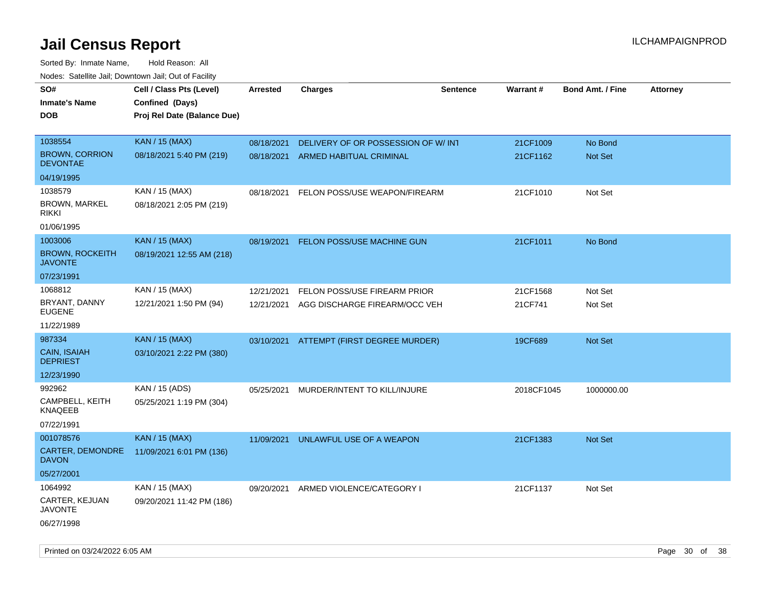# Jail Census Report

Sorted By: Inmate Name, Hold Reason: All

Nodes: Satellite Jail; Downtown Jail; Out of Facility

| SO# / Inmate's Name / DOB | Cell / Class Pts (Level) / Confined (Days) / Proj Rel Date (Balance Due) | Arrested | Charges | Sentence | Warrant # | Bond Amt. / Fine | Attorney |
|---|---|---|---|---|---|---|---|
| 1038554<br>BROWN, CORRION DEVONTAE<br>04/19/1995 | KAN / 15 (MAX)<br>08/18/2021 5:40 PM (219) | 08/18/2021 | DELIVERY OF OR POSSESSION OF W/ INT | | 21CF1009 | No Bond | |
| | | 08/18/2021 | ARMED HABITUAL CRIMINAL | | 21CF1162 | Not Set | |
| 1038579<br>BROWN, MARKEL RIKKI<br>01/06/1995 | KAN / 15 (MAX)<br>08/18/2021 2:05 PM (219) | 08/18/2021 | FELON POSS/USE WEAPON/FIREARM | | 21CF1010 | Not Set | |
| 1003006<br>BROWN, ROCKEITH JAVONTE<br>07/23/1991 | KAN / 15 (MAX)<br>08/19/2021 12:55 AM (218) | 08/19/2021 | FELON POSS/USE MACHINE GUN | | 21CF1011 | No Bond | |
| 1068812<br>BRYANT, DANNY EUGENE<br>11/22/1989 | KAN / 15 (MAX)<br>12/21/2021 1:50 PM (94) | 12/21/2021 | FELON POSS/USE FIREARM PRIOR | | 21CF1568 | Not Set | |
| | | 12/21/2021 | AGG DISCHARGE FIREARM/OCC VEH | | 21CF741 | Not Set | |
| 987334<br>CAIN, ISAIAH DEPRIEST<br>12/23/1990 | KAN / 15 (MAX)<br>03/10/2021 2:22 PM (380) | 03/10/2021 | ATTEMPT (FIRST DEGREE MURDER) | | 19CF689 | Not Set | |
| 992962<br>CAMPBELL, KEITH KNAQEEB<br>07/22/1991 | KAN / 15 (ADS)<br>05/25/2021 1:19 PM (304) | 05/25/2021 | MURDER/INTENT TO KILL/INJURE | | 2018CF1045 | 1000000.00 | |
| 001078576<br>CARTER, DEMONDRE DAVON<br>05/27/2001 | KAN / 15 (MAX)<br>11/09/2021 6:01 PM (136) | 11/09/2021 | UNLAWFUL USE OF A WEAPON | | 21CF1383 | Not Set | |
| 1064992<br>CARTER, KEJUAN JAVONTE<br>06/27/1998 | KAN / 15 (MAX)<br>09/20/2021 11:42 PM (186) | 09/20/2021 | ARMED VIOLENCE/CATEGORY I | | 21CF1137 | Not Set | |

Printed on 03/24/2022 6:05 AM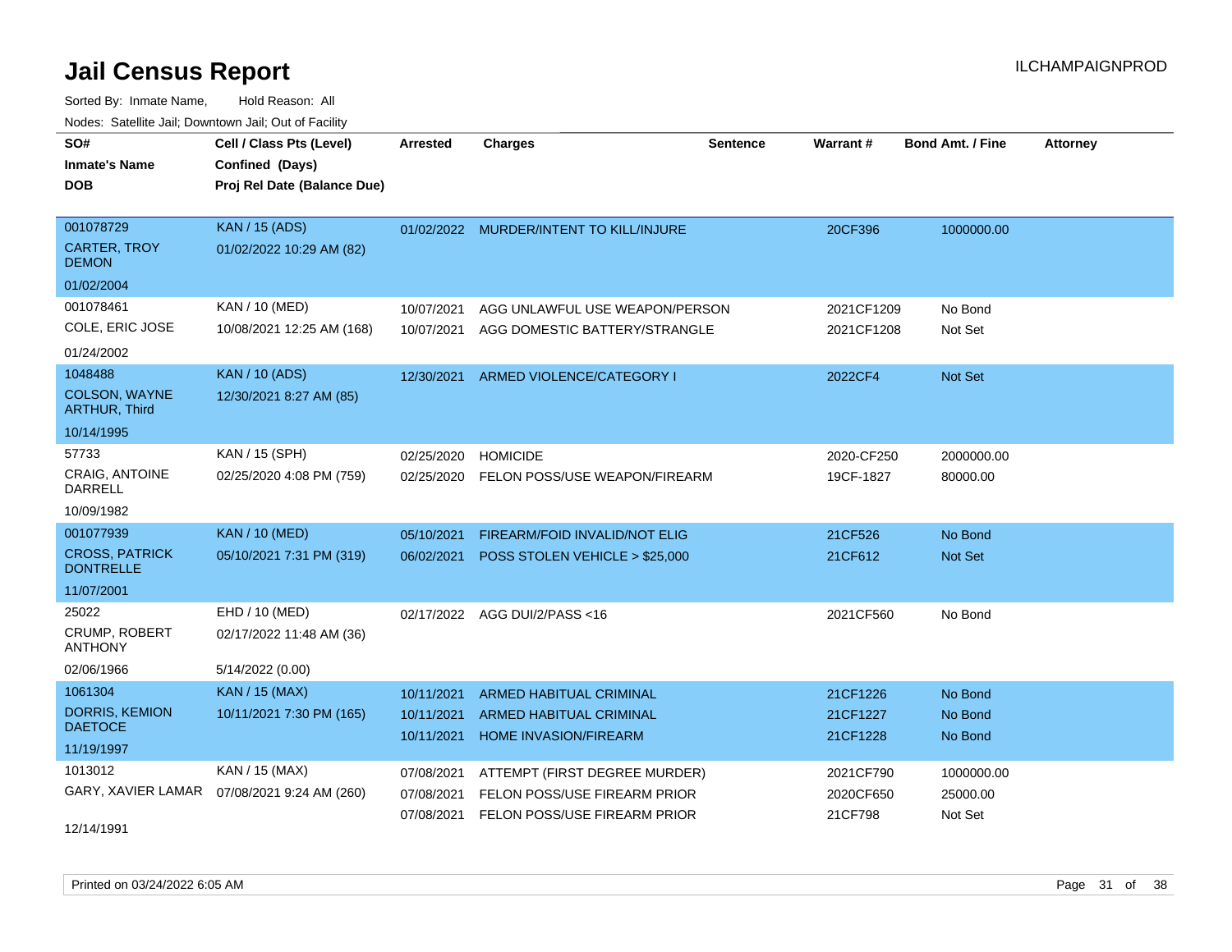# Jail Census Report

Sorted By: Inmate Name, Hold Reason: All

Nodes: Satellite Jail; Downtown Jail; Out of Facility

| SO# / Inmate's Name / DOB | Cell / Class Pts (Level) / Confined (Days) / Proj Rel Date (Balance Due) | Arrested | Charges | Sentence | Warrant # | Bond Amt. / Fine | Attorney |
|---|---|---|---|---|---|---|---|
| 001078729<br>CARTER, TROY DEMON<br>01/02/2004 | KAN / 15 (ADS)<br>01/02/2022 10:29 AM (82) | 01/02/2022 | MURDER/INTENT TO KILL/INJURE | | 20CF396 | 1000000.00 | |
| 001078461<br>COLE, ERIC JOSE<br>01/24/2002 | KAN / 10 (MED)<br>10/08/2021 12:25 AM (168) | 10/07/2021<br>10/07/2021 | AGG UNLAWFUL USE WEAPON/PERSON<br>AGG DOMESTIC BATTERY/STRANGLE | | 2021CF1209<br>2021CF1208 | No Bond<br>Not Set | |
| 1048488<br>COLSON, WAYNE ARTHUR, Third<br>10/14/1995 | KAN / 10 (ADS)<br>12/30/2021 8:27 AM (85) | 12/30/2021 | ARMED VIOLENCE/CATEGORY I | | 2022CF4 | Not Set | |
| 57733<br>CRAIG, ANTOINE DARRELL<br>10/09/1982 | KAN / 15 (SPH)<br>02/25/2020 4:08 PM (759) | 02/25/2020<br>02/25/2020 | HOMICIDE<br>FELON POSS/USE WEAPON/FIREARM | | 2020-CF250<br>19CF-1827 | 2000000.00<br>80000.00 | |
| 001077939<br>CROSS, PATRICK DONTRELLE<br>11/07/2001 | KAN / 10 (MED)<br>05/10/2021 7:31 PM (319) | 05/10/2021<br>06/02/2021 | FIREARM/FOID INVALID/NOT ELIG<br>POSS STOLEN VEHICLE > $25,000 | | 21CF526<br>21CF612 | No Bond<br>Not Set | |
| 25022<br>CRUMP, ROBERT ANTHONY<br>02/06/1966 | EHD / 10 (MED)<br>02/17/2022 11:48 AM (36)<br>5/14/2022 (0.00) | 02/17/2022 | AGG DUI/2/PASS <16 | | 2021CF560 | No Bond | |
| 1061304<br>DORRIS, KEMION DAETOCE<br>11/19/1997 | KAN / 15 (MAX)<br>10/11/2021 7:30 PM (165) | 10/11/2021<br>10/11/2021<br>10/11/2021 | ARMED HABITUAL CRIMINAL<br>ARMED HABITUAL CRIMINAL<br>HOME INVASION/FIREARM | | 21CF1226<br>21CF1227<br>21CF1228 | No Bond<br>No Bond<br>No Bond | |
| 1013012<br>GARY, XAVIER LAMAR<br>12/14/1991 | KAN / 15 (MAX)<br>07/08/2021 9:24 AM (260) | 07/08/2021<br>07/08/2021<br>07/08/2021 | ATTEMPT (FIRST DEGREE MURDER)<br>FELON POSS/USE FIREARM PRIOR<br>FELON POSS/USE FIREARM PRIOR | | 2021CF790<br>2020CF650<br>21CF798 | 1000000.00<br>25000.00<br>Not Set | |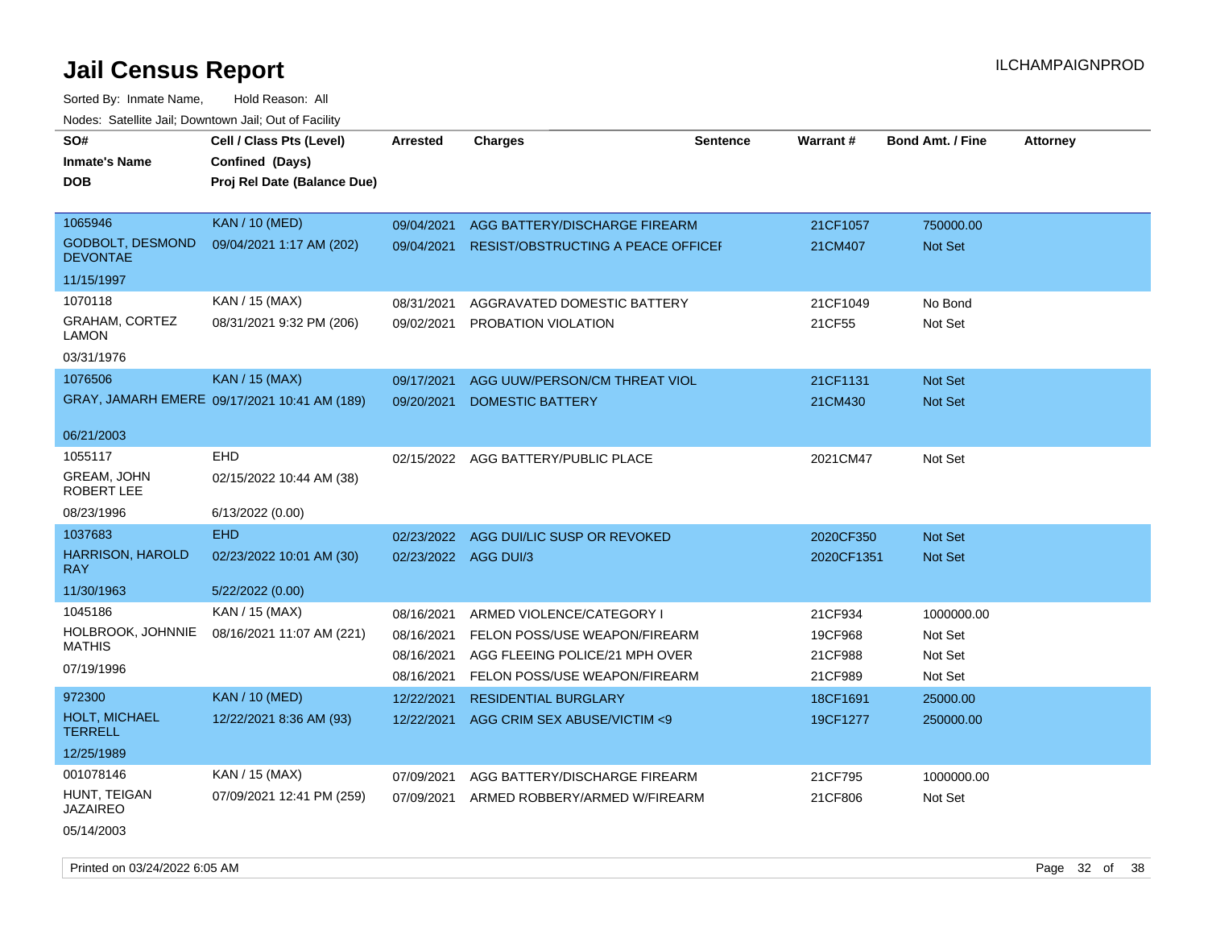# Jail Census Report

Sorted By: Inmate Name, Hold Reason: All

Nodes: Satellite Jail; Downtown Jail; Out of Facility

| SO#<br>Inmate's Name<br>DOB | Cell / Class Pts (Level)<br>Confined (Days)<br>Proj Rel Date (Balance Due) | Arrested | Charges | Sentence | Warrant # | Bond Amt. / Fine | Attorney |
|---|---|---|---|---|---|---|---|
| 1065946<br>GODBOLT, DESMOND DEVONTAE<br>11/15/1997 | KAN / 10 (MED)<br>09/04/2021 1:17 AM (202) | 09/04/2021<br>09/04/2021 | AGG BATTERY/DISCHARGE FIREARM<br>RESIST/OBSTRUCTING A PEACE OFFICEI | | 21CF1057<br>21CM407 | 750000.00<br>Not Set | |
| 1070118<br>GRAHAM, CORTEZ LAMON<br>03/31/1976 | KAN / 15 (MAX)<br>08/31/2021 9:32 PM (206) | 08/31/2021<br>09/02/2021 | AGGRAVATED DOMESTIC BATTERY<br>PROBATION VIOLATION | | 21CF1049<br>21CF55 | No Bond<br>Not Set | |
| 1076506<br>GRAY, JAMARH EMERE<br>06/21/2003 | KAN / 15 (MAX)<br>09/17/2021 10:41 AM (189) | 09/17/2021<br>09/20/2021 | AGG UUW/PERSON/CM THREAT VIOL<br>DOMESTIC BATTERY | | 21CF1131<br>21CM430 | Not Set<br>Not Set | |
| 1055117<br>GREAM, JOHN ROBERT LEE<br>08/23/1996 | EHD<br>02/15/2022 10:44 AM (38)<br>6/13/2022 (0.00) | 02/15/2022 | AGG BATTERY/PUBLIC PLACE | | 2021CM47 | Not Set | |
| 1037683<br>HARRISON, HAROLD RAY<br>11/30/1963 | EHD<br>02/23/2022 10:01 AM (30)<br>5/22/2022 (0.00) | 02/23/2022<br>02/23/2022 | AGG DUI/LIC SUSP OR REVOKED<br>AGG DUI/3 | | 2020CF350<br>2020CF1351 | Not Set<br>Not Set | |
| 1045186<br>HOLBROOK, JOHNNIE MATHIS<br>07/19/1996 | KAN / 15 (MAX)<br>08/16/2021 11:07 AM (221) | 08/16/2021<br>08/16/2021<br>08/16/2021<br>08/16/2021 | ARMED VIOLENCE/CATEGORY I<br>FELON POSS/USE WEAPON/FIREARM<br>AGG FLEEING POLICE/21 MPH OVER<br>FELON POSS/USE WEAPON/FIREARM | | 21CF934<br>19CF968<br>21CF988<br>21CF989 | 1000000.00<br>Not Set<br>Not Set<br>Not Set | |
| 972300<br>HOLT, MICHAEL TERRELL<br>12/25/1989 | KAN / 10 (MED)<br>12/22/2021 8:36 AM (93) | 12/22/2021<br>12/22/2021 | RESIDENTIAL BURGLARY<br>AGG CRIM SEX ABUSE/VICTIM <9 | | 18CF1691<br>19CF1277 | 25000.00<br>250000.00 | |
| 001078146<br>HUNT, TEIGAN JAZAIREO<br>05/14/2003 | KAN / 15 (MAX)<br>07/09/2021 12:41 PM (259) | 07/09/2021<br>07/09/2021 | AGG BATTERY/DISCHARGE FIREARM<br>ARMED ROBBERY/ARMED W/FIREARM | | 21CF795<br>21CF806 | 1000000.00<br>Not Set | |

Printed on 03/24/2022 6:05 AM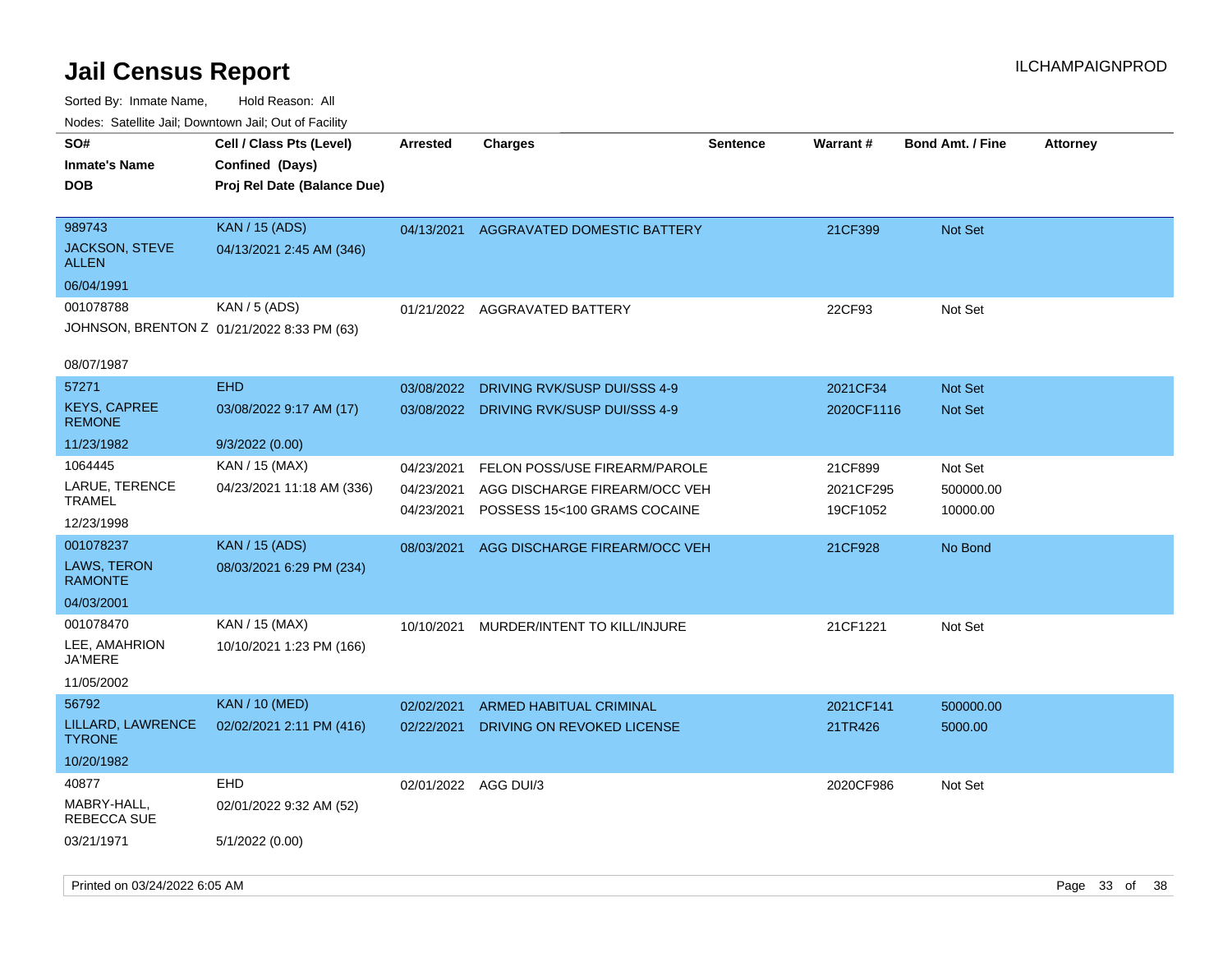# Jail Census Report

ILCHAMPAIGNPROD

Sorted By: Inmate Name, Hold Reason: All

Nodes: Satellite Jail; Downtown Jail; Out of Facility

| SO# / Inmate's Name / DOB | Cell / Class Pts (Level) / Confined (Days) / Proj Rel Date (Balance Due) | Arrested | Charges | Sentence | Warrant # | Bond Amt. / Fine | Attorney |
|---|---|---|---|---|---|---|---|
| 989743 JACKSON, STEVE ALLEN 06/04/1991 | KAN / 15 (ADS) 04/13/2021 2:45 AM (346) | 04/13/2021 | AGGRAVATED DOMESTIC BATTERY | | 21CF399 | Not Set | |
| 001078788 JOHNSON, BRENTON Z 08/07/1987 | KAN / 5 (ADS) 01/21/2022 8:33 PM (63) | 01/21/2022 | AGGRAVATED BATTERY | | 22CF93 | Not Set | |
| 57271 KEYS, CAPREE REMONE 11/23/1982 | EHD 03/08/2022 9:17 AM (17) 9/3/2022 (0.00) | 03/08/2022 | DRIVING RVK/SUSP DUI/SSS 4-9 | | 2021CF34 | Not Set | |
| | | 03/08/2022 | DRIVING RVK/SUSP DUI/SSS 4-9 | | 2020CF1116 | Not Set | |
| 1064445 LARUE, TERENCE TRAMEL 12/23/1998 | KAN / 15 (MAX) 04/23/2021 11:18 AM (336) | 04/23/2021 | FELON POSS/USE FIREARM/PAROLE | | 21CF899 | Not Set | |
| | | 04/23/2021 | AGG DISCHARGE FIREARM/OCC VEH | | 2021CF295 | 500000.00 | |
| | | 04/23/2021 | POSSESS 15<100 GRAMS COCAINE | | 19CF1052 | 10000.00 | |
| 001078237 LAWS, TERON RAMONTE 04/03/2001 | KAN / 15 (ADS) 08/03/2021 6:29 PM (234) | 08/03/2021 | AGG DISCHARGE FIREARM/OCC VEH | | 21CF928 | No Bond | |
| 001078470 LEE, AMAHRION JA'MERE 11/05/2002 | KAN / 15 (MAX) 10/10/2021 1:23 PM (166) | 10/10/2021 | MURDER/INTENT TO KILL/INJURE | | 21CF1221 | Not Set | |
| 56792 LILLARD, LAWRENCE TYRONE 10/20/1982 | KAN / 10 (MED) 02/02/2021 2:11 PM (416) | 02/02/2021 | ARMED HABITUAL CRIMINAL | | 2021CF141 | 500000.00 | |
| | | 02/22/2021 | DRIVING ON REVOKED LICENSE | | 21TR426 | 5000.00 | |
| 40877 MABRY-HALL, REBECCA SUE 03/21/1971 | EHD 02/01/2022 9:32 AM (52) 5/1/2022 (0.00) | 02/01/2022 | AGG DUI/3 | | 2020CF986 | Not Set | |

Printed on 03/24/2022 6:05 AM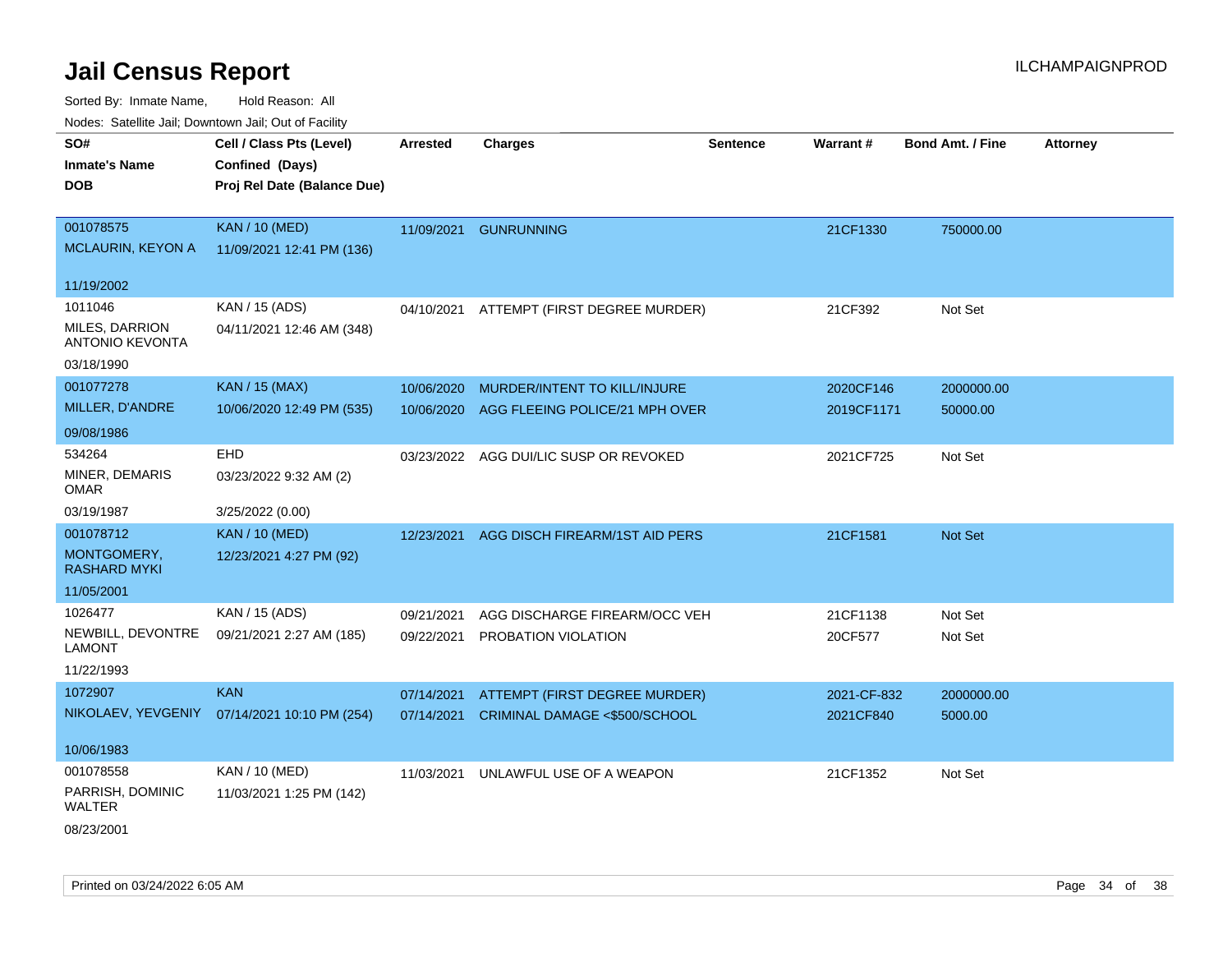# Jail Census Report

ILCHAMPAIGNPROD

Sorted By: Inmate Name, Hold Reason: All

Nodes: Satellite Jail; Downtown Jail; Out of Facility

| SO# / Inmate's Name / DOB | Cell / Class Pts (Level) / Confined (Days) / Proj Rel Date (Balance Due) | Arrested | Charges | Sentence | Warrant # | Bond Amt. / Fine | Attorney |
|---|---|---|---|---|---|---|---|
| 001078575<br>MCLAURIN, KEYON A<br>11/19/2002 | KAN / 10 (MED)<br>11/09/2021 12:41 PM (136) | 11/09/2021 | GUNRUNNING | | 21CF1330 | 750000.00 | |
| 1011046<br>MILES, DARRION ANTONIO KEVONTA<br>03/18/1990 | KAN / 15 (ADS)<br>04/11/2021 12:46 AM (348) | 04/10/2021 | ATTEMPT (FIRST DEGREE MURDER) | | 21CF392 | Not Set | |
| 001077278<br>MILLER, D'ANDRE<br>09/08/1986 | KAN / 15 (MAX)<br>10/06/2020 12:49 PM (535) | 10/06/2020<br>10/06/2020 | MURDER/INTENT TO KILL/INJURE<br>AGG FLEEING POLICE/21 MPH OVER | | 2020CF146<br>2019CF1171 | 2000000.00<br>50000.00 | |
| 534264<br>MINER, DEMARIS OMAR<br>03/19/1987 | EHD<br>03/23/2022 9:32 AM (2)<br>3/25/2022 (0.00) | 03/23/2022 | AGG DUI/LIC SUSP OR REVOKED | | 2021CF725 | Not Set | |
| 001078712<br>MONTGOMERY, RASHARD MYKI<br>11/05/2001 | KAN / 10 (MED)<br>12/23/2021 4:27 PM (92) | 12/23/2021 | AGG DISCH FIREARM/1ST AID PERS | | 21CF1581 | Not Set | |
| 1026477<br>NEWBILL, DEVONTRE LAMONT<br>11/22/1993 | KAN / 15 (ADS)<br>09/21/2021 2:27 AM (185) | 09/21/2021<br>09/22/2021 | AGG DISCHARGE FIREARM/OCC VEH<br>PROBATION VIOLATION | | 21CF1138<br>20CF577 | Not Set<br>Not Set | |
| 1072907<br>NIKOLAEV, YEVGENIY<br>10/06/1983 | KAN<br>07/14/2021 10:10 PM (254) | 07/14/2021<br>07/14/2021 | ATTEMPT (FIRST DEGREE MURDER)<br>CRIMINAL DAMAGE <$500/SCHOOL | | 2021-CF-832<br>2021CF840 | 2000000.00<br>5000.00 | |
| 001078558<br>PARRISH, DOMINIC WALTER<br>08/23/2001 | KAN / 10 (MED)<br>11/03/2021 1:25 PM (142) | 11/03/2021 | UNLAWFUL USE OF A WEAPON | | 21CF1352 | Not Set | |

Printed on 03/24/2022 6:05 AM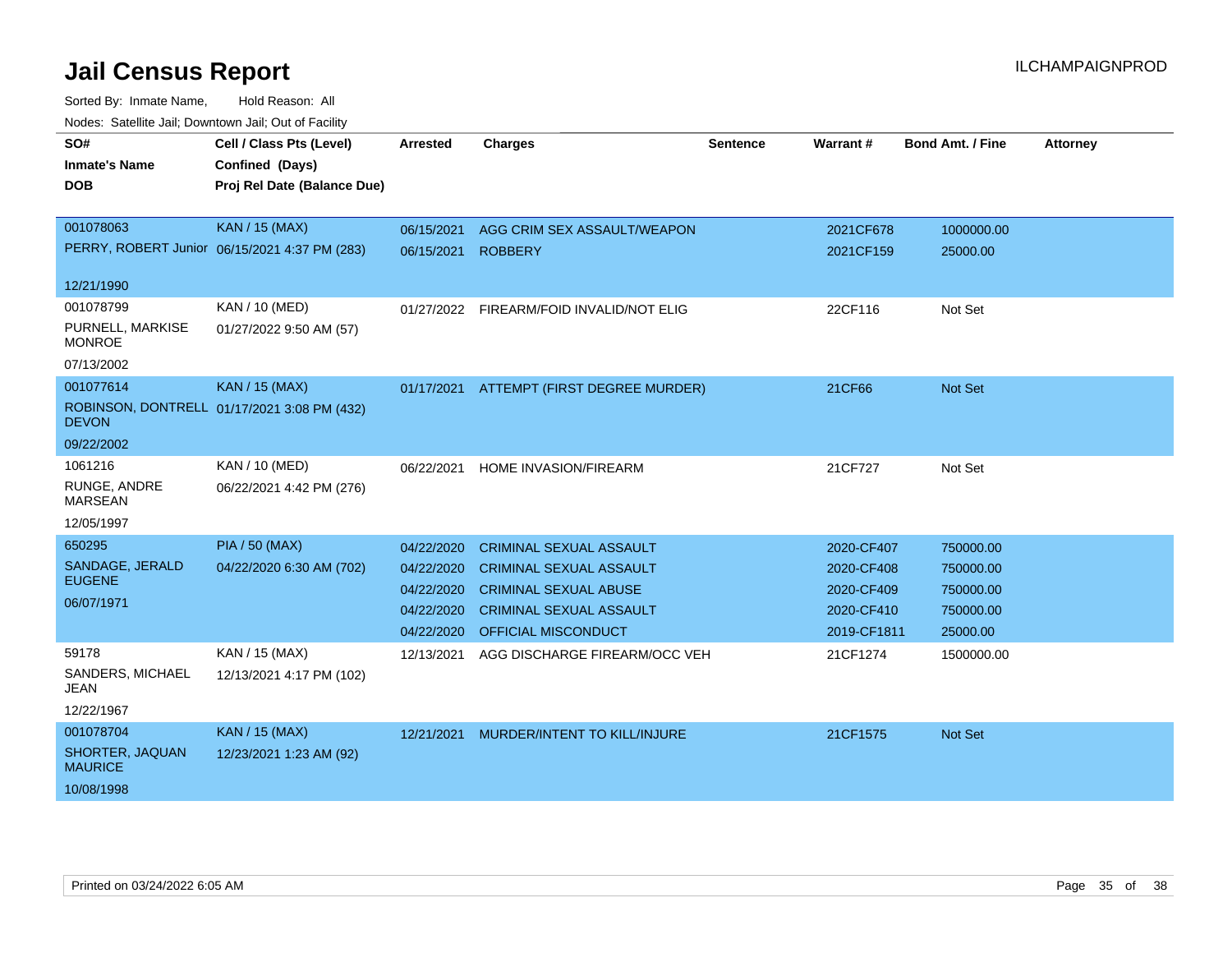# Jail Census Report

ILCHAMPAIGNPROD

Sorted By: Inmate Name, Hold Reason: All

Nodes: Satellite Jail; Downtown Jail; Out of Facility

| SO# / Inmate's Name / DOB | Cell / Class Pts (Level) / Confined (Days) / Proj Rel Date (Balance Due) | Arrested | Charges | Sentence | Warrant # | Bond Amt. / Fine | Attorney |
|---|---|---|---|---|---|---|---|
| 001078063 PERRY, ROBERT Junior 12/21/1990 | KAN / 15 (MAX) 06/15/2021 4:37 PM (283) | 06/15/2021 | AGG CRIM SEX ASSAULT/WEAPON | | 2021CF678 | 1000000.00 | |
| | | 06/15/2021 | ROBBERY | | 2021CF159 | 25000.00 | |
| 001078799 PURNELL, MARKISE MONROE 07/13/2002 | KAN / 10 (MED) 01/27/2022 9:50 AM (57) | 01/27/2022 | FIREARM/FOID INVALID/NOT ELIG | | 22CF116 | Not Set | |
| 001077614 ROBINSON, DONTRELL DEVON 09/22/2002 | KAN / 15 (MAX) 01/17/2021 3:08 PM (432) | 01/17/2021 | ATTEMPT (FIRST DEGREE MURDER) | | 21CF66 | Not Set | |
| 1061216 RUNGE, ANDRE MARSEAN 12/05/1997 | KAN / 10 (MED) 06/22/2021 4:42 PM (276) | 06/22/2021 | HOME INVASION/FIREARM | | 21CF727 | Not Set | |
| 650295 SANDAGE, JERALD EUGENE 06/07/1971 | PIA / 50 (MAX) 04/22/2020 6:30 AM (702) | 04/22/2020 | CRIMINAL SEXUAL ASSAULT | | 2020-CF407 | 750000.00 | |
| | | 04/22/2020 | CRIMINAL SEXUAL ASSAULT | | 2020-CF408 | 750000.00 | |
| | | 04/22/2020 | CRIMINAL SEXUAL ABUSE | | 2020-CF409 | 750000.00 | |
| | | 04/22/2020 | CRIMINAL SEXUAL ASSAULT | | 2020-CF410 | 750000.00 | |
| | | 04/22/2020 | OFFICIAL MISCONDUCT | | 2019-CF1811 | 25000.00 | |
| 59178 SANDERS, MICHAEL JEAN 12/22/1967 | KAN / 15 (MAX) 12/13/2021 4:17 PM (102) | 12/13/2021 | AGG DISCHARGE FIREARM/OCC VEH | | 21CF1274 | 1500000.00 | |
| 001078704 SHORTER, JAQUAN MAURICE 10/08/1998 | KAN / 15 (MAX) 12/23/2021 1:23 AM (92) | 12/21/2021 | MURDER/INTENT TO KILL/INJURE | | 21CF1575 | Not Set | |

Printed on 03/24/2022 6:05 AM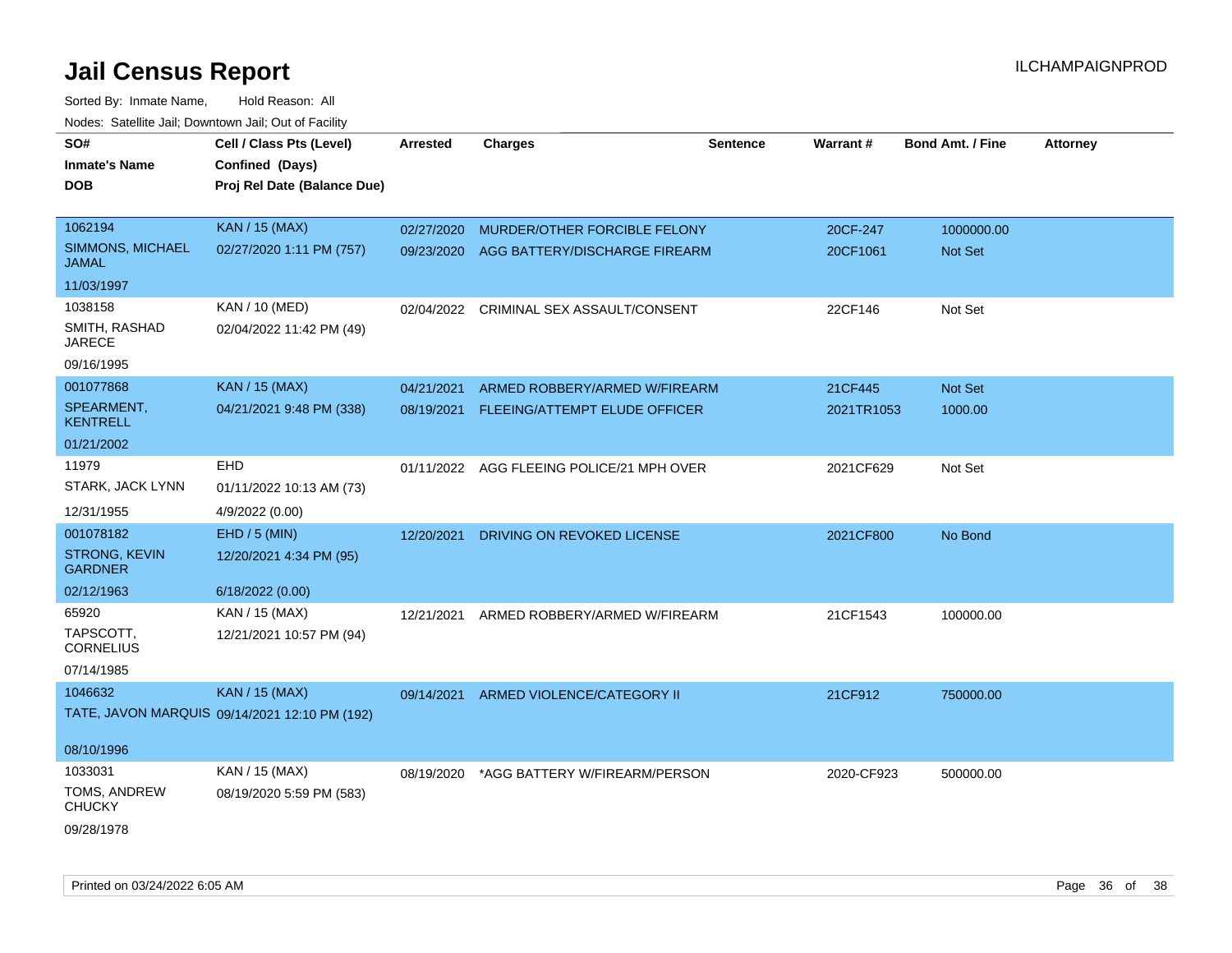# Jail Census Report

ILCHAMPAIGNPROD

Sorted By: Inmate Name, Hold Reason: All

Nodes: Satellite Jail; Downtown Jail; Out of Facility

| SO# / Inmate's Name / DOB | Cell / Class Pts (Level) / Confined (Days) / Proj Rel Date (Balance Due) | Arrested | Charges | Sentence | Warrant # | Bond Amt. / Fine | Attorney |
|---|---|---|---|---|---|---|---|
| 1062194<br>SIMMONS, MICHAEL JAMAL<br>11/03/1997 | KAN / 15 (MAX)<br>02/27/2020 1:11 PM (757) | 02/27/2020<br>09/23/2020 | MURDER/OTHER FORCIBLE FELONY<br>AGG BATTERY/DISCHARGE FIREARM | | 20CF-247<br>20CF1061 | 1000000.00<br>Not Set | |
| 1038158<br>SMITH, RASHAD JARECE<br>09/16/1995 | KAN / 10 (MED)<br>02/04/2022 11:42 PM (49) | 02/04/2022 | CRIMINAL SEX ASSAULT/CONSENT | | 22CF146 | Not Set | |
| 001077868<br>SPEARMENT, KENTRELL<br>01/21/2002 | KAN / 15 (MAX)<br>04/21/2021 9:48 PM (338) | 04/21/2021<br>08/19/2021 | ARMED ROBBERY/ARMED W/FIREARM<br>FLEEING/ATTEMPT ELUDE OFFICER | | 21CF445<br>2021TR1053 | Not Set<br>1000.00 | |
| 11979<br>STARK, JACK LYNN<br>12/31/1955 | EHD<br>01/11/2022 10:13 AM (73)<br>4/9/2022 (0.00) | 01/11/2022 | AGG FLEEING POLICE/21 MPH OVER | | 2021CF629 | Not Set | |
| 001078182<br>STRONG, KEVIN GARDNER<br>02/12/1963 | EHD / 5 (MIN)<br>12/20/2021 4:34 PM (95)<br>6/18/2022 (0.00) | 12/20/2021 | DRIVING ON REVOKED LICENSE | | 2021CF800 | No Bond | |
| 65920<br>TAPSCOTT, CORNELIUS<br>07/14/1985 | KAN / 15 (MAX)<br>12/21/2021 10:57 PM (94) | 12/21/2021 | ARMED ROBBERY/ARMED W/FIREARM | | 21CF1543 | 100000.00 | |
| 1046632<br>TATE, JAVON MARQUIS<br>08/10/1996 | KAN / 15 (MAX)<br>09/14/2021 12:10 PM (192) | 09/14/2021 | ARMED VIOLENCE/CATEGORY II | | 21CF912 | 750000.00 | |
| 1033031<br>TOMS, ANDREW CHUCKY<br>09/28/1978 | KAN / 15 (MAX)<br>08/19/2020 5:59 PM (583) | 08/19/2020 | *AGG BATTERY W/FIREARM/PERSON | | 2020-CF923 | 500000.00 | |

Printed on 03/24/2022 6:05 AM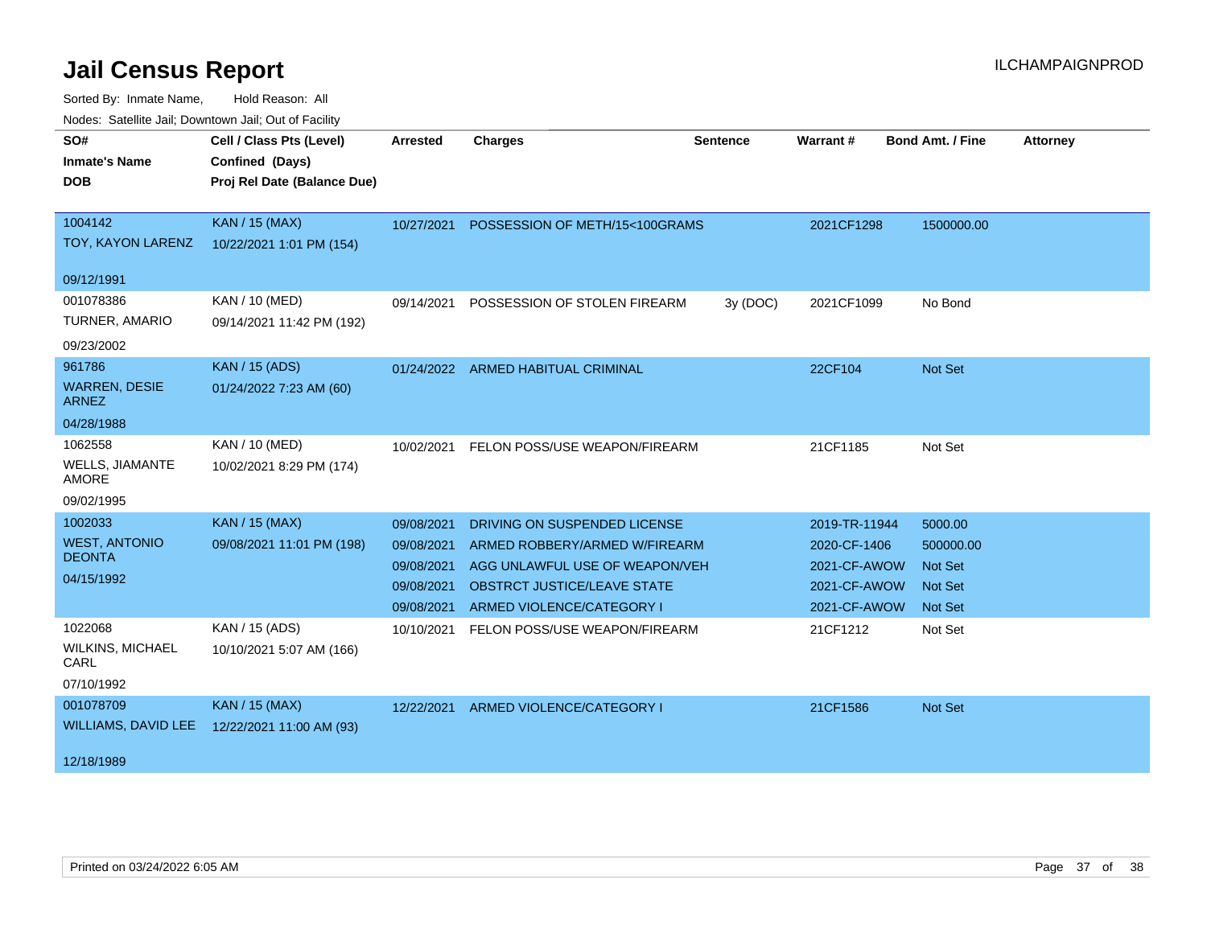# Jail Census Report

ILCHAMPAIGNPROD

Sorted By: Inmate Name, Hold Reason: All

Nodes: Satellite Jail; Downtown Jail; Out of Facility

| SO# / Inmate's Name / DOB | Cell / Class Pts (Level) / Confined (Days) / Proj Rel Date (Balance Due) | Arrested | Charges | Sentence | Warrant # | Bond Amt. / Fine | Attorney |
|---|---|---|---|---|---|---|---|
| 1004142<br>TOY, KAYON LARENZ<br>09/12/1991 | KAN / 15 (MAX)<br>10/22/2021 1:01 PM (154) | 10/27/2021 | POSSESSION OF METH/15<100GRAMS | | 2021CF1298 | 1500000.00 | |
| 001078386<br>TURNER, AMARIO<br>09/23/2002 | KAN / 10 (MED)<br>09/14/2021 11:42 PM (192) | 09/14/2021 | POSSESSION OF STOLEN FIREARM | 3y (DOC) | 2021CF1099 | No Bond | |
| 961786<br>WARREN, DESIE ARNEZ<br>04/28/1988 | KAN / 15 (ADS)<br>01/24/2022 7:23 AM (60) | 01/24/2022 | ARMED HABITUAL CRIMINAL | | 22CF104 | Not Set | |
| 1062558<br>WELLS, JIAMANTE AMORE<br>09/02/1995 | KAN / 10 (MED)<br>10/02/2021 8:29 PM (174) | 10/02/2021 | FELON POSS/USE WEAPON/FIREARM | | 21CF1185 | Not Set | |
| 1002033<br>WEST, ANTONIO DEONTA<br>04/15/1992 | KAN / 15 (MAX)<br>09/08/2021 11:01 PM (198) | 09/08/2021 | DRIVING ON SUSPENDED LICENSE | | 2019-TR-11944 | 5000.00 | |
| | | 09/08/2021 | ARMED ROBBERY/ARMED W/FIREARM | | 2020-CF-1406 | 500000.00 | |
| | | 09/08/2021 | AGG UNLAWFUL USE OF WEAPON/VEH | | 2021-CF-AWOW | Not Set | |
| | | 09/08/2021 | OBSTRCT JUSTICE/LEAVE STATE | | 2021-CF-AWOW | Not Set | |
| | | 09/08/2021 | ARMED VIOLENCE/CATEGORY I | | 2021-CF-AWOW | Not Set | |
| 1022068<br>WILKINS, MICHAEL CARL<br>07/10/1992 | KAN / 15 (ADS)<br>10/10/2021 5:07 AM (166) | 10/10/2021 | FELON POSS/USE WEAPON/FIREARM | | 21CF1212 | Not Set | |
| 001078709<br>WILLIAMS, DAVID LEE<br>12/18/1989 | KAN / 15 (MAX)<br>12/22/2021 11:00 AM (93) | 12/22/2021 | ARMED VIOLENCE/CATEGORY I | | 21CF1586 | Not Set | |

Printed on 03/24/2022 6:05 AM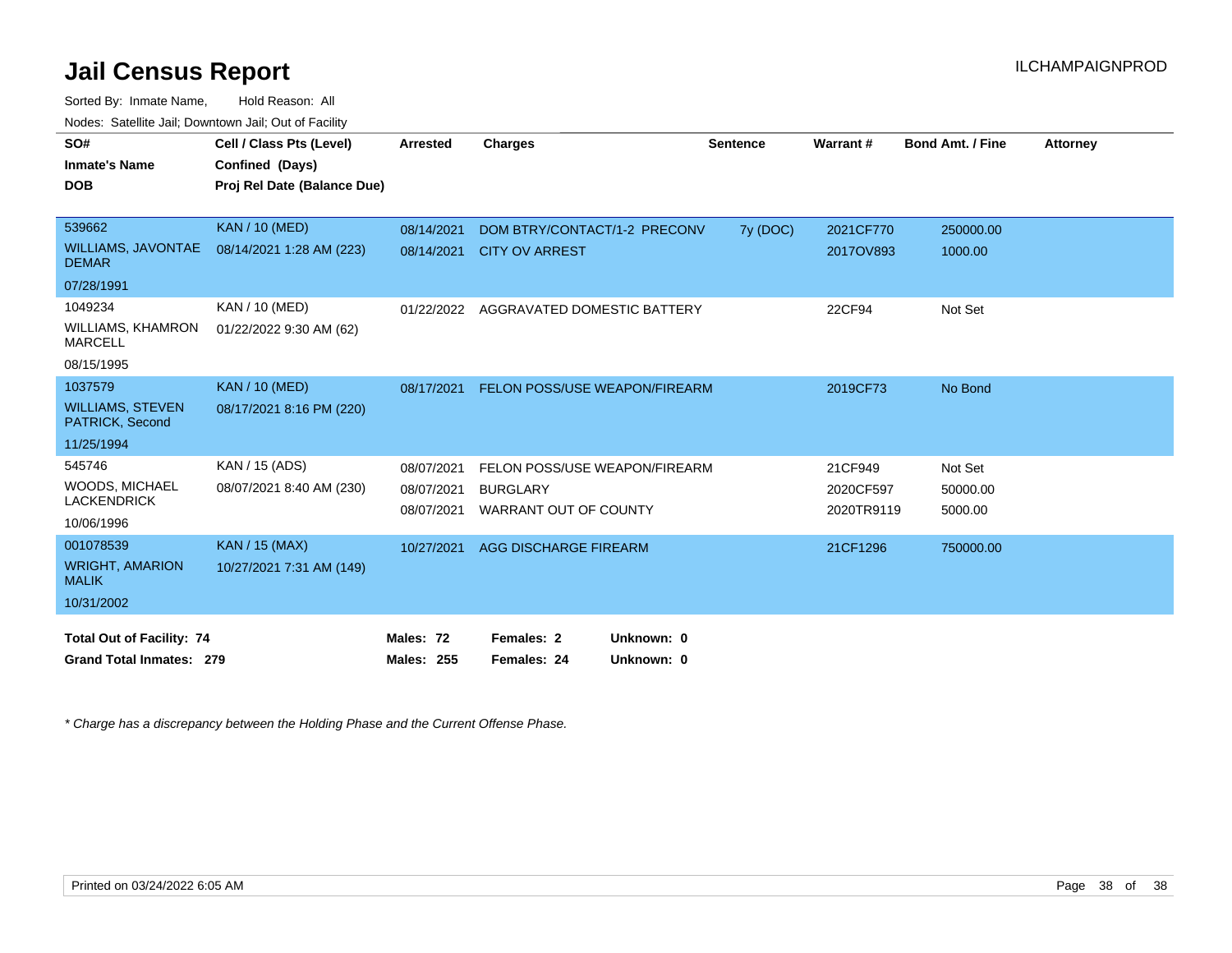# Jail Census Report

Sorted By: Inmate Name, Hold Reason: All

Nodes: Satellite Jail; Downtown Jail; Out of Facility

| SO# / Inmate's Name / DOB | Cell / Class Pts (Level) / Confined (Days) / Proj Rel Date (Balance Due) | Arrested | Charges | Sentence | Warrant # | Bond Amt. / Fine | Attorney |
|---|---|---|---|---|---|---|---|
| 539662<br>WILLIAMS, JAVONTAE DEMAR<br>07/28/1991 | KAN / 10 (MED)<br>08/14/2021 1:28 AM (223) | 08/14/2021<br>08/14/2021 | DOM BTRY/CONTACT/1-2 PRECONV<br>CITY OV ARREST | 7y (DOC) | 2021CF770<br>2017OV893 | 250000.00<br>1000.00 | |
| 1049234<br>WILLIAMS, KHAMRON MARCELL<br>08/15/1995 | KAN / 10 (MED)<br>01/22/2022 9:30 AM (62) | 01/22/2022 | AGGRAVATED DOMESTIC BATTERY | | 22CF94 | Not Set | |
| 1037579<br>WILLIAMS, STEVEN PATRICK, Second<br>11/25/1994 | KAN / 10 (MED)<br>08/17/2021 8:16 PM (220) | 08/17/2021 | FELON POSS/USE WEAPON/FIREARM | | 2019CF73 | No Bond | |
| 545746<br>WOODS, MICHAEL LACKENDRICK<br>10/06/1996 | KAN / 15 (ADS)<br>08/07/2021 8:40 AM (230) | 08/07/2021<br>08/07/2021<br>08/07/2021 | FELON POSS/USE WEAPON/FIREARM<br>BURGLARY<br>WARRANT OUT OF COUNTY | | 21CF949<br>2020CF597<br>2020TR9119 | Not Set<br>50000.00<br>5000.00 | |
| 001078539<br>WRIGHT, AMARION MALIK<br>10/31/2002 | KAN / 15 (MAX)<br>10/27/2021 7:31 AM (149) | 10/27/2021 | AGG DISCHARGE FIREARM | | 21CF1296 | 750000.00 | |

| | | | |
|---|---|---|---|
| **Total Out of Facility: 74** | **Males: 72** | **Females: 2** | **Unknown: 0** |
| **Grand Total Inmates: 279** | **Males: 255** | **Females: 24** | **Unknown: 0** |

*\* Charge has a discrepancy between the Holding Phase and the Current Offense Phase.*

Printed on 03/24/2022 6:05 AM